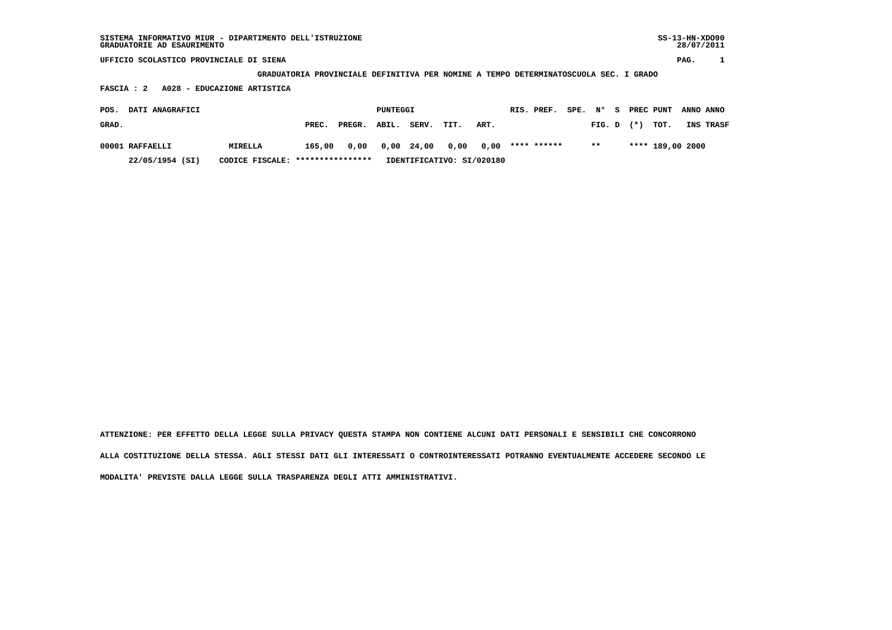SISTEMA INFORMATIVO MIUR - DIPARTIMENTO DELL'ISTRUZIONE
GRADUATORIE AD ESAURIMENTO

SS-13-HN-XDO90
28/07/2011

UFFICIO SCOLASTICO PROVINCIALE DI SIENA

**GRADUATORIA PROVINCIALE DEFINITIVA PER NOMINE A TEMPO DETERMINATOSCUOLA SEC. I GRADO**

**FASCIA : 2 A028 - EDUCAZIONE ARTISTICA**

| POS. GRAD. | DATI ANAGRAFICI | | PUNTEGGI PREC. | PREGR. | ABIL. | SERV. | TIT. | ART. | RIS. | PREF. | SPE. | N° FIG. | S D | PREC (*) | PUNT TOT. | ANNO INS | ANNO TRASF |
|---|---|---|---|---|---|---|---|---|---|---|---|---|---|---|---|---|---|
| 00001 | RAFFAELLI | MIRELLA | 165,00 | 0,00 | 0,00 | 24,00 | 0,00 | 0,00 | **** | ****** | | ** | | **** | 189,00 | 2000 | |
| | 22/05/1954 (SI) | CODICE FISCALE: **************** | IDENTIFICATIVO: SI/020180 | | | | | | | | | | | | | | |

ATTENZIONE: PER EFFETTO DELLA LEGGE SULLA PRIVACY QUESTA STAMPA NON CONTIENE ALCUNI DATI PERSONALI E SENSIBILI CHE CONCORRONO ALLA COSTITUZIONE DELLA STESSA. AGLI STESSI DATI GLI INTERESSATI O CONTROINTERESSATI POTRANNO EVENTUALMENTE ACCEDERE SECONDO LE MODALITA' PREVISTE DALLA LEGGE SULLA TRASPARENZA DEGLI ATTI AMMINISTRATIVI.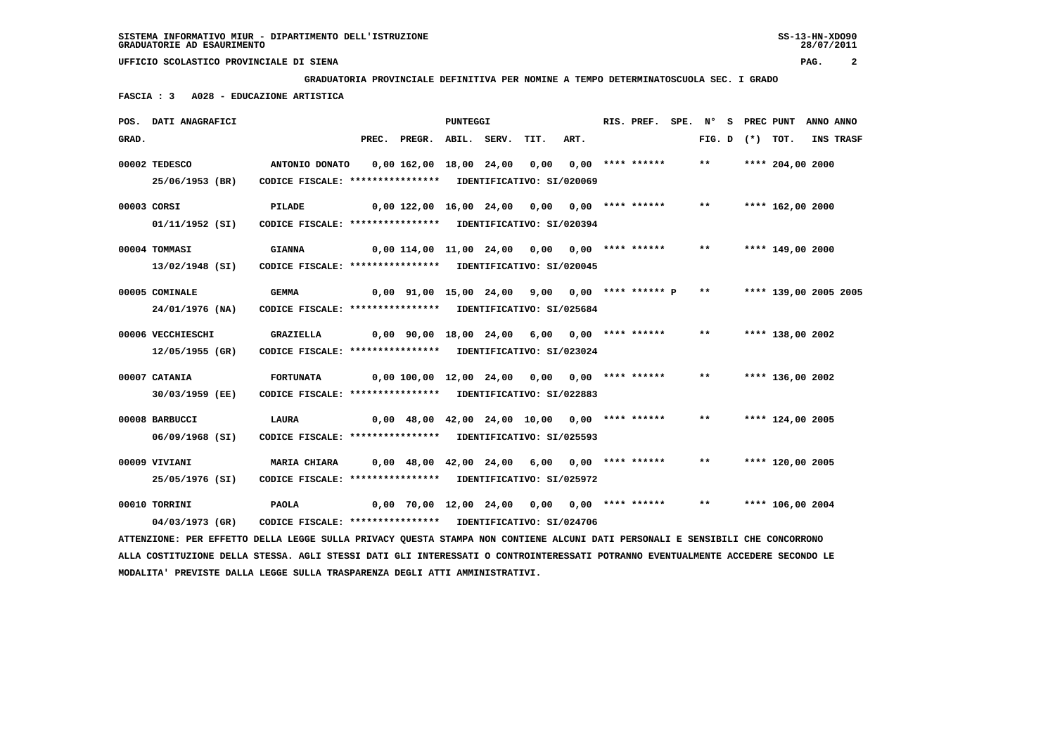GRADUATORIA PROVINCIALE DEFINITIVA PER NOMINE A TEMPO DETERMINATOSCUOLA SEC. I GRADO

FASCIA : 3 A028 - EDUCAZIONE ARTISTICA

| POS. GRAD. | DATI ANAGRAFICI | | PREC. | PREGR. | ABIL. | SERV. | TIT. | ART. | RIS. PREF. | SPE. | N° FIG. | S D | PREC (*) | PUNT TOT. | ANNO INS | ANNO TRASF |
|---|---|---|---|---|---|---|---|---|---|---|---|---|---|---|---|---|
| 00002 | TEDESCO 25/06/1953 (BR) | ANTONIO DONATO CODICE FISCALE: **************** IDENTIFICATIVO: SI/020069 | 0,00 | 162,00 | 18,00 | 24,00 | 0,00 | 0,00 | **** ****** | | ** | | **** | 204,00 | 2000 | |
| 00003 | CORSI 01/11/1952 (SI) | PILADE CODICE FISCALE: **************** IDENTIFICATIVO: SI/020394 | 0,00 | 122,00 | 16,00 | 24,00 | 0,00 | 0,00 | **** ****** | | ** | | **** | 162,00 | 2000 | |
| 00004 | TOMMASI 13/02/1948 (SI) | GIANNA CODICE FISCALE: **************** IDENTIFICATIVO: SI/020045 | 0,00 | 114,00 | 11,00 | 24,00 | 0,00 | 0,00 | **** ****** | | ** | | **** | 149,00 | 2000 | |
| 00005 | COMINALE 24/01/1976 (NA) | GEMMA CODICE FISCALE: **************** IDENTIFICATIVO: SI/025684 | 0,00 | 91,00 | 15,00 | 24,00 | 9,00 | 0,00 | **** ****** | P | ** | | **** | 139,00 | 2005 | 2005 |
| 00006 | VECCHIESCHI 12/05/1955 (GR) | GRAZIELLA CODICE FISCALE: **************** IDENTIFICATIVO: SI/023024 | 0,00 | 90,00 | 18,00 | 24,00 | 6,00 | 0,00 | **** ****** | | ** | | **** | 138,00 | 2002 | |
| 00007 | CATANIA 30/03/1959 (EE) | FORTUNATA CODICE FISCALE: **************** IDENTIFICATIVO: SI/022883 | 0,00 | 100,00 | 12,00 | 24,00 | 0,00 | 0,00 | **** ****** | | ** | | **** | 136,00 | 2002 | |
| 00008 | BARBUCCI 06/09/1968 (SI) | LAURA CODICE FISCALE: **************** IDENTIFICATIVO: SI/025593 | 0,00 | 48,00 | 42,00 | 24,00 | 10,00 | 0,00 | **** ****** | | ** | | **** | 124,00 | 2005 | |
| 00009 | VIVIANI 25/05/1976 (SI) | MARIA CHIARA CODICE FISCALE: **************** IDENTIFICATIVO: SI/025972 | 0,00 | 48,00 | 42,00 | 24,00 | 6,00 | 0,00 | **** ****** | | ** | | **** | 120,00 | 2005 | |
| 00010 | TORRINI 04/03/1973 (GR) | PAOLA CODICE FISCALE: **************** IDENTIFICATIVO: SI/024706 | 0,00 | 70,00 | 12,00 | 24,00 | 0,00 | 0,00 | **** ****** | | ** | | **** | 106,00 | 2004 | |

ATTENZIONE: PER EFFETTO DELLA LEGGE SULLA PRIVACY QUESTA STAMPA NON CONTIENE ALCUNI DATI PERSONALI E SENSIBILI CHE CONCORRONO ALLA COSTITUZIONE DELLA STESSA. AGLI STESSI DATI GLI INTERESSATI O CONTROINTERESSATI POTRANNO EVENTUALMENTE ACCEDERE SECONDO LE MODALITA' PREVISTE DALLA LEGGE SULLA TRASPARENZA DEGLI ATTI AMMINISTRATIVI.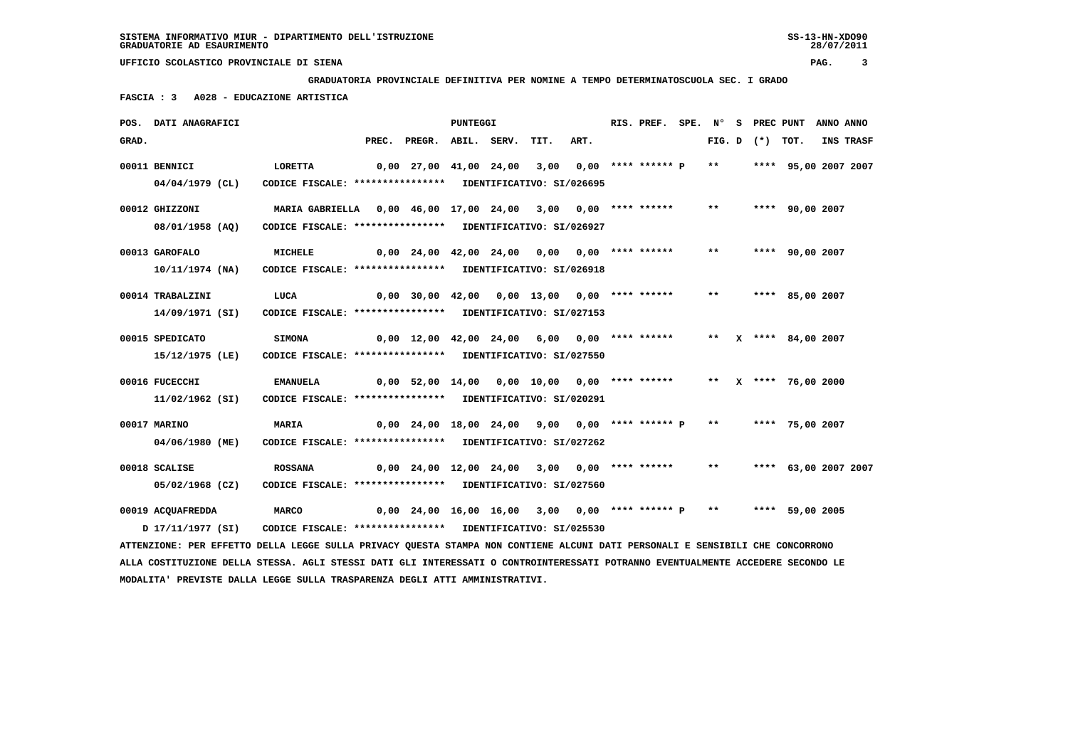SISTEMA INFORMATIVO MIUR - DIPARTIMENTO DELL'ISTRUZIONE
GRADUATORIE AD ESAURIMENTO

UFFICIO SCOLASTICO PROVINCIALE DI SIENA

**GRADUATORIA PROVINCIALE DEFINITIVA PER NOMINE A TEMPO DETERMINATOSCUOLA SEC. I GRADO**

**FASCIA : 3 A028 - EDUCAZIONE ARTISTICA**

| POS. GRAD. | DATI ANAGRAFICI | | PREC. | PREGR. | ABIL. | SERV. | TIT. | ART. | RIS. PREF. | SPE. | N° FIG. | S D | PREC (*) | PUNT TOT. | ANNO INS | ANNO TRASF |
|---|---|---|---|---|---|---|---|---|---|---|---|---|---|---|---|---|
| 00011 | BENNICI 04/04/1979 (CL) | LORETTA CODICE FISCALE: **************** IDENTIFICATIVO: SI/026695 | 0,00 | 27,00 | 41,00 | 24,00 | 3,00 | 0,00 | **** ****** P | | ** | | **** | 95,00 | 2007 | 2007 |
| 00012 | GHIZZONI 08/01/1958 (AQ) | MARIA GABRIELLA CODICE FISCALE: **************** IDENTIFICATIVO: SI/026927 | 0,00 | 46,00 | 17,00 | 24,00 | 3,00 | 0,00 | **** ****** | | ** | | **** | 90,00 | 2007 | |
| 00013 | GAROFALO 10/11/1974 (NA) | MICHELE CODICE FISCALE: **************** IDENTIFICATIVO: SI/026918 | 0,00 | 24,00 | 42,00 | 24,00 | 0,00 | 0,00 | **** ****** | | ** | | **** | 90,00 | 2007 | |
| 00014 | TRABALZINI 14/09/1971 (SI) | LUCA CODICE FISCALE: **************** IDENTIFICATIVO: SI/027153 | 0,00 | 30,00 | 42,00 | 0,00 | 13,00 | 0,00 | **** ****** | | ** | | **** | 85,00 | 2007 | |
| 00015 | SPEDICATO 15/12/1975 (LE) | SIMONA CODICE FISCALE: **************** IDENTIFICATIVO: SI/027550 | 0,00 | 12,00 | 42,00 | 24,00 | 6,00 | 0,00 | **** ****** | | ** | X | **** | 84,00 | 2007 | |
| 00016 | FUCECCHI 11/02/1962 (SI) | EMANUELA CODICE FISCALE: **************** IDENTIFICATIVO: SI/020291 | 0,00 | 52,00 | 14,00 | 0,00 | 10,00 | 0,00 | **** ****** | | ** | X | **** | 76,00 | 2000 | |
| 00017 | MARINO 04/06/1980 (ME) | MARIA CODICE FISCALE: **************** IDENTIFICATIVO: SI/027262 | 0,00 | 24,00 | 18,00 | 24,00 | 9,00 | 0,00 | **** ****** P | | ** | | **** | 75,00 | 2007 | |
| 00018 | SCALISE 05/02/1968 (CZ) | ROSSANA CODICE FISCALE: **************** IDENTIFICATIVO: SI/027560 | 0,00 | 24,00 | 12,00 | 24,00 | 3,00 | 0,00 | **** ****** | | ** | | **** | 63,00 | 2007 | 2007 |
| 00019 | ACQUAFREDDA D 17/11/1977 (SI) | MARCO CODICE FISCALE: **************** IDENTIFICATIVO: SI/025530 | 0,00 | 24,00 | 16,00 | 16,00 | 3,00 | 0,00 | **** ****** P | | ** | | **** | 59,00 | 2005 | |

ATTENZIONE: PER EFFETTO DELLA LEGGE SULLA PRIVACY QUESTA STAMPA NON CONTIENE ALCUNI DATI PERSONALI E SENSIBILI CHE CONCORRONO ALLA COSTITUZIONE DELLA STESSA. AGLI STESSI DATI GLI INTERESSATI O CONTROINTERESSATI POTRANNO EVENTUALMENTE ACCEDERE SECONDO LE MODALITA' PREVISTE DALLA LEGGE SULLA TRASPARENZA DEGLI ATTI AMMINISTRATIVI.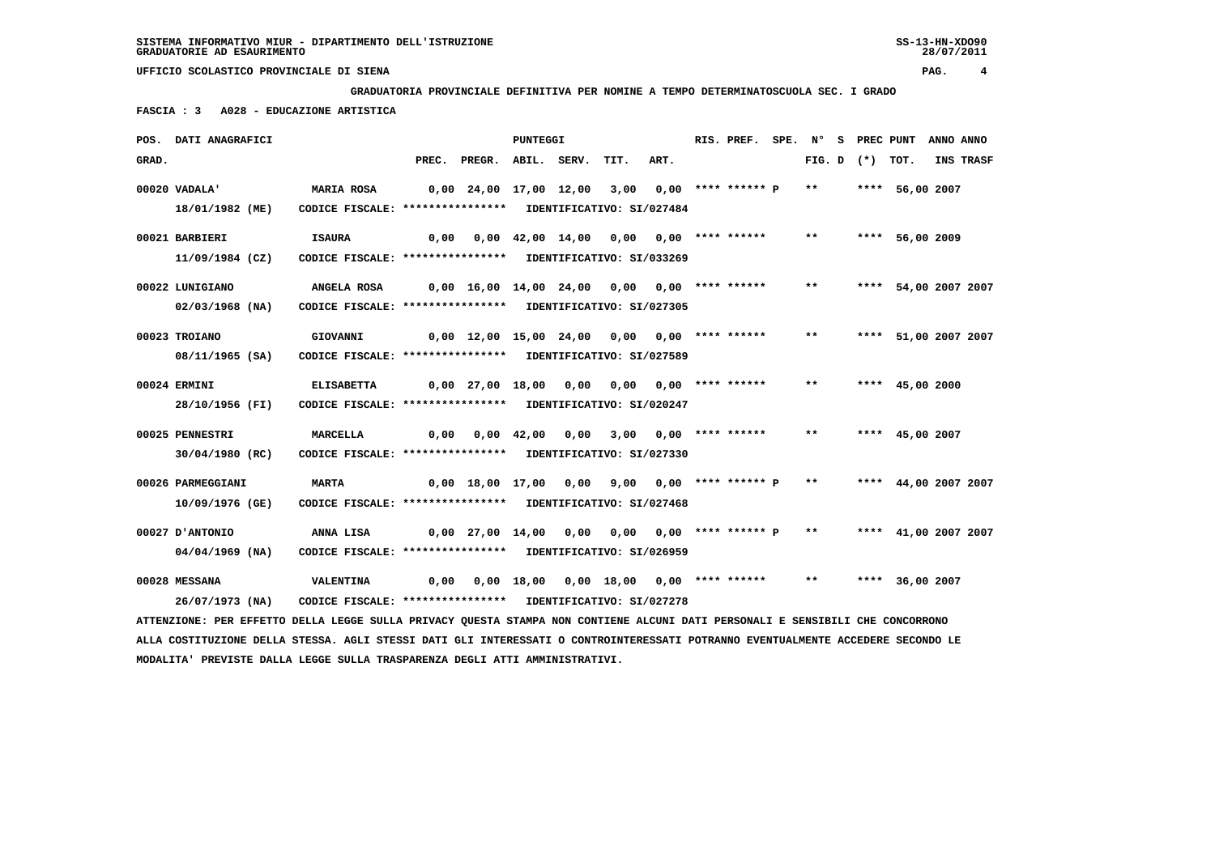**GRADUATORIA PROVINCIALE DEFINITIVA PER NOMINE A TEMPO DETERMINATOSCUOLA SEC. I GRADO**

**FASCIA : 3 A028 - EDUCAZIONE ARTISTICA**

| POS. GRAD. | DATI ANAGRAFICI | | PREC. | PREGR. | ABIL. | SERV. | TIT. | ART. | RIS. PREF. | SPE. | N° FIG. | S D | PREC (*) | PUNT TOT. | ANNO INS | ANNO TRASF |
|---|---|---|---|---|---|---|---|---|---|---|---|---|---|---|---|---|
| 00020 | VADALA' 18/01/1982 (ME) | MARIA ROSA CODICE FISCALE: **************** IDENTIFICATIVO: SI/027484 | 0,00 | 24,00 | 17,00 | 12,00 | 3,00 | 0,00 | **** ****** P | | ** | | **** | 56,00 | 2007 | |
| 00021 | BARBIERI 11/09/1984 (CZ) | ISAURA CODICE FISCALE: **************** IDENTIFICATIVO: SI/033269 | 0,00 | 0,00 | 42,00 | 14,00 | 0,00 | 0,00 | **** ****** | | ** | | **** | 56,00 | 2009 | |
| 00022 | LUNIGIANO 02/03/1968 (NA) | ANGELA ROSA CODICE FISCALE: **************** IDENTIFICATIVO: SI/027305 | 0,00 | 16,00 | 14,00 | 24,00 | 0,00 | 0,00 | **** ****** | | ** | | **** | 54,00 | 2007 | 2007 |
| 00023 | TROIANO 08/11/1965 (SA) | GIOVANNI CODICE FISCALE: **************** IDENTIFICATIVO: SI/027589 | 0,00 | 12,00 | 15,00 | 24,00 | 0,00 | 0,00 | **** ****** | | ** | | **** | 51,00 | 2007 | 2007 |
| 00024 | ERMINI 28/10/1956 (FI) | ELISABETTA CODICE FISCALE: **************** IDENTIFICATIVO: SI/020247 | 0,00 | 27,00 | 18,00 | 0,00 | 0,00 | 0,00 | **** ****** | | ** | | **** | 45,00 | 2000 | |
| 00025 | PENNESTRI 30/04/1980 (RC) | MARCELLA CODICE FISCALE: **************** IDENTIFICATIVO: SI/027330 | 0,00 | 0,00 | 42,00 | 0,00 | 3,00 | 0,00 | **** ****** | | ** | | **** | 45,00 | 2007 | |
| 00026 | PARMEGGIANI 10/09/1976 (GE) | MARTA CODICE FISCALE: **************** IDENTIFICATIVO: SI/027468 | 0,00 | 18,00 | 17,00 | 0,00 | 9,00 | 0,00 | **** ****** P | | ** | | **** | 44,00 | 2007 | 2007 |
| 00027 | D'ANTONIO 04/04/1969 (NA) | ANNA LISA CODICE FISCALE: **************** IDENTIFICATIVO: SI/026959 | 0,00 | 27,00 | 14,00 | 0,00 | 0,00 | 0,00 | **** ****** P | | ** | | **** | 41,00 | 2007 | 2007 |
| 00028 | MESSANA 26/07/1973 (NA) | VALENTINA CODICE FISCALE: **************** IDENTIFICATIVO: SI/027278 | 0,00 | 0,00 | 18,00 | 0,00 | 18,00 | 0,00 | **** ****** | | ** | | **** | 36,00 | 2007 | |

ATTENZIONE: PER EFFETTO DELLA LEGGE SULLA PRIVACY QUESTA STAMPA NON CONTIENE ALCUNI DATI PERSONALI E SENSIBILI CHE CONCORRONO ALLA COSTITUZIONE DELLA STESSA. AGLI STESSI DATI GLI INTERESSATI O CONTROINTERESSATI POTRANNO EVENTUALMENTE ACCEDERE SECONDO LE MODALITA' PREVISTE DALLA LEGGE SULLA TRASPARENZA DEGLI ATTI AMMINISTRATIVI.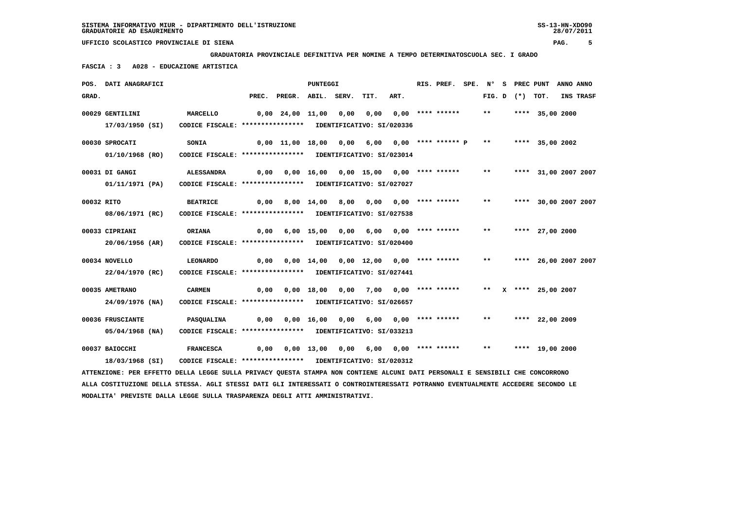**GRADUATORIA PROVINCIALE DEFINITIVA PER NOMINE A TEMPO DETERMINATOSCUOLA SEC. I GRADO**

**FASCIA : 3 A028 - EDUCAZIONE ARTISTICA**

| POS. GRAD. | DATI ANAGRAFICI | | PREC. | PREGR. | ABIL. | SERV. | TIT. | ART. | RIS. PREF. | SPE. | N° FIG. D | S (*) | PREC PUNT | TOT. | ANNO INS | ANNO TRASF |
|---|---|---|---|---|---|---|---|---|---|---|---|---|---|---|---|---|
| 00029 | GENTILINI 17/03/1950 (SI) | MARCELLO CODICE FISCALE: **************** IDENTIFICATIVO: SI/020336 | 0,00 | 24,00 | 11,00 | 0,00 | 0,00 | 0,00 | **** ****** | | ** | | **** | 35,00 | 2000 | |
| 00030 | SPROCATI 01/10/1968 (RO) | SONIA CODICE FISCALE: **************** IDENTIFICATIVO: SI/023014 | 0,00 | 11,00 | 18,00 | 0,00 | 6,00 | 0,00 | **** ****** P | | ** | | **** | 35,00 | 2002 | |
| 00031 | DI GANGI 01/11/1971 (PA) | ALESSANDRA CODICE FISCALE: **************** IDENTIFICATIVO: SI/027027 | 0,00 | 0,00 | 16,00 | 0,00 | 15,00 | 0,00 | **** ****** | | ** | | **** | 31,00 | 2007 | 2007 |
| 00032 | RITO 08/06/1971 (RC) | BEATRICE CODICE FISCALE: **************** IDENTIFICATIVO: SI/027538 | 0,00 | 8,00 | 14,00 | 8,00 | 0,00 | 0,00 | **** ****** | | ** | | **** | 30,00 | 2007 | 2007 |
| 00033 | CIPRIANI 20/06/1956 (AR) | ORIANA CODICE FISCALE: **************** IDENTIFICATIVO: SI/020400 | 0,00 | 6,00 | 15,00 | 0,00 | 6,00 | 0,00 | **** ****** | | ** | | **** | 27,00 | 2000 | |
| 00034 | NOVELLO 22/04/1970 (RC) | LEONARDO CODICE FISCALE: **************** IDENTIFICATIVO: SI/027441 | 0,00 | 0,00 | 14,00 | 0,00 | 12,00 | 0,00 | **** ****** | | ** | | **** | 26,00 | 2007 | 2007 |
| 00035 | AMETRANO 24/09/1976 (NA) | CARMEN CODICE FISCALE: **************** IDENTIFICATIVO: SI/026657 | 0,00 | 0,00 | 18,00 | 0,00 | 7,00 | 0,00 | **** ****** | | ** | X | **** | 25,00 | 2007 | |
| 00036 | FRUSCIANTE 05/04/1968 (NA) | PASQUALINA CODICE FISCALE: **************** IDENTIFICATIVO: SI/033213 | 0,00 | 0,00 | 16,00 | 0,00 | 6,00 | 0,00 | **** ****** | | ** | | **** | 22,00 | 2009 | |
| 00037 | BAIOCCHI 18/03/1968 (SI) | FRANCESCA CODICE FISCALE: **************** IDENTIFICATIVO: SI/020312 | 0,00 | 0,00 | 13,00 | 0,00 | 6,00 | 0,00 | **** ****** | | ** | | **** | 19,00 | 2000 | |

ATTENZIONE: PER EFFETTO DELLA LEGGE SULLA PRIVACY QUESTA STAMPA NON CONTIENE ALCUNI DATI PERSONALI E SENSIBILI CHE CONCORRONO ALLA COSTITUZIONE DELLA STESSA. AGLI STESSI DATI GLI INTERESSATI O CONTROINTERESSATI POTRANNO EVENTUALMENTE ACCEDERE SECONDO LE MODALITA' PREVISTE DALLA LEGGE SULLA TRASPARENZA DEGLI ATTI AMMINISTRATIVI.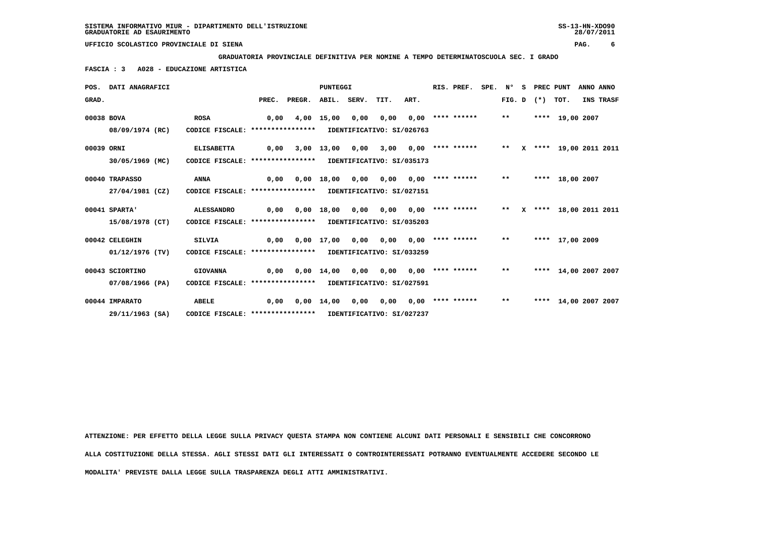SISTEMA INFORMATIVO MIUR - DIPARTIMENTO DELL'ISTRUZIONE
GRADUATORIE AD ESAURIMENTO

UFFICIO SCOLASTICO PROVINCIALE DI SIENA

**GRADUATORIA PROVINCIALE DEFINITIVA PER NOMINE A TEMPO DETERMINATOSCUOLA SEC. I GRADO**

**FASCIA : 3 A028 - EDUCAZIONE ARTISTICA**

| POS. GRAD. | DATI ANAGRAFICI | | PREC. | PREGR. | ABIL. | SERV. | TIT. | ART. | RIS. PREF. | SPE. | N° FIG. | S D | PREC (*) | PUNT TOT. | ANNO INS | ANNO TRASF |
|---|---|---|---|---|---|---|---|---|---|---|---|---|---|---|---|---|
| 00038 | BOVA | ROSA | 0,00 | 4,00 | 15,00 | 0,00 | 0,00 | 0,00 | **** ****** | | ** | | **** | 19,00 | 2007 | |
| | 08/09/1974 (RC) | CODICE FISCALE: **************** IDENTIFICATIVO: SI/026763 | | | | | | | | | | | | | | |
| 00039 | ORNI | ELISABETTA | 0,00 | 3,00 | 13,00 | 0,00 | 3,00 | 0,00 | **** ****** | | ** | X | **** | 19,00 | 2011 | 2011 |
| | 30/05/1969 (MC) | CODICE FISCALE: **************** IDENTIFICATIVO: SI/035173 | | | | | | | | | | | | | | |
| 00040 | TRAPASSO | ANNA | 0,00 | 0,00 | 18,00 | 0,00 | 0,00 | 0,00 | **** ****** | | ** | | **** | 18,00 | 2007 | |
| | 27/04/1981 (CZ) | CODICE FISCALE: **************** IDENTIFICATIVO: SI/027151 | | | | | | | | | | | | | | |
| 00041 | SPARTA' | ALESSANDRO | 0,00 | 0,00 | 18,00 | 0,00 | 0,00 | 0,00 | **** ****** | | ** | X | **** | 18,00 | 2011 | 2011 |
| | 15/08/1978 (CT) | CODICE FISCALE: **************** IDENTIFICATIVO: SI/035203 | | | | | | | | | | | | | | |
| 00042 | CELEGHIN | SILVIA | 0,00 | 0,00 | 17,00 | 0,00 | 0,00 | 0,00 | **** ****** | | ** | | **** | 17,00 | 2009 | |
| | 01/12/1976 (TV) | CODICE FISCALE: **************** IDENTIFICATIVO: SI/033259 | | | | | | | | | | | | | | |
| 00043 | SCIORTINO | GIOVANNA | 0,00 | 0,00 | 14,00 | 0,00 | 0,00 | 0,00 | **** ****** | | ** | | **** | 14,00 | 2007 | 2007 |
| | 07/08/1966 (PA) | CODICE FISCALE: **************** IDENTIFICATIVO: SI/027591 | | | | | | | | | | | | | | |
| 00044 | IMPARATO | ABELE | 0,00 | 0,00 | 14,00 | 0,00 | 0,00 | 0,00 | **** ****** | | ** | | **** | 14,00 | 2007 | 2007 |
| | 29/11/1963 (SA) | CODICE FISCALE: **************** IDENTIFICATIVO: SI/027237 | | | | | | | | | | | | | | |

ATTENZIONE: PER EFFETTO DELLA LEGGE SULLA PRIVACY QUESTA STAMPA NON CONTIENE ALCUNI DATI PERSONALI E SENSIBILI CHE CONCORRONO ALLA COSTITUZIONE DELLA STESSA. AGLI STESSI DATI GLI INTERESSATI O CONTROINTERESSATI POTRANNO EVENTUALMENTE ACCEDERE SECONDO LE MODALITA' PREVISTE DALLA LEGGE SULLA TRASPARENZA DEGLI ATTI AMMINISTRATIVI.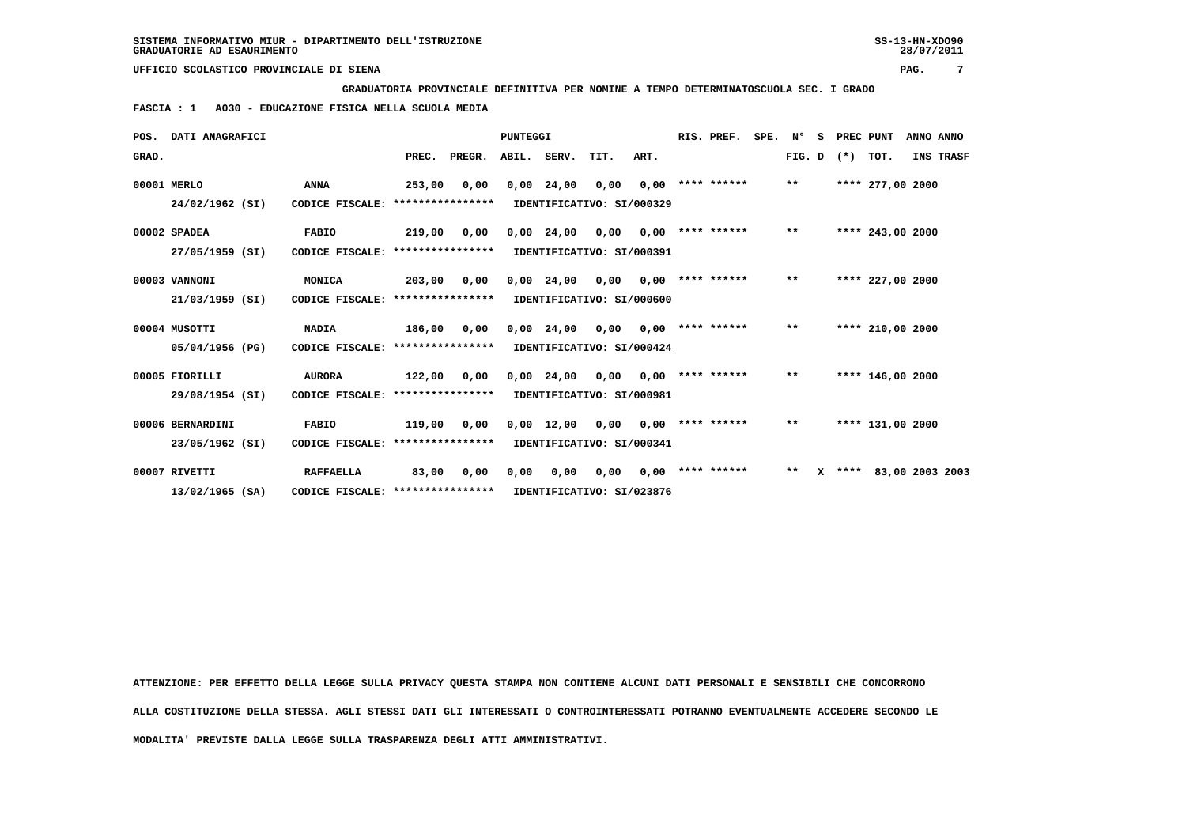SISTEMA INFORMATIVO MIUR - DIPARTIMENTO DELL'ISTRUZIONE
GRADUATORIE AD ESAURIMENTO

SS-13-HN-XDO90
28/07/2011

UFFICIO SCOLASTICO PROVINCIALE DI SIENA

**GRADUATORIA PROVINCIALE DEFINITIVA PER NOMINE A TEMPO DETERMINATOSCUOLA SEC. I GRADO**

**FASCIA : 1 A030 - EDUCAZIONE FISICA NELLA SCUOLA MEDIA**

| POS. GRAD. | DATI ANAGRAFICI | | PREC. | PREGR. | ABIL. | SERV. | TIT. | ART. | RIS. PREF. | SPE. | N° FIG. | S D | PREC (*) | PUNT TOT. | ANNO INS | ANNO TRASF |
|---|---|---|---|---|---|---|---|---|---|---|---|---|---|---|---|---|
| 00001 | MERLO | ANNA | 253,00 | 0,00 | 0,00 | 24,00 | 0,00 | 0,00 | **** ****** | | ** | | **** | 277,00 | 2000 | |
| | 24/02/1962 (SI) | CODICE FISCALE: **************** | IDENTIFICATIVO: SI/000329 | | | | | | | | | | | | | |
| 00002 | SPADEA | FABIO | 219,00 | 0,00 | 0,00 | 24,00 | 0,00 | 0,00 | **** ****** | | ** | | **** | 243,00 | 2000 | |
| | 27/05/1959 (SI) | CODICE FISCALE: **************** | IDENTIFICATIVO: SI/000391 | | | | | | | | | | | | | |
| 00003 | VANNONI | MONICA | 203,00 | 0,00 | 0,00 | 24,00 | 0,00 | 0,00 | **** ****** | | ** | | **** | 227,00 | 2000 | |
| | 21/03/1959 (SI) | CODICE FISCALE: **************** | IDENTIFICATIVO: SI/000600 | | | | | | | | | | | | | |
| 00004 | MUSOTTI | NADIA | 186,00 | 0,00 | 0,00 | 24,00 | 0,00 | 0,00 | **** ****** | | ** | | **** | 210,00 | 2000 | |
| | 05/04/1956 (PG) | CODICE FISCALE: **************** | IDENTIFICATIVO: SI/000424 | | | | | | | | | | | | | |
| 00005 | FIORILLI | AURORA | 122,00 | 0,00 | 0,00 | 24,00 | 0,00 | 0,00 | **** ****** | | ** | | **** | 146,00 | 2000 | |
| | 29/08/1954 (SI) | CODICE FISCALE: **************** | IDENTIFICATIVO: SI/000981 | | | | | | | | | | | | | |
| 00006 | BERNARDINI | FABIO | 119,00 | 0,00 | 0,00 | 12,00 | 0,00 | 0,00 | **** ****** | | ** | | **** | 131,00 | 2000 | |
| | 23/05/1962 (SI) | CODICE FISCALE: **************** | IDENTIFICATIVO: SI/000341 | | | | | | | | | | | | | |
| 00007 | RIVETTI | RAFFAELLA | 83,00 | 0,00 | 0,00 | 0,00 | 0,00 | 0,00 | **** ****** | | ** | X | **** | 83,00 | 2003 | 2003 |
| | 13/02/1965 (SA) | CODICE FISCALE: **************** | IDENTIFICATIVO: SI/023876 | | | | | | | | | | | | | |

ATTENZIONE: PER EFFETTO DELLA LEGGE SULLA PRIVACY QUESTA STAMPA NON CONTIENE ALCUNI DATI PERSONALI E SENSIBILI CHE CONCORRONO ALLA COSTITUZIONE DELLA STESSA. AGLI STESSI DATI GLI INTERESSATI O CONTROINTERESSATI POTRANNO EVENTUALMENTE ACCEDERE SECONDO LE MODALITA' PREVISTE DALLA LEGGE SULLA TRASPARENZA DEGLI ATTI AMMINISTRATIVI.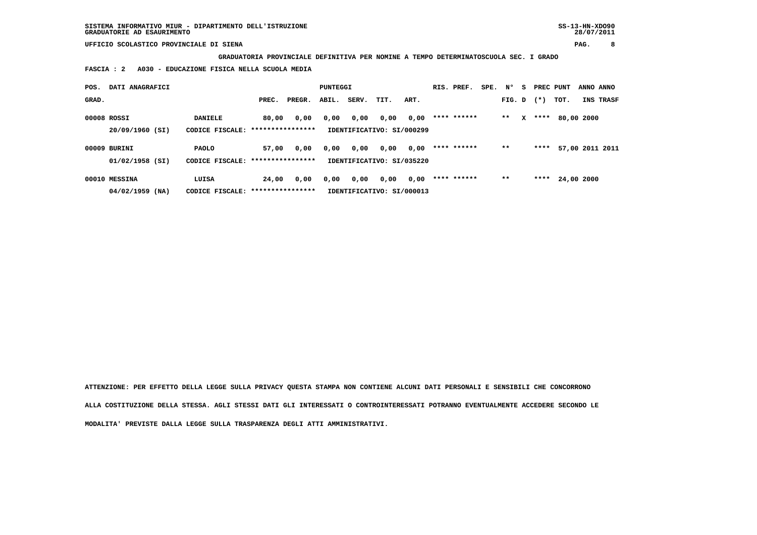SISTEMA INFORMATIVO MIUR - DIPARTIMENTO DELL'ISTRUZIONE
GRADUATORIE AD ESAURIMENTO

UFFICIO SCOLASTICO PROVINCIALE DI SIENA

**GRADUATORIA PROVINCIALE DEFINITIVA PER NOMINE A TEMPO DETERMINATOSCUOLA SEC. I GRADO**

**FASCIA : 2 A030 - EDUCAZIONE FISICA NELLA SCUOLA MEDIA**

| POS. GRAD. | DATI ANAGRAFICI | | PREC. | PREGR. | ABIL. | SERV. | TIT. | ART. | RIS. | PREF. | SPE. | N° FIG. | S D | PREC (*) | PUNT TOT. | ANNO INS | ANNO TRASF |
|---|---|---|---|---|---|---|---|---|---|---|---|---|---|---|---|---|---|
| 00008 | ROSSI | DANIELE | 80,00 | 0,00 | 0,00 | 0,00 | 0,00 | 0,00 | **** | ****** | | ** | X | **** | 80,00 | 2000 | |
| | 20/09/1960 (SI) | CODICE FISCALE: **************** | | | IDENTIFICATIVO: SI/000299 | | | | | | | | | | | | |
| 00009 | BURINI | PAOLO | 57,00 | 0,00 | 0,00 | 0,00 | 0,00 | 0,00 | **** | ****** | | ** | | **** | 57,00 | 2011 | 2011 |
| | 01/02/1958 (SI) | CODICE FISCALE: **************** | | | IDENTIFICATIVO: SI/035220 | | | | | | | | | | | | |
| 00010 | MESSINA | LUISA | 24,00 | 0,00 | 0,00 | 0,00 | 0,00 | 0,00 | **** | ****** | | ** | | **** | 24,00 | 2000 | |
| | 04/02/1959 (NA) | CODICE FISCALE: **************** | | | IDENTIFICATIVO: SI/000013 | | | | | | | | | | | | |

ATTENZIONE: PER EFFETTO DELLA LEGGE SULLA PRIVACY QUESTA STAMPA NON CONTIENE ALCUNI DATI PERSONALI E SENSIBILI CHE CONCORRONO ALLA COSTITUZIONE DELLA STESSA. AGLI STESSI DATI GLI INTERESSATI O CONTROINTERESSATI POTRANNO EVENTUALMENTE ACCEDERE SECONDO LE MODALITA' PREVISTE DALLA LEGGE SULLA TRASPARENZA DEGLI ATTI AMMINISTRATIVI.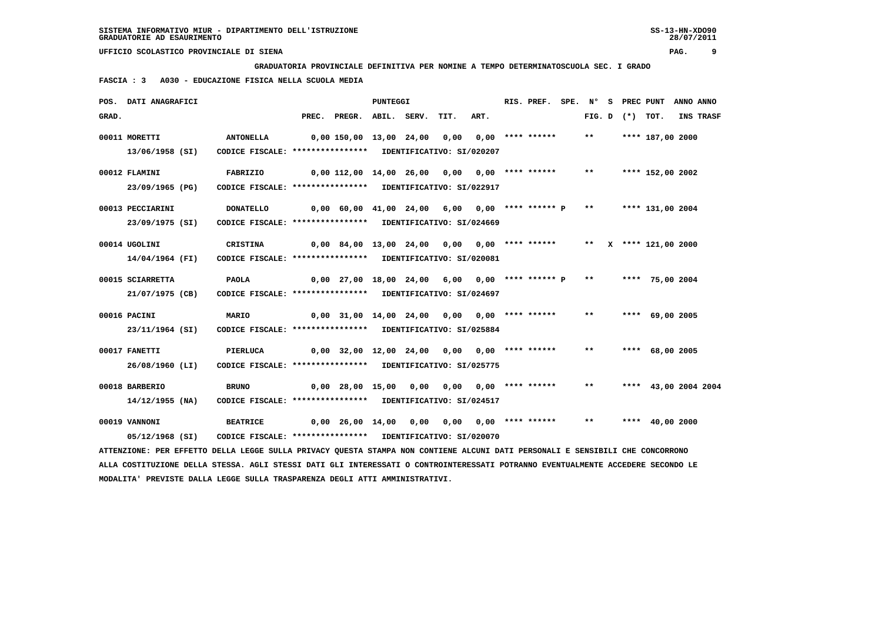**GRADUATORIA PROVINCIALE DEFINITIVA PER NOMINE A TEMPO DETERMINATOSCUOLA SEC. I GRADO**

**FASCIA : 3 A030 - EDUCAZIONE FISICA NELLA SCUOLA MEDIA**

| POS. GRAD. | DATI ANAGRAFICI | | PREC. | PREGR. | ABIL. | SERV. | TIT. | ART. | RIS. PREF. | SPE. | N° FIG. | S D | PREC (*) | PUNT TOT. | ANNO INS | ANNO TRASF |
|---|---|---|---|---|---|---|---|---|---|---|---|---|---|---|---|---|
| 00011 | MORETTI 13/06/1958 (SI) | ANTONELLA CODICE FISCALE: **************** IDENTIFICATIVO: SI/020207 | 0,00 | 150,00 | 13,00 | 24,00 | 0,00 | 0,00 | **** ****** | | ** | | **** | 187,00 | 2000 | |
| 00012 | FLAMINI 23/09/1965 (PG) | FABRIZIO CODICE FISCALE: **************** IDENTIFICATIVO: SI/022917 | 0,00 | 112,00 | 14,00 | 26,00 | 0,00 | 0,00 | **** ****** | | ** | | **** | 152,00 | 2002 | |
| 00013 | PECCIARINI 23/09/1975 (SI) | DONATELLO CODICE FISCALE: **************** IDENTIFICATIVO: SI/024669 | 0,00 | 60,00 | 41,00 | 24,00 | 6,00 | 0,00 | **** ****** | P | ** | | **** | 131,00 | 2004 | |
| 00014 | UGOLINI 14/04/1964 (FI) | CRISTINA CODICE FISCALE: **************** IDENTIFICATIVO: SI/020081 | 0,00 | 84,00 | 13,00 | 24,00 | 0,00 | 0,00 | **** ****** | | ** | X | **** | 121,00 | 2000 | |
| 00015 | SCIARRETTA 21/07/1975 (CB) | PAOLA CODICE FISCALE: **************** IDENTIFICATIVO: SI/024697 | 0,00 | 27,00 | 18,00 | 24,00 | 6,00 | 0,00 | **** ****** | P | ** | | **** | 75,00 | 2004 | |
| 00016 | PACINI 23/11/1964 (SI) | MARIO CODICE FISCALE: **************** IDENTIFICATIVO: SI/025884 | 0,00 | 31,00 | 14,00 | 24,00 | 0,00 | 0,00 | **** ****** | | ** | | **** | 69,00 | 2005 | |
| 00017 | FANETTI 26/08/1960 (LI) | PIERLUCA CODICE FISCALE: **************** IDENTIFICATIVO: SI/025775 | 0,00 | 32,00 | 12,00 | 24,00 | 0,00 | 0,00 | **** ****** | | ** | | **** | 68,00 | 2005 | |
| 00018 | BARBERIO 14/12/1955 (NA) | BRUNO CODICE FISCALE: **************** IDENTIFICATIVO: SI/024517 | 0,00 | 28,00 | 15,00 | 0,00 | 0,00 | 0,00 | **** ****** | | ** | | **** | 43,00 | 2004 | 2004 |
| 00019 | VANNONI 05/12/1968 (SI) | BEATRICE CODICE FISCALE: **************** IDENTIFICATIVO: SI/020070 | 0,00 | 26,00 | 14,00 | 0,00 | 0,00 | 0,00 | **** ****** | | ** | | **** | 40,00 | 2000 | |

ATTENZIONE: PER EFFETTO DELLA LEGGE SULLA PRIVACY QUESTA STAMPA NON CONTIENE ALCUNI DATI PERSONALI E SENSIBILI CHE CONCORRONO ALLA COSTITUZIONE DELLA STESSA. AGLI STESSI DATI GLI INTERESSATI O CONTROINTERESSATI POTRANNO EVENTUALMENTE ACCEDERE SECONDO LE MODALITA' PREVISTE DALLA LEGGE SULLA TRASPARENZA DEGLI ATTI AMMINISTRATIVI.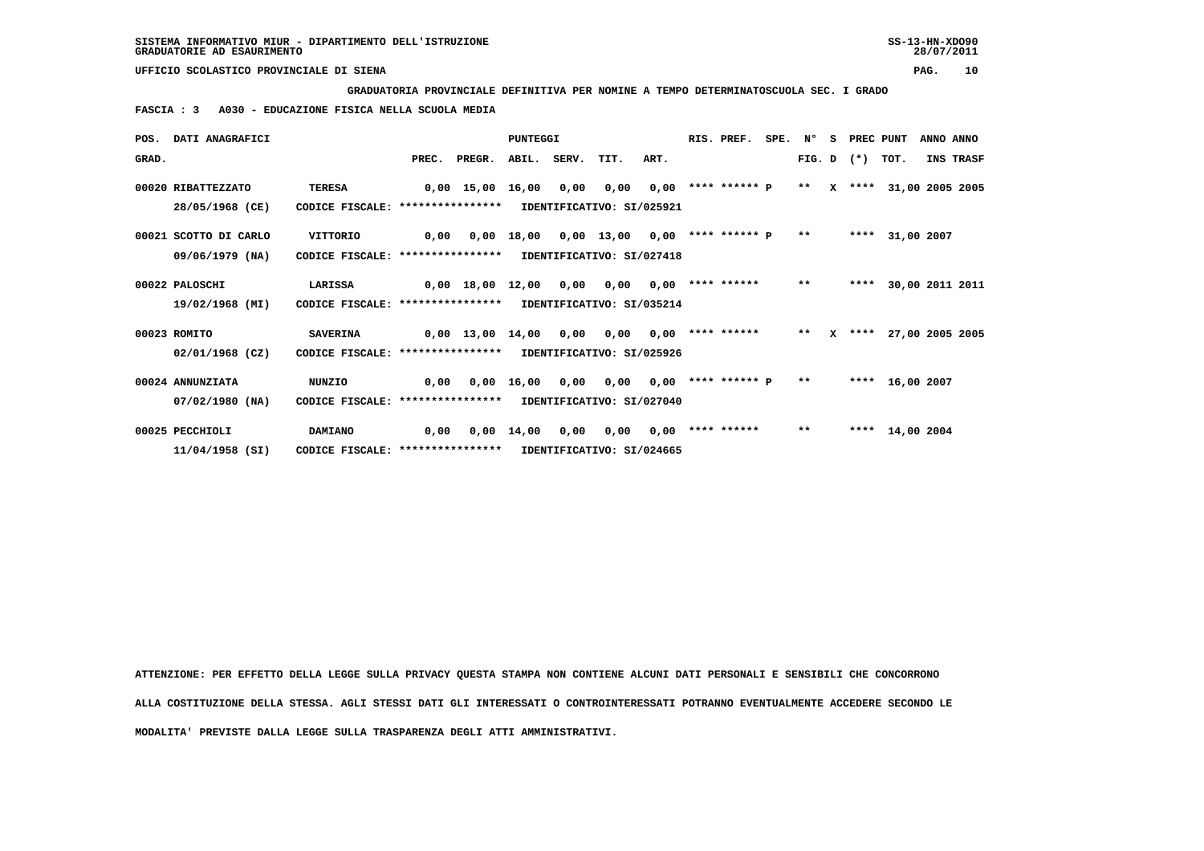**SISTEMA INFORMATIVO MIUR - DIPARTIMENTO DELL'ISTRUZIONE**
**GRADUATORIE AD ESAURIMENTO**

**UFFICIO SCOLASTICO PROVINCIALE DI SIENA**

**GRADUATORIA PROVINCIALE DEFINITIVA PER NOMINE A TEMPO DETERMINATOSCUOLA SEC. I GRADO**

**FASCIA : 3 A030 - EDUCAZIONE FISICA NELLA SCUOLA MEDIA**

| POS. GRAD. | DATI ANAGRAFICI | | PREC. | PREGR. | ABIL. | SERV. | TIT. | ART. | RIS. PREF. | SPE. | N° FIG. | S D | PREC (*) | PUNT TOT. | ANNO INS | ANNO TRASF |
|---|---|---|---|---|---|---|---|---|---|---|---|---|---|---|---|---|
| 00020 | RIBATTEZZATO 28/05/1968 (CE) | TERESA CODICE FISCALE: **************** IDENTIFICATIVO: SI/025921 | 0,00 | 15,00 | 16,00 | 0,00 | 0,00 | 0,00 | **** ****** P | | ** | X | **** | 31,00 | 2005 | 2005 |
| 00021 | SCOTTO DI CARLO 09/06/1979 (NA) | VITTORIO CODICE FISCALE: **************** IDENTIFICATIVO: SI/027418 | 0,00 | 0,00 | 18,00 | 0,00 | 13,00 | 0,00 | **** ****** P | | ** | | **** | 31,00 | 2007 | |
| 00022 | PALOSCHI 19/02/1968 (MI) | LARISSA CODICE FISCALE: **************** IDENTIFICATIVO: SI/035214 | 0,00 | 18,00 | 12,00 | 0,00 | 0,00 | 0,00 | **** ****** | | ** | | **** | 30,00 | 2011 | 2011 |
| 00023 | ROMITO 02/01/1968 (CZ) | SAVERINA CODICE FISCALE: **************** IDENTIFICATIVO: SI/025926 | 0,00 | 13,00 | 14,00 | 0,00 | 0,00 | 0,00 | **** ****** | | ** | X | **** | 27,00 | 2005 | 2005 |
| 00024 | ANNUNZIATA 07/02/1980 (NA) | NUNZIO CODICE FISCALE: **************** IDENTIFICATIVO: SI/027040 | 0,00 | 0,00 | 16,00 | 0,00 | 0,00 | 0,00 | **** ****** P | | ** | | **** | 16,00 | 2007 | |
| 00025 | PECCHIOLI 11/04/1958 (SI) | DAMIANO CODICE FISCALE: **************** IDENTIFICATIVO: SI/024665 | 0,00 | 0,00 | 14,00 | 0,00 | 0,00 | 0,00 | **** ****** | | ** | | **** | 14,00 | 2004 | |

**ATTENZIONE: PER EFFETTO DELLA LEGGE SULLA PRIVACY QUESTA STAMPA NON CONTIENE ALCUNI DATI PERSONALI E SENSIBILI CHE CONCORRONO ALLA COSTITUZIONE DELLA STESSA. AGLI STESSI DATI GLI INTERESSATI O CONTROINTERESSATI POTRANNO EVENTUALMENTE ACCEDERE SECONDO LE MODALITA' PREVISTE DALLA LEGGE SULLA TRASPARENZA DEGLI ATTI AMMINISTRATIVI.**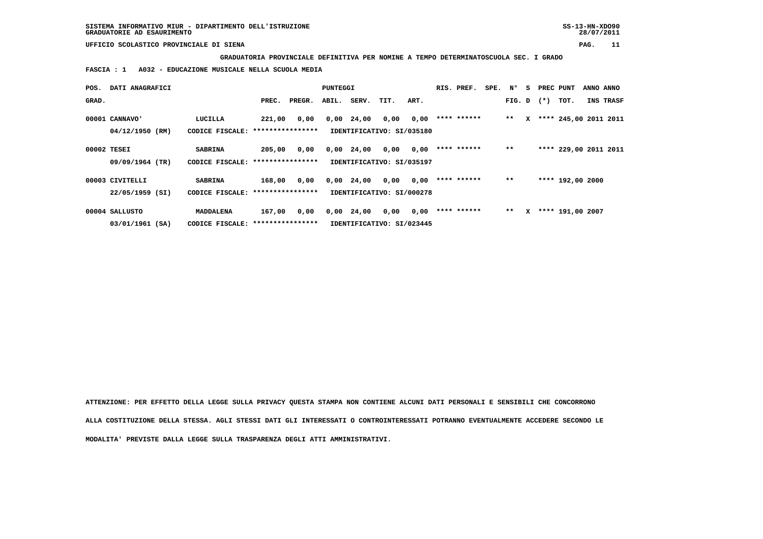SISTEMA INFORMATIVO MIUR - DIPARTIMENTO DELL'ISTRUZIONE
GRADUATORIE AD ESAURIMENTO

UFFICIO SCOLASTICO PROVINCIALE DI SIENA

**GRADUATORIA PROVINCIALE DEFINITIVA PER NOMINE A TEMPO DETERMINATOSCUOLA SEC. I GRADO**

**FASCIA : 1 A032 - EDUCAZIONE MUSICALE NELLA SCUOLA MEDIA**

| POS. GRAD. | DATI ANAGRAFICI | | PREC. | PREGR. | ABIL. | SERV. | TIT. | ART. | RIS. PREF. | SPE. | N° FIG. | S D | PREC (*) | PUNT TOT. | ANNO INS | ANNO TRASF |
|---|---|---|---|---|---|---|---|---|---|---|---|---|---|---|---|---|
| 00001 | CANNAVO' | LUCILLA | 221,00 | 0,00 | 0,00 | 24,00 | 0,00 | 0,00 | **** ****** | | ** | X | **** | 245,00 | 2011 | 2011 |
| | 04/12/1950 (RM) | CODICE FISCALE: **************** | IDENTIFICATIVO: SI/035180 | | | | | | | | | | | | | |
| 00002 | TESEI | SABRINA | 205,00 | 0,00 | 0,00 | 24,00 | 0,00 | 0,00 | **** ****** | | ** | | **** | 229,00 | 2011 | 2011 |
| | 09/09/1964 (TR) | CODICE FISCALE: **************** | IDENTIFICATIVO: SI/035197 | | | | | | | | | | | | | |
| 00003 | CIVITELLI | SABRINA | 168,00 | 0,00 | 0,00 | 24,00 | 0,00 | 0,00 | **** ****** | | ** | | **** | 192,00 | 2000 | |
| | 22/05/1959 (SI) | CODICE FISCALE: **************** | IDENTIFICATIVO: SI/000278 | | | | | | | | | | | | | |
| 00004 | SALLUSTO | MADDALENA | 167,00 | 0,00 | 0,00 | 24,00 | 0,00 | 0,00 | **** ****** | | ** | X | **** | 191,00 | 2007 | |
| | 03/01/1961 (SA) | CODICE FISCALE: **************** | IDENTIFICATIVO: SI/023445 | | | | | | | | | | | | | |

ATTENZIONE: PER EFFETTO DELLA LEGGE SULLA PRIVACY QUESTA STAMPA NON CONTIENE ALCUNI DATI PERSONALI E SENSIBILI CHE CONCORRONO ALLA COSTITUZIONE DELLA STESSA. AGLI STESSI DATI GLI INTERESSATI O CONTROINTERESSATI POTRANNO EVENTUALMENTE ACCEDERE SECONDO LE MODALITA' PREVISTE DALLA LEGGE SULLA TRASPARENZA DEGLI ATTI AMMINISTRATIVI.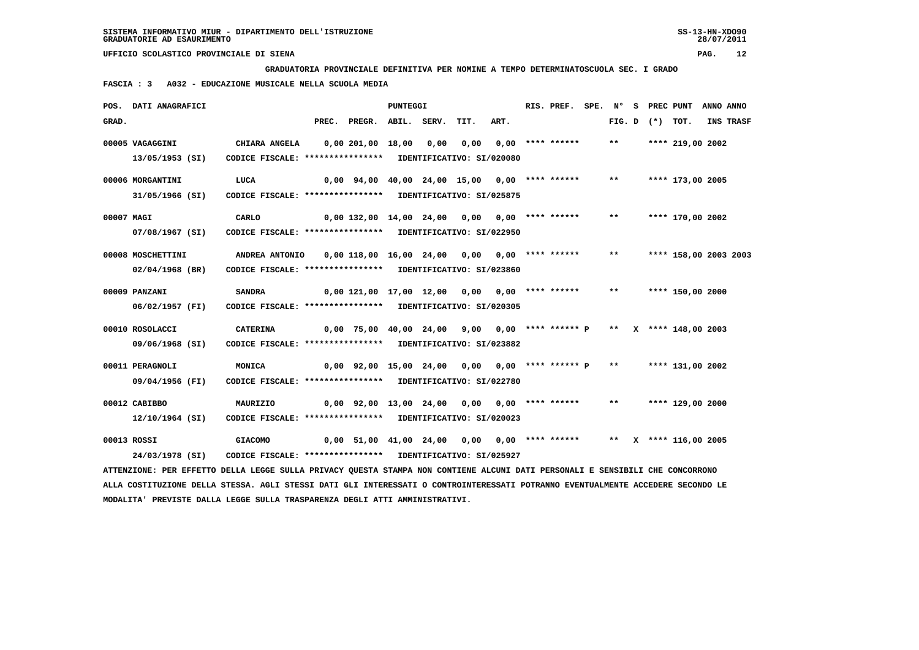SISTEMA INFORMATIVO MIUR - DIPARTIMENTO DELL'ISTRUZIONE
GRADUATORIE AD ESAURIMENTO

UFFICIO SCOLASTICO PROVINCIALE DI SIENA

**GRADUATORIA PROVINCIALE DEFINITIVA PER NOMINE A TEMPO DETERMINATOSCUOLA SEC. I GRADO**

**FASCIA : 3 A032 - EDUCAZIONE MUSICALE NELLA SCUOLA MEDIA**

| POS. GRAD. | DATI ANAGRAFICI | | PREC. | PREGR. | ABIL. | SERV. | TIT. | ART. | RIS. PREF. | SPE. | N° FIG. | S D | PREC (*) | PUNT TOT. | ANNO INS | ANNO TRASF |
|---|---|---|---|---|---|---|---|---|---|---|---|---|---|---|---|---|
| 00005 | VAGAGGINI 13/05/1953 (SI) | CHIARA ANGELA CODICE FISCALE: **************** IDENTIFICATIVO: SI/020080 | 0,00 | 201,00 | 18,00 | 0,00 | 0,00 | 0,00 | **** ****** | | ** | | **** | 219,00 | 2002 | |
| 00006 | MORGANTINI 31/05/1966 (SI) | LUCA CODICE FISCALE: **************** IDENTIFICATIVO: SI/025875 | 0,00 | 94,00 | 40,00 | 24,00 | 15,00 | 0,00 | **** ****** | | ** | | **** | 173,00 | 2005 | |
| 00007 | MAGI 07/08/1967 (SI) | CARLO CODICE FISCALE: **************** IDENTIFICATIVO: SI/022950 | 0,00 | 132,00 | 14,00 | 24,00 | 0,00 | 0,00 | **** ****** | | ** | | **** | 170,00 | 2002 | |
| 00008 | MOSCHETTINI 02/04/1968 (BR) | ANDREA ANTONIO CODICE FISCALE: **************** IDENTIFICATIVO: SI/023860 | 0,00 | 118,00 | 16,00 | 24,00 | 0,00 | 0,00 | **** ****** | | ** | | **** | 158,00 | 2003 | 2003 |
| 00009 | PANZANI 06/02/1957 (FI) | SANDRA CODICE FISCALE: **************** IDENTIFICATIVO: SI/020305 | 0,00 | 121,00 | 17,00 | 12,00 | 0,00 | 0,00 | **** ****** | | ** | | **** | 150,00 | 2000 | |
| 00010 | ROSOLACCI 09/06/1968 (SI) | CATERINA CODICE FISCALE: **************** IDENTIFICATIVO: SI/023882 | 0,00 | 75,00 | 40,00 | 24,00 | 9,00 | 0,00 | **** ****** | P | ** | X | **** | 148,00 | 2003 | |
| 00011 | PERAGNOLI 09/04/1956 (FI) | MONICA CODICE FISCALE: **************** IDENTIFICATIVO: SI/022780 | 0,00 | 92,00 | 15,00 | 24,00 | 0,00 | 0,00 | **** ****** | P | ** | | **** | 131,00 | 2002 | |
| 00012 | CABIBBO 12/10/1964 (SI) | MAURIZIO CODICE FISCALE: **************** IDENTIFICATIVO: SI/020023 | 0,00 | 92,00 | 13,00 | 24,00 | 0,00 | 0,00 | **** ****** | | ** | | **** | 129,00 | 2000 | |
| 00013 | ROSSI 24/03/1978 (SI) | GIACOMO CODICE FISCALE: **************** IDENTIFICATIVO: SI/025927 | 0,00 | 51,00 | 41,00 | 24,00 | 0,00 | 0,00 | **** ****** | | ** | X | **** | 116,00 | 2005 | |

ATTENZIONE: PER EFFETTO DELLA LEGGE SULLA PRIVACY QUESTA STAMPA NON CONTIENE ALCUNI DATI PERSONALI E SENSIBILI CHE CONCORRONO ALLA COSTITUZIONE DELLA STESSA. AGLI STESSI DATI GLI INTERESSATI O CONTROINTERESSATI POTRANNO EVENTUALMENTE ACCEDERE SECONDO LE MODALITA' PREVISTE DALLA LEGGE SULLA TRASPARENZA DEGLI ATTI AMMINISTRATIVI.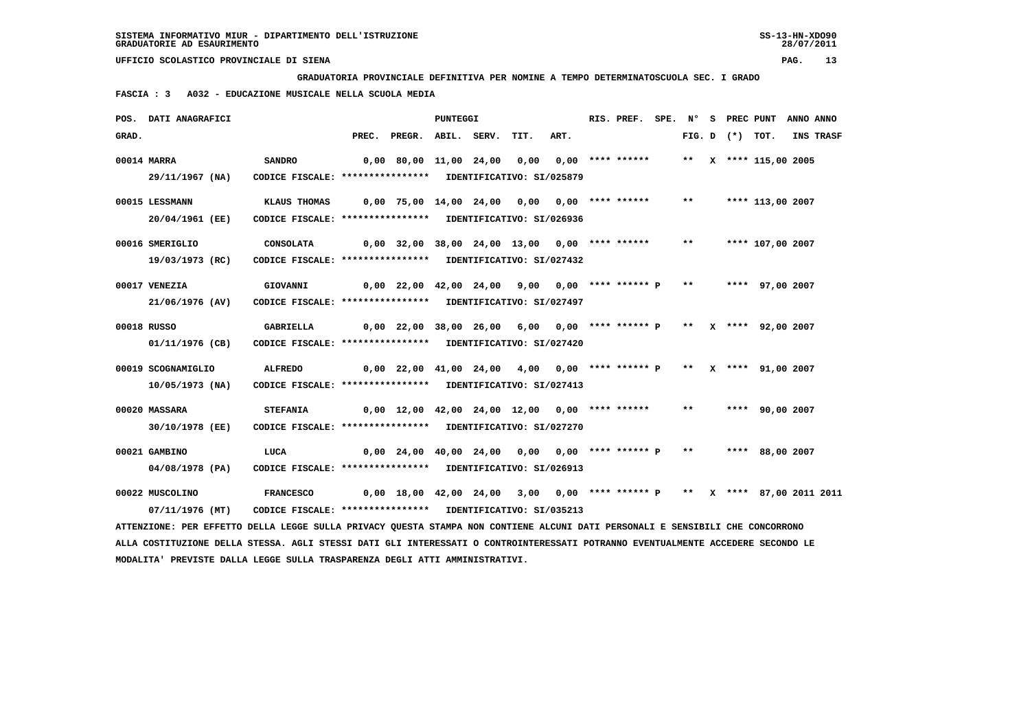**SISTEMA INFORMATIVO MIUR - DIPARTIMENTO DELL'ISTRUZIONE** SS-13-HN-XDO90
**GRADUATORIE AD ESAURIMENTO** 28/07/2011

**UFFICIO SCOLASTICO PROVINCIALE DI SIENA**

**GRADUATORIA PROVINCIALE DEFINITIVA PER NOMINE A TEMPO DETERMINATOSCUOLA SEC. I GRADO**

**FASCIA : 3 A032 - EDUCAZIONE MUSICALE NELLA SCUOLA MEDIA**

| POS. GRAD. | DATI ANAGRAFICI | | PREC. | PREGR. | ABIL. | SERV. | TIT. | ART. | RIS. PREF. | SPE. | N° FIG. | S D | PREC (*) | PUNT TOT. | ANNO INS | ANNO TRASF |
|---|---|---|---|---|---|---|---|---|---|---|---|---|---|---|---|---|
| 00014 | MARRA 29/11/1967 (NA) | SANDRO CODICE FISCALE: **************** IDENTIFICATIVO: SI/025879 | 0,00 | 80,00 | 11,00 | 24,00 | 0,00 | 0,00 | **** ****** | | ** | X | **** | 115,00 | 2005 | |
| 00015 | LESSMANN 20/04/1961 (EE) | KLAUS THOMAS CODICE FISCALE: **************** IDENTIFICATIVO: SI/026936 | 0,00 | 75,00 | 14,00 | 24,00 | 0,00 | 0,00 | **** ****** | | ** | | **** | 113,00 | 2007 | |
| 00016 | SMERIGLIO 19/03/1973 (RC) | CONSOLATA CODICE FISCALE: **************** IDENTIFICATIVO: SI/027432 | 0,00 | 32,00 | 38,00 | 24,00 | 13,00 | 0,00 | **** ****** | | ** | | **** | 107,00 | 2007 | |
| 00017 | VENEZIA 21/06/1976 (AV) | GIOVANNI CODICE FISCALE: **************** IDENTIFICATIVO: SI/027497 | 0,00 | 22,00 | 42,00 | 24,00 | 9,00 | 0,00 | **** ****** | P | ** | | **** | 97,00 | 2007 | |
| 00018 | RUSSO 01/11/1976 (CB) | GABRIELLA CODICE FISCALE: **************** IDENTIFICATIVO: SI/027420 | 0,00 | 22,00 | 38,00 | 26,00 | 6,00 | 0,00 | **** ****** | P | ** | X | **** | 92,00 | 2007 | |
| 00019 | SCOGNAMIGLIO 10/05/1973 (NA) | ALFREDO CODICE FISCALE: **************** IDENTIFICATIVO: SI/027413 | 0,00 | 22,00 | 41,00 | 24,00 | 4,00 | 0,00 | **** ****** | P | ** | X | **** | 91,00 | 2007 | |
| 00020 | MASSARA 30/10/1978 (EE) | STEFANIA CODICE FISCALE: **************** IDENTIFICATIVO: SI/027270 | 0,00 | 12,00 | 42,00 | 24,00 | 12,00 | 0,00 | **** ****** | | ** | | **** | 90,00 | 2007 | |
| 00021 | GAMBINO 04/08/1978 (PA) | LUCA CODICE FISCALE: **************** IDENTIFICATIVO: SI/026913 | 0,00 | 24,00 | 40,00 | 24,00 | 0,00 | 0,00 | **** ****** | P | ** | | **** | 88,00 | 2007 | |
| 00022 | MUSCOLINO 07/11/1976 (MT) | FRANCESCO CODICE FISCALE: **************** IDENTIFICATIVO: SI/035213 | 0,00 | 18,00 | 42,00 | 24,00 | 3,00 | 0,00 | **** ****** | P | ** | X | **** | 87,00 | 2011 | 2011 |

ATTENZIONE: PER EFFETTO DELLA LEGGE SULLA PRIVACY QUESTA STAMPA NON CONTIENE ALCUNI DATI PERSONALI E SENSIBILI CHE CONCORRONO ALLA COSTITUZIONE DELLA STESSA. AGLI STESSI DATI GLI INTERESSATI O CONTROINTERESSATI POTRANNO EVENTUALMENTE ACCEDERE SECONDO LE MODALITA' PREVISTE DALLA LEGGE SULLA TRASPARENZA DEGLI ATTI AMMINISTRATIVI.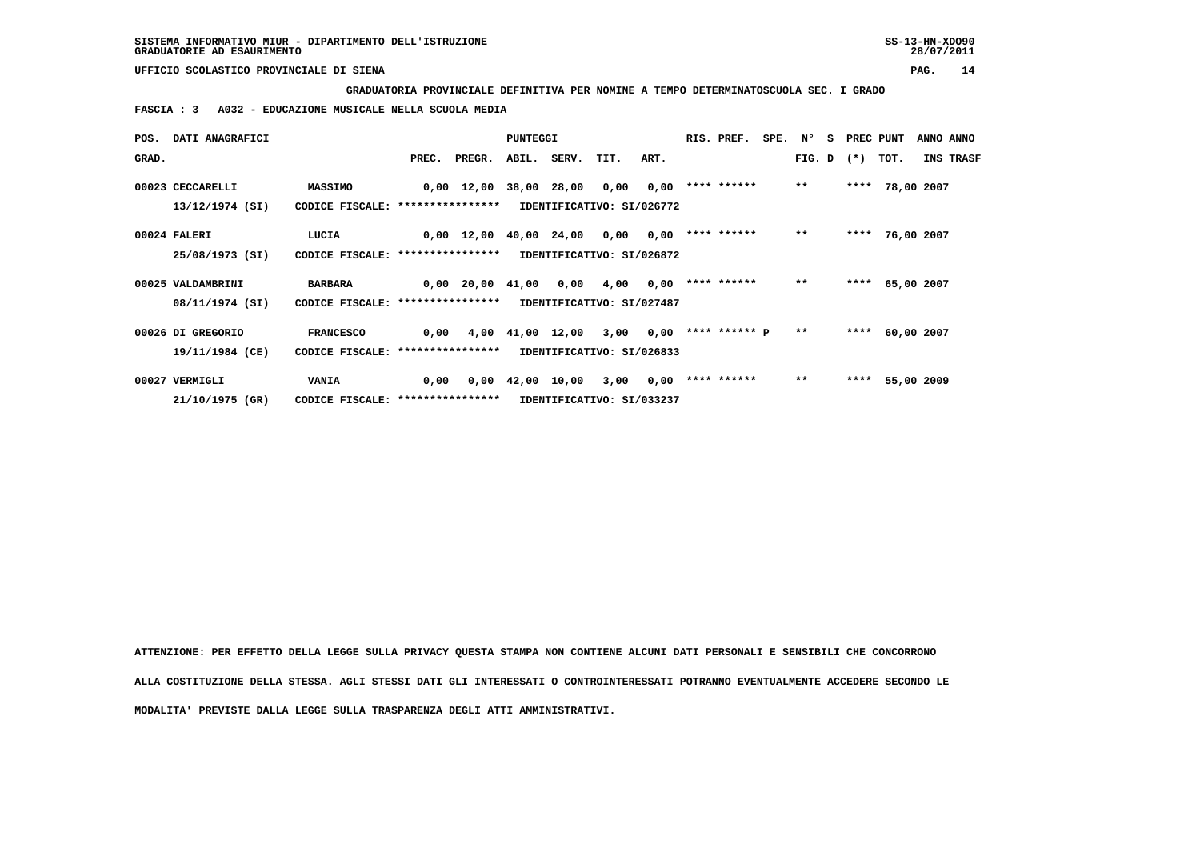SISTEMA INFORMATIVO MIUR - DIPARTIMENTO DELL'ISTRUZIONE
GRADUATORIE AD ESAURIMENTO

UFFICIO SCOLASTICO PROVINCIALE DI SIENA

**GRADUATORIA PROVINCIALE DEFINITIVA PER NOMINE A TEMPO DETERMINATOSCUOLA SEC. I GRADO**

**FASCIA : 3 A032 - EDUCAZIONE MUSICALE NELLA SCUOLA MEDIA**

| POS. GRAD. | DATI ANAGRAFICI | | PREC. | PREGR. | ABIL. | SERV. | TIT. | ART. | RIS. PREF. | SPE. | N° FIG. | S D | PREC (*) | PUNT TOT. | ANNO INS | ANNO TRASF |
|---|---|---|---|---|---|---|---|---|---|---|---|---|---|---|---|---|
| 00023 | CECCARELLI | MASSIMO | 0,00 | 12,00 | 38,00 | 28,00 | 0,00 | 0,00 | **** ****** | | ** | | **** | 78,00 | 2007 | |
| | 13/12/1974 (SI) | CODICE FISCALE: **************** | IDENTIFICATIVO: SI/026772 | | | | | | | | | | | | | |
| 00024 | FALERI | LUCIA | 0,00 | 12,00 | 40,00 | 24,00 | 0,00 | 0,00 | **** ****** | | ** | | **** | 76,00 | 2007 | |
| | 25/08/1973 (SI) | CODICE FISCALE: **************** | IDENTIFICATIVO: SI/026872 | | | | | | | | | | | | | |
| 00025 | VALDAMBRINI | BARBARA | 0,00 | 20,00 | 41,00 | 0,00 | 4,00 | 0,00 | **** ****** | | ** | | **** | 65,00 | 2007 | |
| | 08/11/1974 (SI) | CODICE FISCALE: **************** | IDENTIFICATIVO: SI/027487 | | | | | | | | | | | | | |
| 00026 | DI GREGORIO | FRANCESCO | 0,00 | 4,00 | 41,00 | 12,00 | 3,00 | 0,00 | **** ****** P | | ** | | **** | 60,00 | 2007 | |
| | 19/11/1984 (CE) | CODICE FISCALE: **************** | IDENTIFICATIVO: SI/026833 | | | | | | | | | | | | | |
| 00027 | VERMIGLI | VANIA | 0,00 | 0,00 | 42,00 | 10,00 | 3,00 | 0,00 | **** ****** | | ** | | **** | 55,00 | 2009 | |
| | 21/10/1975 (GR) | CODICE FISCALE: **************** | IDENTIFICATIVO: SI/033237 | | | | | | | | | | | | | |

**ATTENZIONE: PER EFFETTO DELLA LEGGE SULLA PRIVACY QUESTA STAMPA NON CONTIENE ALCUNI DATI PERSONALI E SENSIBILI CHE CONCORRONO ALLA COSTITUZIONE DELLA STESSA. AGLI STESSI DATI GLI INTERESSATI O CONTROINTERESSATI POTRANNO EVENTUALMENTE ACCEDERE SECONDO LE MODALITA' PREVISTE DALLA LEGGE SULLA TRASPARENZA DEGLI ATTI AMMINISTRATIVI.**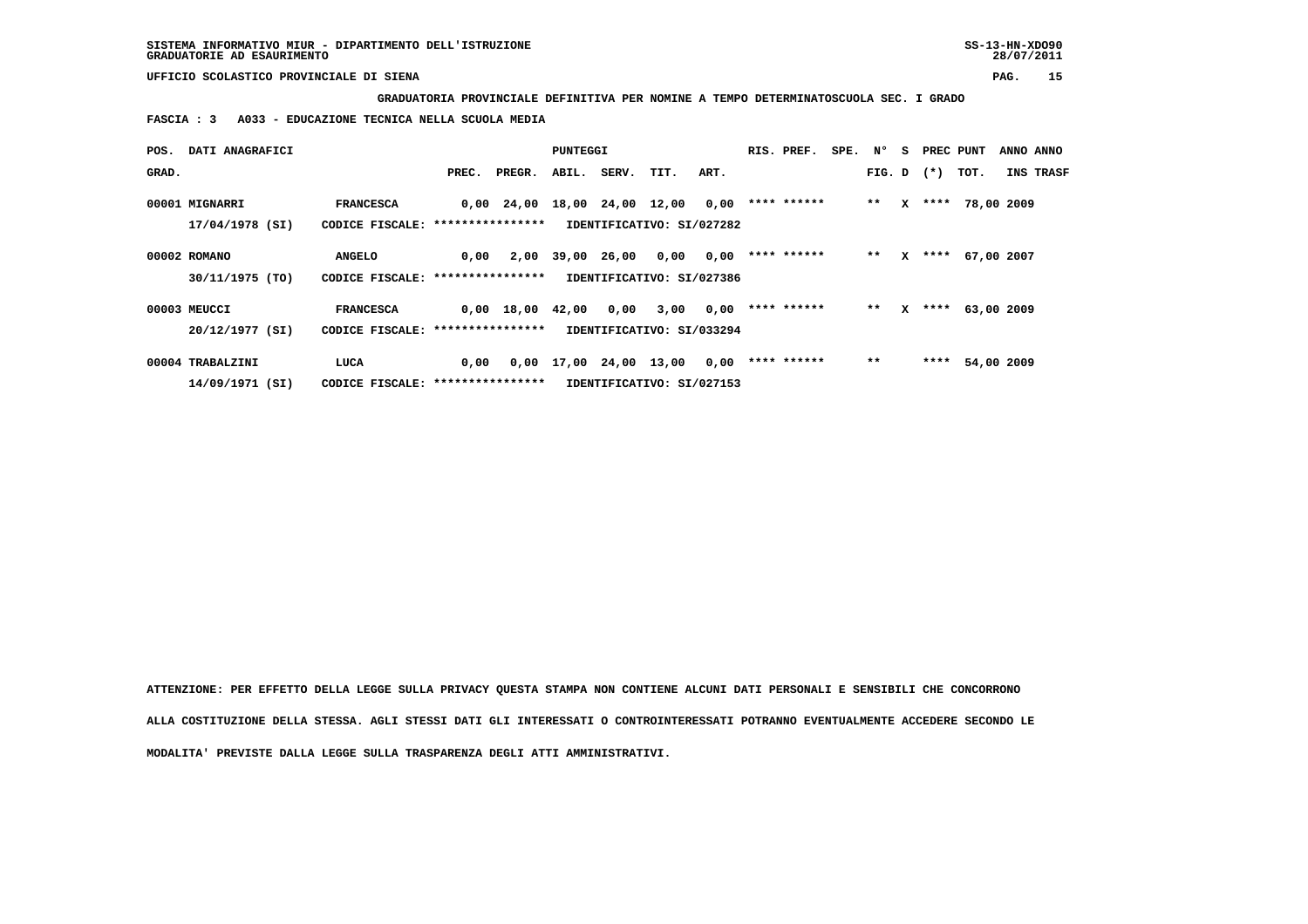SISTEMA INFORMATIVO MIUR - DIPARTIMENTO DELL'ISTRUZIONE
GRADUATORIE AD ESAURIMENTO

UFFICIO SCOLASTICO PROVINCIALE DI SIENA

**GRADUATORIA PROVINCIALE DEFINITIVA PER NOMINE A TEMPO DETERMINATOSCUOLA SEC. I GRADO**

**FASCIA : 3 A033 - EDUCAZIONE TECNICA NELLA SCUOLA MEDIA**

| POS. GRAD. | DATI ANAGRAFICI | | PREC. | PREGR. | ABIL. | SERV. | TIT. | ART. | RIS. PREF. | SPE. | N° FIG. | S D | PREC (*) | PUNT TOT. | ANNO INS | ANNO TRASF |
|---|---|---|---|---|---|---|---|---|---|---|---|---|---|---|---|---|
| 00001 | MIGNARRI | FRANCESCA | 0,00 | 24,00 | 18,00 | 24,00 | 12,00 | 0,00 | **** ****** | | ** | X | **** | 78,00 | 2009 | |
| | 17/04/1978 (SI) | CODICE FISCALE: **************** | IDENTIFICATIVO: SI/027282 | | | | | | | | | | | | | |
| 00002 | ROMANO | ANGELO | 0,00 | 2,00 | 39,00 | 26,00 | 0,00 | 0,00 | **** ****** | | ** | X | **** | 67,00 | 2007 | |
| | 30/11/1975 (TO) | CODICE FISCALE: **************** | IDENTIFICATIVO: SI/027386 | | | | | | | | | | | | | |
| 00003 | MEUCCI | FRANCESCA | 0,00 | 18,00 | 42,00 | 0,00 | 3,00 | 0,00 | **** ****** | | ** | X | **** | 63,00 | 2009 | |
| | 20/12/1977 (SI) | CODICE FISCALE: **************** | IDENTIFICATIVO: SI/033294 | | | | | | | | | | | | | |
| 00004 | TRABALZINI | LUCA | 0,00 | 0,00 | 17,00 | 24,00 | 13,00 | 0,00 | **** ****** | | ** | | **** | 54,00 | 2009 | |
| | 14/09/1971 (SI) | CODICE FISCALE: **************** | IDENTIFICATIVO: SI/027153 | | | | | | | | | | | | | |

ATTENZIONE: PER EFFETTO DELLA LEGGE SULLA PRIVACY QUESTA STAMPA NON CONTIENE ALCUNI DATI PERSONALI E SENSIBILI CHE CONCORRONO ALLA COSTITUZIONE DELLA STESSA. AGLI STESSI DATI GLI INTERESSATI O CONTROINTERESSATI POTRANNO EVENTUALMENTE ACCEDERE SECONDO LE MODALITA' PREVISTE DALLA LEGGE SULLA TRASPARENZA DEGLI ATTI AMMINISTRATIVI.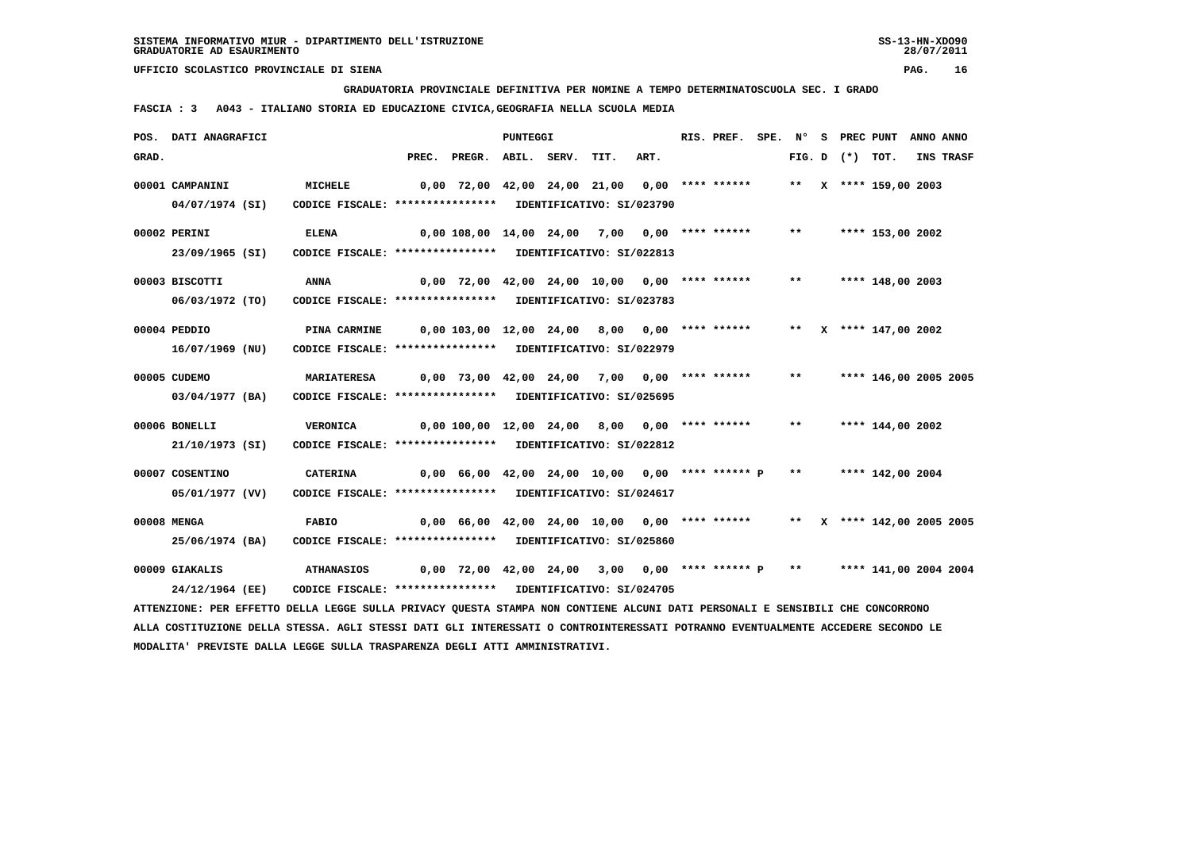GRADUATORIA PROVINCIALE DEFINITIVA PER NOMINE A TEMPO DETERMINATOSCUOLA SEC. I GRADO

FASCIA : 3   A043 - ITALIANO STORIA ED EDUCAZIONE CIVICA,GEOGRAFIA NELLA SCUOLA MEDIA

| POS. GRAD. | DATI ANAGRAFICI | | PREC. | PREGR. | ABIL. | SERV. | TIT. | ART. | RIS. PREF. | SPE. | N° FIG. | S D | PREC (*) | PUNT TOT. | ANNO INS | ANNO TRASF |
|---|---|---|---|---|---|---|---|---|---|---|---|---|---|---|---|---|
| 00001 | CAMPANINI 04/07/1974 (SI) | MICHELE CODICE FISCALE: **************** IDENTIFICATIVO: SI/023790 | 0,00 | 72,00 | 42,00 | 24,00 | 21,00 | 0,00 | **** ****** | | ** | X | **** | 159,00 | 2003 | |
| 00002 | PERINI 23/09/1965 (SI) | ELENA CODICE FISCALE: **************** IDENTIFICATIVO: SI/022813 | 0,00 | 108,00 | 14,00 | 24,00 | 7,00 | 0,00 | **** ****** | | ** | | **** | 153,00 | 2002 | |
| 00003 | BISCOTTI 06/03/1972 (TO) | ANNA CODICE FISCALE: **************** IDENTIFICATIVO: SI/023783 | 0,00 | 72,00 | 42,00 | 24,00 | 10,00 | 0,00 | **** ****** | | ** | | **** | 148,00 | 2003 | |
| 00004 | PEDDIO 16/07/1969 (NU) | PINA CARMINE CODICE FISCALE: **************** IDENTIFICATIVO: SI/022979 | 0,00 | 103,00 | 12,00 | 24,00 | 8,00 | 0,00 | **** ****** | | ** | X | **** | 147,00 | 2002 | |
| 00005 | CUDEMO 03/04/1977 (BA) | MARIATERESA CODICE FISCALE: **************** IDENTIFICATIVO: SI/025695 | 0,00 | 73,00 | 42,00 | 24,00 | 7,00 | 0,00 | **** ****** | | ** | | **** | 146,00 | 2005 | 2005 |
| 00006 | BONELLI 21/10/1973 (SI) | VERONICA CODICE FISCALE: **************** IDENTIFICATIVO: SI/022812 | 0,00 | 100,00 | 12,00 | 24,00 | 8,00 | 0,00 | **** ****** | | ** | | **** | 144,00 | 2002 | |
| 00007 | COSENTINO 05/01/1977 (VV) | CATERINA CODICE FISCALE: **************** IDENTIFICATIVO: SI/024617 | 0,00 | 66,00 | 42,00 | 24,00 | 10,00 | 0,00 | **** ****** | P | ** | | **** | 142,00 | 2004 | |
| 00008 | MENGA 25/06/1974 (BA) | FABIO CODICE FISCALE: **************** IDENTIFICATIVO: SI/025860 | 0,00 | 66,00 | 42,00 | 24,00 | 10,00 | 0,00 | **** ****** | | ** | X | **** | 142,00 | 2005 | 2005 |
| 00009 | GIAKALIS 24/12/1964 (EE) | ATHANASIOS CODICE FISCALE: **************** IDENTIFICATIVO: SI/024705 | 0,00 | 72,00 | 42,00 | 24,00 | 3,00 | 0,00 | **** ****** | P | ** | | **** | 141,00 | 2004 | 2004 |

ATTENZIONE: PER EFFETTO DELLA LEGGE SULLA PRIVACY QUESTA STAMPA NON CONTIENE ALCUNI DATI PERSONALI E SENSIBILI CHE CONCORRONO ALLA COSTITUZIONE DELLA STESSA. AGLI STESSI DATI GLI INTERESSATI O CONTROINTERESSATI POTRANNO EVENTUALMENTE ACCEDERE SECONDO LE MODALITA' PREVISTE DALLA LEGGE SULLA TRASPARENZA DEGLI ATTI AMMINISTRATIVI.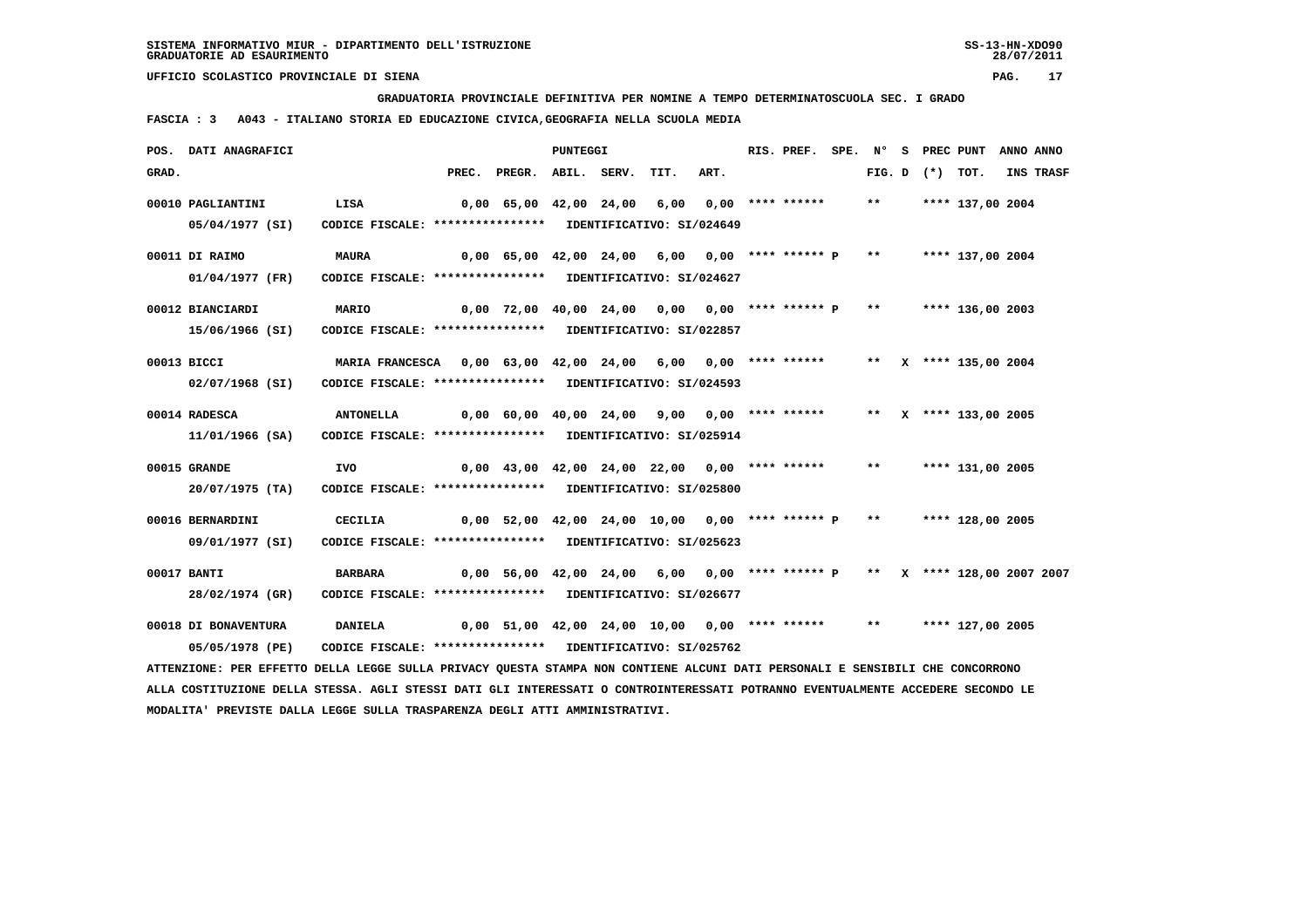SISTEMA INFORMATIVO MIUR - DIPARTIMENTO DELL'ISTRUZIONE
GRADUATORIE AD ESAURIMENTO

UFFICIO SCOLASTICO PROVINCIALE DI SIENA

GRADUATORIA PROVINCIALE DEFINITIVA PER NOMINE A TEMPO DETERMINATOSCUOLA SEC. I GRADO

FASCIA : 3 A043 - ITALIANO STORIA ED EDUCAZIONE CIVICA,GEOGRAFIA NELLA SCUOLA MEDIA

| POS. GRAD. | DATI ANAGRAFICI | | PREC. | PREGR. | ABIL. | SERV. | TIT. | ART. | RIS. PREF. | SPE. | N° FIG. | S D | PREC (*) | PUNT TOT. | ANNO INS | ANNO TRASF |
|---|---|---|---|---|---|---|---|---|---|---|---|---|---|---|---|---|
| 00010 | PAGLIANTINI 05/04/1977 (SI) | LISA CODICE FISCALE: **************** IDENTIFICATIVO: SI/024649 | 0,00 | 65,00 | 42,00 | 24,00 | 6,00 | 0,00 | **** ****** | | ** | | **** | 137,00 | 2004 | |
| 00011 | DI RAIMO 01/04/1977 (FR) | MAURA CODICE FISCALE: **************** IDENTIFICATIVO: SI/024627 | 0,00 | 65,00 | 42,00 | 24,00 | 6,00 | 0,00 | **** ****** | P | ** | | **** | 137,00 | 2004 | |
| 00012 | BIANCIARDI 15/06/1966 (SI) | MARIO CODICE FISCALE: **************** IDENTIFICATIVO: SI/022857 | 0,00 | 72,00 | 40,00 | 24,00 | 0,00 | 0,00 | **** ****** | P | ** | | **** | 136,00 | 2003 | |
| 00013 | BICCI 02/07/1968 (SI) | MARIA FRANCESCA CODICE FISCALE: **************** IDENTIFICATIVO: SI/024593 | 0,00 | 63,00 | 42,00 | 24,00 | 6,00 | 0,00 | **** ****** | | ** | X | **** | 135,00 | 2004 | |
| 00014 | RADESCA 11/01/1966 (SA) | ANTONELLA CODICE FISCALE: **************** IDENTIFICATIVO: SI/025914 | 0,00 | 60,00 | 40,00 | 24,00 | 9,00 | 0,00 | **** ****** | | ** | X | **** | 133,00 | 2005 | |
| 00015 | GRANDE 20/07/1975 (TA) | IVO CODICE FISCALE: **************** IDENTIFICATIVO: SI/025800 | 0,00 | 43,00 | 42,00 | 24,00 | 22,00 | 0,00 | **** ****** | | ** | | **** | 131,00 | 2005 | |
| 00016 | BERNARDINI 09/01/1977 (SI) | CECILIA CODICE FISCALE: **************** IDENTIFICATIVO: SI/025623 | 0,00 | 52,00 | 42,00 | 24,00 | 10,00 | 0,00 | **** ****** | P | ** | | **** | 128,00 | 2005 | |
| 00017 | BANTI 28/02/1974 (GR) | BARBARA CODICE FISCALE: **************** IDENTIFICATIVO: SI/026677 | 0,00 | 56,00 | 42,00 | 24,00 | 6,00 | 0,00 | **** ****** | P | ** | X | **** | 128,00 | 2007 | 2007 |
| 00018 | DI BONAVENTURA 05/05/1978 (PE) | DANIELA CODICE FISCALE: **************** IDENTIFICATIVO: SI/025762 | 0,00 | 51,00 | 42,00 | 24,00 | 10,00 | 0,00 | **** ****** | | ** | | **** | 127,00 | 2005 | |

ATTENZIONE: PER EFFETTO DELLA LEGGE SULLA PRIVACY QUESTA STAMPA NON CONTIENE ALCUNI DATI PERSONALI E SENSIBILI CHE CONCORRONO ALLA COSTITUZIONE DELLA STESSA. AGLI STESSI DATI GLI INTERESSATI O CONTROINTERESSATI POTRANNO EVENTUALMENTE ACCEDERE SECONDO LE MODALITA' PREVISTE DALLA LEGGE SULLA TRASPARENZA DEGLI ATTI AMMINISTRATIVI.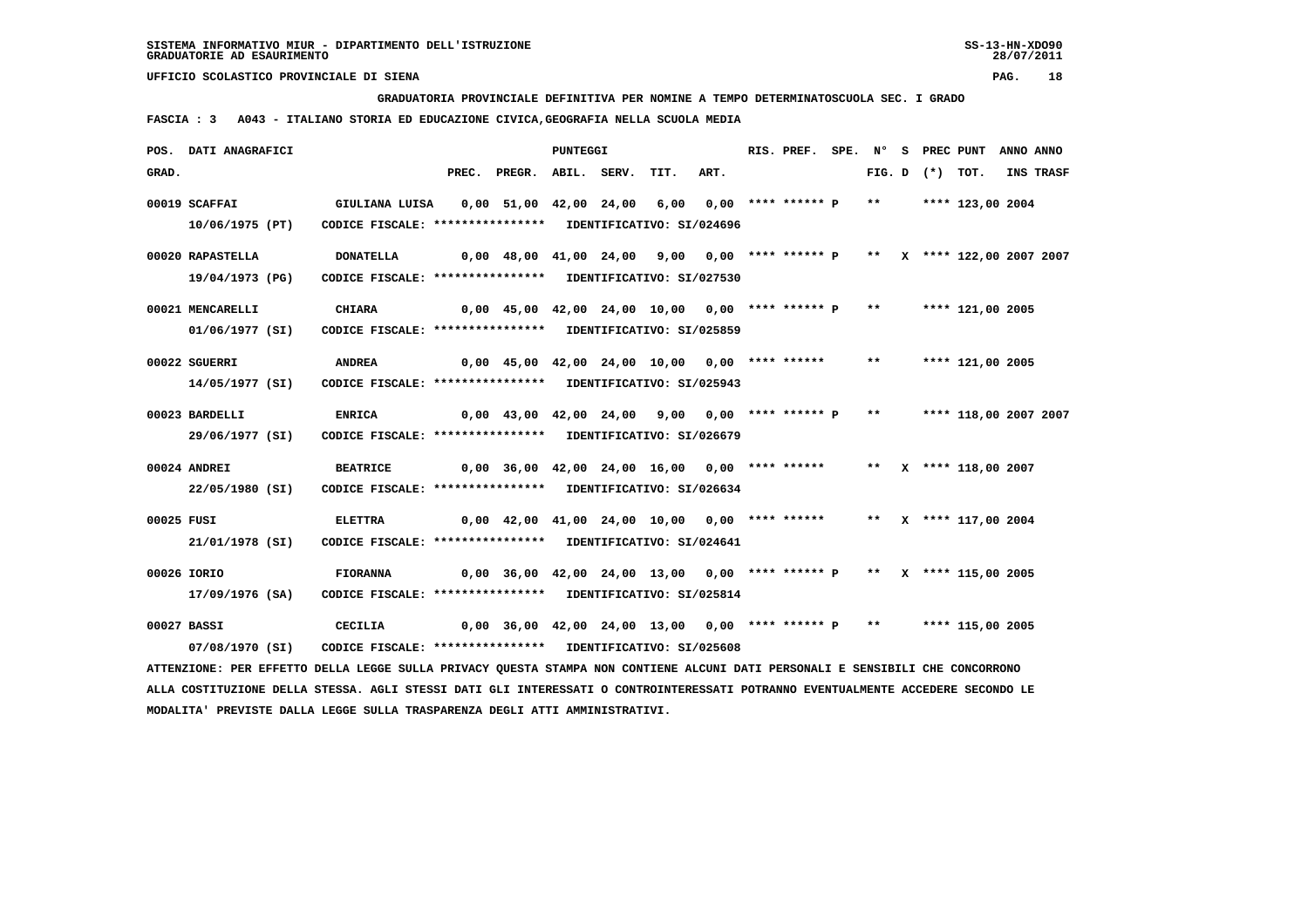SISTEMA INFORMATIVO MIUR - DIPARTIMENTO DELL'ISTRUZIONE
GRADUATORIE AD ESAURIMENTO

UFFICIO SCOLASTICO PROVINCIALE DI SIENA

**GRADUATORIA PROVINCIALE DEFINITIVA PER NOMINE A TEMPO DETERMINATOSCUOLA SEC. I GRADO**

**FASCIA : 3 A043 - ITALIANO STORIA ED EDUCAZIONE CIVICA,GEOGRAFIA NELLA SCUOLA MEDIA**

| POS. GRAD. | DATI ANAGRAFICI | | PREC. | PREGR. | ABIL. | SERV. | TIT. | ART. | RIS. PREF. | SPE. | N° FIG. | S D | PREC (*) | PUNT TOT. | ANNO INS | ANNO TRASF |
|---|---|---|---|---|---|---|---|---|---|---|---|---|---|---|---|---|
| 00019 | SCAFFAI 10/06/1975 (PT) | GIULIANA LUISA CODICE FISCALE: **************** IDENTIFICATIVO: SI/024696 | 0,00 | 51,00 | 42,00 | 24,00 | 6,00 | 0,00 | **** ****** P | | ** | | **** | 123,00 | 2004 | |
| 00020 | RAPASTELLA 19/04/1973 (PG) | DONATELLA CODICE FISCALE: **************** IDENTIFICATIVO: SI/027530 | 0,00 | 48,00 | 41,00 | 24,00 | 9,00 | 0,00 | **** ****** P | | ** | X | **** | 122,00 | 2007 | 2007 |
| 00021 | MENCARELLI 01/06/1977 (SI) | CHIARA CODICE FISCALE: **************** IDENTIFICATIVO: SI/025859 | 0,00 | 45,00 | 42,00 | 24,00 | 10,00 | 0,00 | **** ****** P | | ** | | **** | 121,00 | 2005 | |
| 00022 | SGUERRI 14/05/1977 (SI) | ANDREA CODICE FISCALE: **************** IDENTIFICATIVO: SI/025943 | 0,00 | 45,00 | 42,00 | 24,00 | 10,00 | 0,00 | **** ****** | | ** | | **** | 121,00 | 2005 | |
| 00023 | BARDELLI 29/06/1977 (SI) | ENRICA CODICE FISCALE: **************** IDENTIFICATIVO: SI/026679 | 0,00 | 43,00 | 42,00 | 24,00 | 9,00 | 0,00 | **** ****** P | | ** | | **** | 118,00 | 2007 | 2007 |
| 00024 | ANDREI 22/05/1980 (SI) | BEATRICE CODICE FISCALE: **************** IDENTIFICATIVO: SI/026634 | 0,00 | 36,00 | 42,00 | 24,00 | 16,00 | 0,00 | **** ****** | | ** | X | **** | 118,00 | 2007 | |
| 00025 | FUSI 21/01/1978 (SI) | ELETTRA CODICE FISCALE: **************** IDENTIFICATIVO: SI/024641 | 0,00 | 42,00 | 41,00 | 24,00 | 10,00 | 0,00 | **** ****** | | ** | X | **** | 117,00 | 2004 | |
| 00026 | IORIO 17/09/1976 (SA) | FIORANNA CODICE FISCALE: **************** IDENTIFICATIVO: SI/025814 | 0,00 | 36,00 | 42,00 | 24,00 | 13,00 | 0,00 | **** ****** P | | ** | X | **** | 115,00 | 2005 | |
| 00027 | BASSI 07/08/1970 (SI) | CECILIA CODICE FISCALE: **************** IDENTIFICATIVO: SI/025608 | 0,00 | 36,00 | 42,00 | 24,00 | 13,00 | 0,00 | **** ****** P | | ** | | **** | 115,00 | 2005 | |

ATTENZIONE: PER EFFETTO DELLA LEGGE SULLA PRIVACY QUESTA STAMPA NON CONTIENE ALCUNI DATI PERSONALI E SENSIBILI CHE CONCORRONO ALLA COSTITUZIONE DELLA STESSA. AGLI STESSI DATI GLI INTERESSATI O CONTROINTERESSATI POTRANNO EVENTUALMENTE ACCEDERE SECONDO LE MODALITA' PREVISTE DALLA LEGGE SULLA TRASPARENZA DEGLI ATTI AMMINISTRATIVI.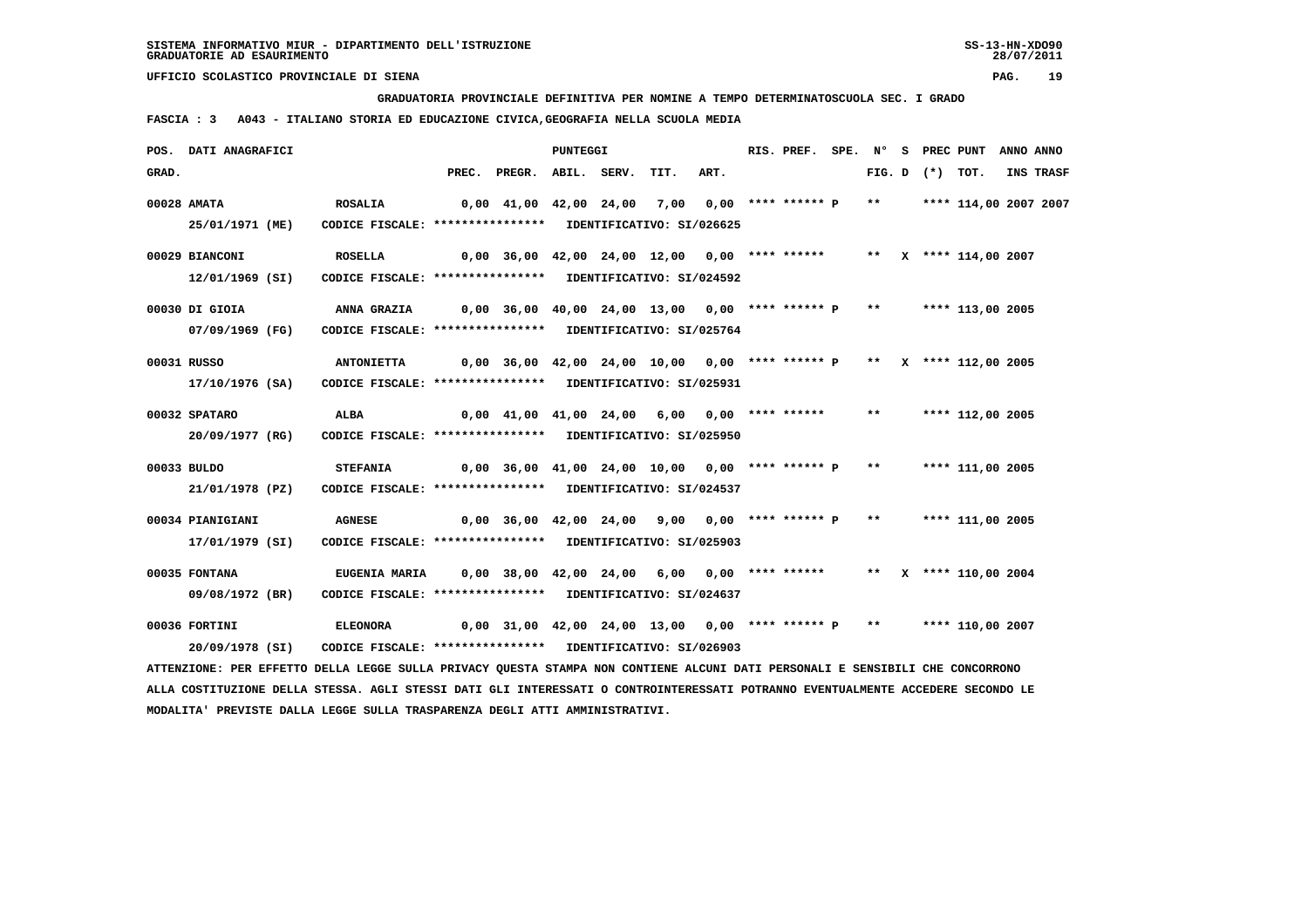SISTEMA INFORMATIVO MIUR - DIPARTIMENTO DELL'ISTRUZIONE
GRADUATORIE AD ESAURIMENTO

UFFICIO SCOLASTICO PROVINCIALE DI SIENA

GRADUATORIA PROVINCIALE DEFINITIVA PER NOMINE A TEMPO DETERMINATOSCUOLA SEC. I GRADO

FASCIA : 3 A043 - ITALIANO STORIA ED EDUCAZIONE CIVICA,GEOGRAFIA NELLA SCUOLA MEDIA

| POS. GRAD. | DATI ANAGRAFICI | | PREC. | PREGR. | ABIL. | SERV. | TIT. | ART. | RIS. PREF. | SPE. | N° FIG. | S D | PREC (*) | PUNT TOT. | ANNO INS | ANNO TRASF |
|---|---|---|---|---|---|---|---|---|---|---|---|---|---|---|---|---|
| 00028 | AMATA | ROSALIA | 0,00 | 41,00 | 42,00 | 24,00 | 7,00 | 0,00 | **** ****** P | | ** | | **** | 114,00 | 2007 | 2007 |
| | 25/01/1971 (ME) | CODICE FISCALE: **************** | IDENTIFICATIVO: SI/026625 | | | | | | | | | | | | | |
| 00029 | BIANCONI | ROSELLA | 0,00 | 36,00 | 42,00 | 24,00 | 12,00 | 0,00 | **** ****** | | ** | X | **** | 114,00 | 2007 | |
| | 12/01/1969 (SI) | CODICE FISCALE: **************** | IDENTIFICATIVO: SI/024592 | | | | | | | | | | | | | |
| 00030 | DI GIOIA | ANNA GRAZIA | 0,00 | 36,00 | 40,00 | 24,00 | 13,00 | 0,00 | **** ****** P | | ** | | **** | 113,00 | 2005 | |
| | 07/09/1969 (FG) | CODICE FISCALE: **************** | IDENTIFICATIVO: SI/025764 | | | | | | | | | | | | | |
| 00031 | RUSSO | ANTONIETTA | 0,00 | 36,00 | 42,00 | 24,00 | 10,00 | 0,00 | **** ****** P | | ** | X | **** | 112,00 | 2005 | |
| | 17/10/1976 (SA) | CODICE FISCALE: **************** | IDENTIFICATIVO: SI/025931 | | | | | | | | | | | | | |
| 00032 | SPATARO | ALBA | 0,00 | 41,00 | 41,00 | 24,00 | 6,00 | 0,00 | **** ****** | | ** | | **** | 112,00 | 2005 | |
| | 20/09/1977 (RG) | CODICE FISCALE: **************** | IDENTIFICATIVO: SI/025950 | | | | | | | | | | | | | |
| 00033 | BULDO | STEFANIA | 0,00 | 36,00 | 41,00 | 24,00 | 10,00 | 0,00 | **** ****** P | | ** | | **** | 111,00 | 2005 | |
| | 21/01/1978 (PZ) | CODICE FISCALE: **************** | IDENTIFICATIVO: SI/024537 | | | | | | | | | | | | | |
| 00034 | PIANIGIANI | AGNESE | 0,00 | 36,00 | 42,00 | 24,00 | 9,00 | 0,00 | **** ****** P | | ** | | **** | 111,00 | 2005 | |
| | 17/01/1979 (SI) | CODICE FISCALE: **************** | IDENTIFICATIVO: SI/025903 | | | | | | | | | | | | | |
| 00035 | FONTANA | EUGENIA MARIA | 0,00 | 38,00 | 42,00 | 24,00 | 6,00 | 0,00 | **** ****** | | ** | X | **** | 110,00 | 2004 | |
| | 09/08/1972 (BR) | CODICE FISCALE: **************** | IDENTIFICATIVO: SI/024637 | | | | | | | | | | | | | |
| 00036 | FORTINI | ELEONORA | 0,00 | 31,00 | 42,00 | 24,00 | 13,00 | 0,00 | **** ****** P | | ** | | **** | 110,00 | 2007 | |
| | 20/09/1978 (SI) | CODICE FISCALE: **************** | IDENTIFICATIVO: SI/026903 | | | | | | | | | | | | | |

ATTENZIONE: PER EFFETTO DELLA LEGGE SULLA PRIVACY QUESTA STAMPA NON CONTIENE ALCUNI DATI PERSONALI E SENSIBILI CHE CONCORRONO ALLA COSTITUZIONE DELLA STESSA. AGLI STESSI DATI GLI INTERESSATI O CONTROINTERESSATI POTRANNO EVENTUALMENTE ACCEDERE SECONDO LE MODALITA' PREVISTE DALLA LEGGE SULLA TRASPARENZA DEGLI ATTI AMMINISTRATIVI.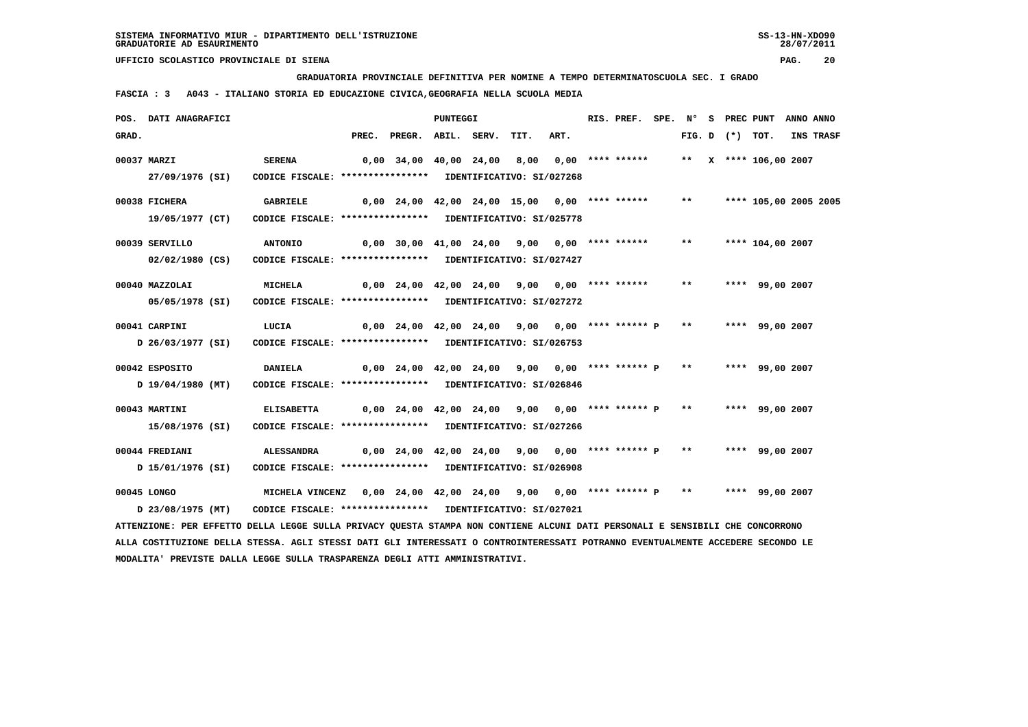SISTEMA INFORMATIVO MIUR - DIPARTIMENTO DELL'ISTRUZIONE
GRADUATORIE AD ESAURIMENTO

UFFICIO SCOLASTICO PROVINCIALE DI SIENA

GRADUATORIA PROVINCIALE DEFINITIVA PER NOMINE A TEMPO DETERMINATOSCUOLA SEC. I GRADO

FASCIA : 3 A043 - ITALIANO STORIA ED EDUCAZIONE CIVICA,GEOGRAFIA NELLA SCUOLA MEDIA

| POS. GRAD. | DATI ANAGRAFICI | | PREC. | PREGR. | ABIL. | SERV. | TIT. | ART. | RIS. PREF. | SPE. | N° FIG. | S D | PREC (*) | PUNT TOT. | ANNO INS | ANNO TRASF |
|---|---|---|---|---|---|---|---|---|---|---|---|---|---|---|---|---|
| 00037 | MARZI 27/09/1976 (SI) | SERENA CODICE FISCALE: **************** IDENTIFICATIVO: SI/027268 | 0,00 | 34,00 | 40,00 | 24,00 | 8,00 | 0,00 | **** ****** | | ** | X | **** | 106,00 | 2007 | |
| 00038 | FICHERA 19/05/1977 (CT) | GABRIELE CODICE FISCALE: **************** IDENTIFICATIVO: SI/025778 | 0,00 | 24,00 | 42,00 | 24,00 | 15,00 | 0,00 | **** ****** | | ** | | **** | 105,00 | 2005 | 2005 |
| 00039 | SERVILLO 02/02/1980 (CS) | ANTONIO CODICE FISCALE: **************** IDENTIFICATIVO: SI/027427 | 0,00 | 30,00 | 41,00 | 24,00 | 9,00 | 0,00 | **** ****** | | ** | | **** | 104,00 | 2007 | |
| 00040 | MAZZOLAI 05/05/1978 (SI) | MICHELA CODICE FISCALE: **************** IDENTIFICATIVO: SI/027272 | 0,00 | 24,00 | 42,00 | 24,00 | 9,00 | 0,00 | **** ****** | | ** | | **** | 99,00 | 2007 | |
| 00041 | CARPINI D 26/03/1977 (SI) | LUCIA CODICE FISCALE: **************** IDENTIFICATIVO: SI/026753 | 0,00 | 24,00 | 42,00 | 24,00 | 9,00 | 0,00 | **** ****** | P | ** | | **** | 99,00 | 2007 | |
| 00042 | ESPOSITO D 19/04/1980 (MT) | DANIELA CODICE FISCALE: **************** IDENTIFICATIVO: SI/026846 | 0,00 | 24,00 | 42,00 | 24,00 | 9,00 | 0,00 | **** ****** | P | ** | | **** | 99,00 | 2007 | |
| 00043 | MARTINI 15/08/1976 (SI) | ELISABETTA CODICE FISCALE: **************** IDENTIFICATIVO: SI/027266 | 0,00 | 24,00 | 42,00 | 24,00 | 9,00 | 0,00 | **** ****** | P | ** | | **** | 99,00 | 2007 | |
| 00044 | FREDIANI D 15/01/1976 (SI) | ALESSANDRA CODICE FISCALE: **************** IDENTIFICATIVO: SI/026908 | 0,00 | 24,00 | 42,00 | 24,00 | 9,00 | 0,00 | **** ****** | P | ** | | **** | 99,00 | 2007 | |
| 00045 | LONGO D 23/08/1975 (MT) | MICHELA VINCENZ CODICE FISCALE: **************** IDENTIFICATIVO: SI/027021 | 0,00 | 24,00 | 42,00 | 24,00 | 9,00 | 0,00 | **** ****** | P | ** | | **** | 99,00 | 2007 | |

ATTENZIONE: PER EFFETTO DELLA LEGGE SULLA PRIVACY QUESTA STAMPA NON CONTIENE ALCUNI DATI PERSONALI E SENSIBILI CHE CONCORRONO ALLA COSTITUZIONE DELLA STESSA. AGLI STESSI DATI GLI INTERESSATI O CONTROINTERESSATI POTRANNO EVENTUALMENTE ACCEDERE SECONDO LE MODALITA' PREVISTE DALLA LEGGE SULLA TRASPARENZA DEGLI ATTI AMMINISTRATIVI.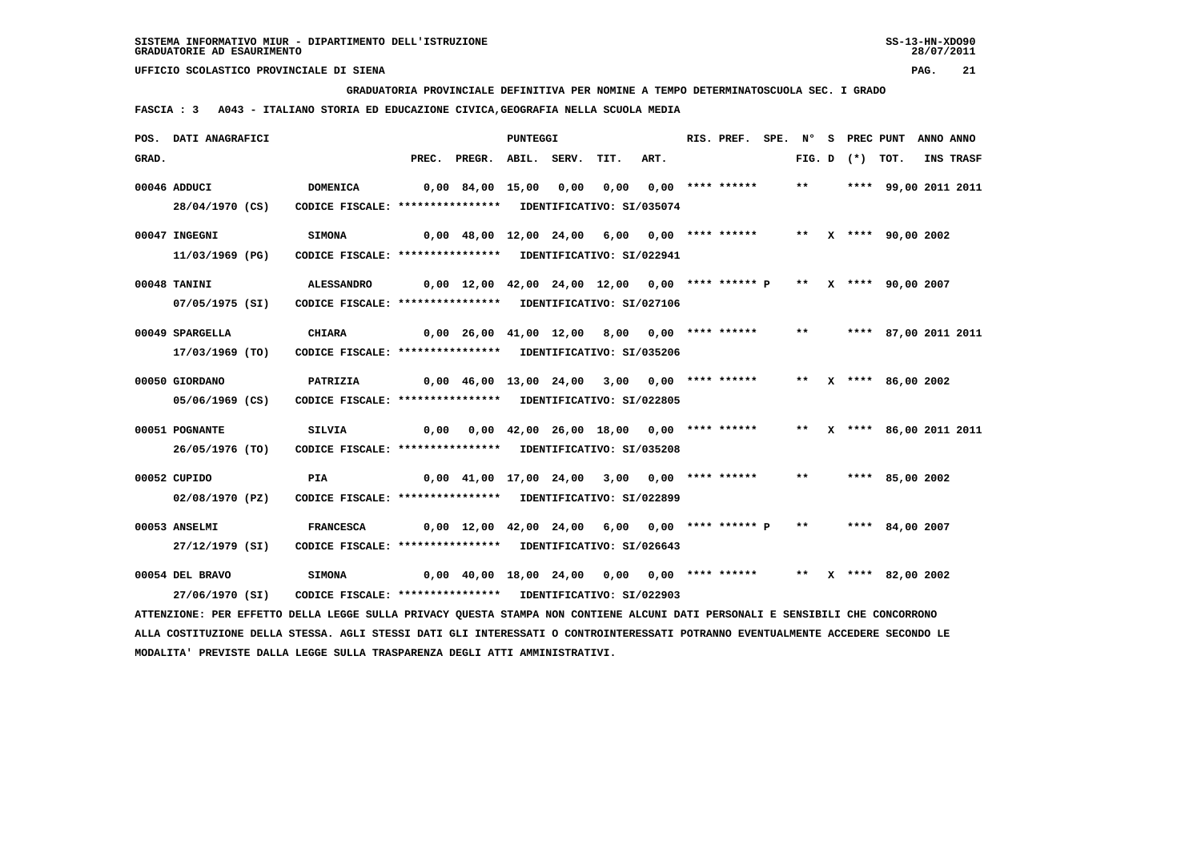**UFFICIO SCOLASTICO PROVINCIALE DI SIENA**

**GRADUATORIA PROVINCIALE DEFINITIVA PER NOMINE A TEMPO DETERMINATOSCUOLA SEC. I GRADO**

**FASCIA : 3 A043 - ITALIANO STORIA ED EDUCAZIONE CIVICA,GEOGRAFIA NELLA SCUOLA MEDIA**

| POS. GRAD. | DATI ANAGRAFICI | | PREC. | PREGR. | ABIL. | SERV. | TIT. | ART. | RIS. PREF. | SPE. | N° FIG. | S D | (*) | PREC PUNT TOT. | ANNO INS | ANNO TRASF |
|---|---|---|---|---|---|---|---|---|---|---|---|---|---|---|---|---|
| 00046 | ADDUCI 28/04/1970 (CS) | DOMENICA CODICE FISCALE: **************** IDENTIFICATIVO: SI/035074 | 0,00 | 84,00 | 15,00 | 0,00 | 0,00 | 0,00 | **** ****** | | ** | | **** | 99,00 | 2011 | 2011 |
| 00047 | INGEGNI 11/03/1969 (PG) | SIMONA CODICE FISCALE: **************** IDENTIFICATIVO: SI/022941 | 0,00 | 48,00 | 12,00 | 24,00 | 6,00 | 0,00 | **** ****** | | ** | X | **** | 90,00 | 2002 | |
| 00048 | TANINI 07/05/1975 (SI) | ALESSANDRO CODICE FISCALE: **************** IDENTIFICATIVO: SI/027106 | 0,00 | 12,00 | 42,00 | 24,00 | 12,00 | 0,00 | **** ****** P | | ** | X | **** | 90,00 | 2007 | |
| 00049 | SPARGELLA 17/03/1969 (TO) | CHIARA CODICE FISCALE: **************** IDENTIFICATIVO: SI/035206 | 0,00 | 26,00 | 41,00 | 12,00 | 8,00 | 0,00 | **** ****** | | ** | | **** | 87,00 | 2011 | 2011 |
| 00050 | GIORDANO 05/06/1969 (CS) | PATRIZIA CODICE FISCALE: **************** IDENTIFICATIVO: SI/022805 | 0,00 | 46,00 | 13,00 | 24,00 | 3,00 | 0,00 | **** ****** | | ** | X | **** | 86,00 | 2002 | |
| 00051 | POGNANTE 26/05/1976 (TO) | SILVIA CODICE FISCALE: **************** IDENTIFICATIVO: SI/035208 | 0,00 | 0,00 | 42,00 | 26,00 | 18,00 | 0,00 | **** ****** | | ** | X | **** | 86,00 | 2011 | 2011 |
| 00052 | CUPIDO 02/08/1970 (PZ) | PIA CODICE FISCALE: **************** IDENTIFICATIVO: SI/022899 | 0,00 | 41,00 | 17,00 | 24,00 | 3,00 | 0,00 | **** ****** | | ** | | **** | 85,00 | 2002 | |
| 00053 | ANSELMI 27/12/1979 (SI) | FRANCESCA CODICE FISCALE: **************** IDENTIFICATIVO: SI/026643 | 0,00 | 12,00 | 42,00 | 24,00 | 6,00 | 0,00 | **** ****** P | | ** | | **** | 84,00 | 2007 | |
| 00054 | DEL BRAVO 27/06/1970 (SI) | SIMONA CODICE FISCALE: **************** IDENTIFICATIVO: SI/022903 | 0,00 | 40,00 | 18,00 | 24,00 | 0,00 | 0,00 | **** ****** | | ** | X | **** | 82,00 | 2002 | |

ATTENZIONE: PER EFFETTO DELLA LEGGE SULLA PRIVACY QUESTA STAMPA NON CONTIENE ALCUNI DATI PERSONALI E SENSIBILI CHE CONCORRONO ALLA COSTITUZIONE DELLA STESSA. AGLI STESSI DATI GLI INTERESSATI O CONTROINTERESSATI POTRANNO EVENTUALMENTE ACCEDERE SECONDO LE MODALITA' PREVISTE DALLA LEGGE SULLA TRASPARENZA DEGLI ATTI AMMINISTRATIVI.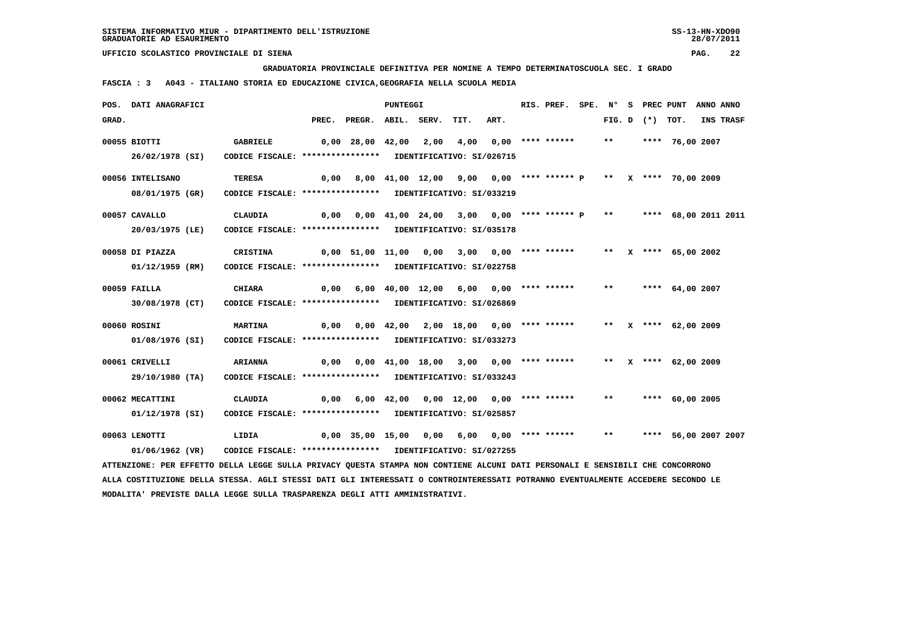SISTEMA INFORMATIVO MIUR - DIPARTIMENTO DELL'ISTRUZIONE
GRADUATORIE AD ESAURIMENTO

UFFICIO SCOLASTICO PROVINCIALE DI SIENA

GRADUATORIA PROVINCIALE DEFINITIVA PER NOMINE A TEMPO DETERMINATOSCUOLA SEC. I GRADO

FASCIA : 3 A043 - ITALIANO STORIA ED EDUCAZIONE CIVICA,GEOGRAFIA NELLA SCUOLA MEDIA

| POS. GRAD. | DATI ANAGRAFICI | | PREC. | PREGR. | ABIL. | SERV. | TIT. | ART. | RIS. PREF. | SPE. | N° FIG. | S D | PREC (*) | PUNT TOT. | ANNO INS | ANNO TRASF |
|---|---|---|---|---|---|---|---|---|---|---|---|---|---|---|---|---|
| 00055 | BIOTTI 26/02/1978 (SI) | GABRIELE CODICE FISCALE: **************** IDENTIFICATIVO: SI/026715 | 0,00 | 28,00 | 42,00 | 2,00 | 4,00 | 0,00 | **** ****** | | ** | | **** | 76,00 | 2007 | |
| 00056 | INTELISANO 08/01/1975 (GR) | TERESA CODICE FISCALE: **************** IDENTIFICATIVO: SI/033219 | 0,00 | 8,00 | 41,00 | 12,00 | 9,00 | 0,00 | **** ****** P | | ** | X | **** | 70,00 | 2009 | |
| 00057 | CAVALLO 20/03/1975 (LE) | CLAUDIA CODICE FISCALE: **************** IDENTIFICATIVO: SI/035178 | 0,00 | 0,00 | 41,00 | 24,00 | 3,00 | 0,00 | **** ****** P | | ** | | **** | 68,00 | 2011 | 2011 |
| 00058 | DI PIAZZA 01/12/1959 (RM) | CRISTINA CODICE FISCALE: **************** IDENTIFICATIVO: SI/022758 | 0,00 | 51,00 | 11,00 | 0,00 | 3,00 | 0,00 | **** ****** | | ** | X | **** | 65,00 | 2002 | |
| 00059 | FAILLA 30/08/1978 (CT) | CHIARA CODICE FISCALE: **************** IDENTIFICATIVO: SI/026869 | 0,00 | 6,00 | 40,00 | 12,00 | 6,00 | 0,00 | **** ****** | | ** | | **** | 64,00 | 2007 | |
| 00060 | ROSINI 01/08/1976 (SI) | MARTINA CODICE FISCALE: **************** IDENTIFICATIVO: SI/033273 | 0,00 | 0,00 | 42,00 | 2,00 | 18,00 | 0,00 | **** ****** | | ** | X | **** | 62,00 | 2009 | |
| 00061 | CRIVELLI 29/10/1980 (TA) | ARIANNA CODICE FISCALE: **************** IDENTIFICATIVO: SI/033243 | 0,00 | 0,00 | 41,00 | 18,00 | 3,00 | 0,00 | **** ****** | | ** | X | **** | 62,00 | 2009 | |
| 00062 | MECATTINI 01/12/1978 (SI) | CLAUDIA CODICE FISCALE: **************** IDENTIFICATIVO: SI/025857 | 0,00 | 6,00 | 42,00 | 0,00 | 12,00 | 0,00 | **** ****** | | ** | | **** | 60,00 | 2005 | |
| 00063 | LENOTTI 01/06/1962 (VR) | LIDIA CODICE FISCALE: **************** IDENTIFICATIVO: SI/027255 | 0,00 | 35,00 | 15,00 | 0,00 | 6,00 | 0,00 | **** ****** | | ** | | **** | 56,00 | 2007 | 2007 |

ATTENZIONE: PER EFFETTO DELLA LEGGE SULLA PRIVACY QUESTA STAMPA NON CONTIENE ALCUNI DATI PERSONALI E SENSIBILI CHE CONCORRONO ALLA COSTITUZIONE DELLA STESSA. AGLI STESSI DATI GLI INTERESSATI O CONTROINTERESSATI POTRANNO EVENTUALMENTE ACCEDERE SECONDO LE MODALITA' PREVISTE DALLA LEGGE SULLA TRASPARENZA DEGLI ATTI AMMINISTRATIVI.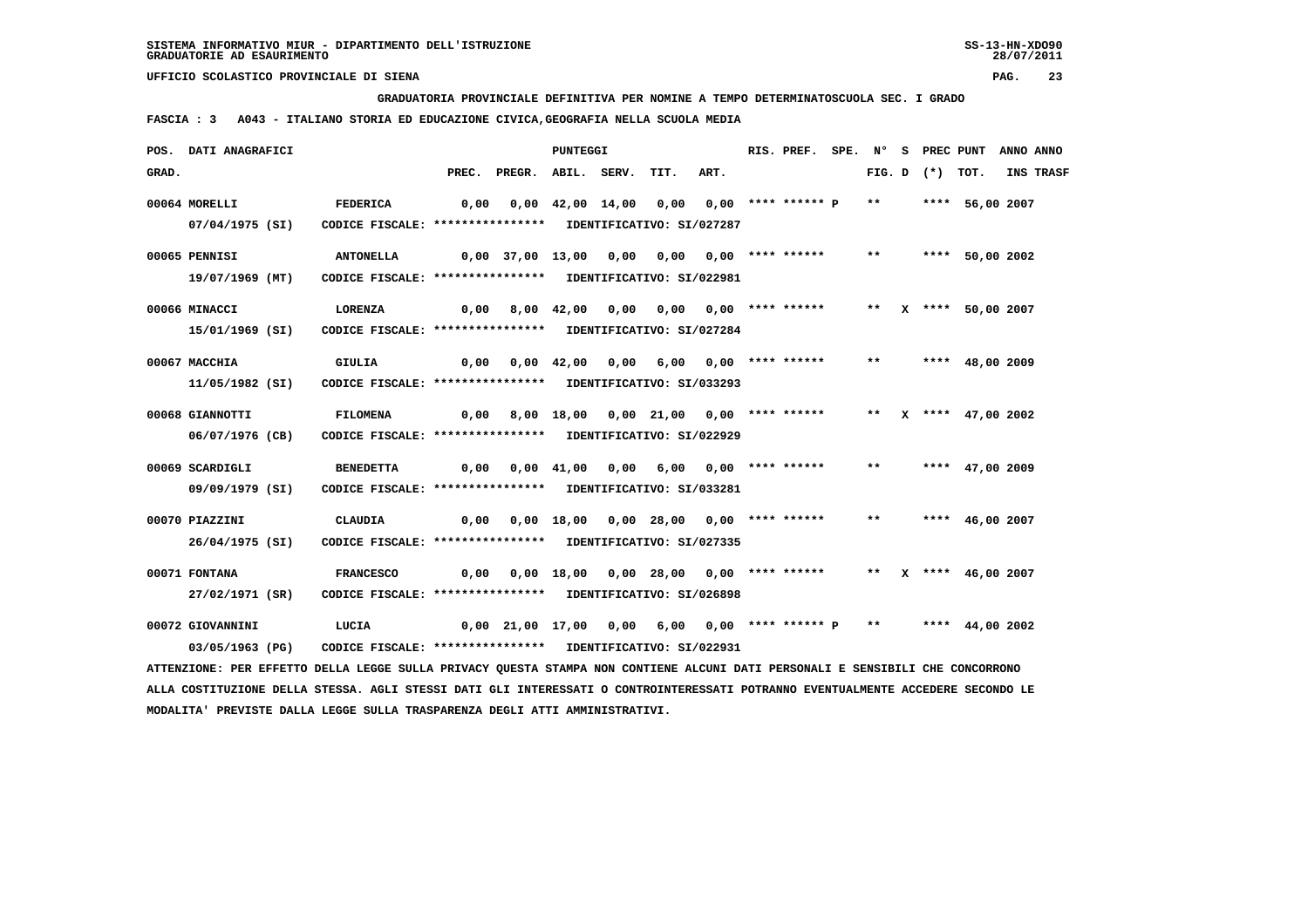SISTEMA INFORMATIVO MIUR - DIPARTIMENTO DELL'ISTRUZIONE
GRADUATORIE AD ESAURIMENTO

UFFICIO SCOLASTICO PROVINCIALE DI SIENA

GRADUATORIA PROVINCIALE DEFINITIVA PER NOMINE A TEMPO DETERMINATOSCUOLA SEC. I GRADO

FASCIA : 3   A043 - ITALIANO STORIA ED EDUCAZIONE CIVICA,GEOGRAFIA NELLA SCUOLA MEDIA

| POS. GRAD. | DATI ANAGRAFICI | | PREC. | PREGR. | ABIL. | SERV. | TIT. | ART. | RIS. PREF. | SPE. | N° FIG. | S D | PREC (*) | PUNT TOT. | ANNO INS | ANNO TRASF |
|---|---|---|---|---|---|---|---|---|---|---|---|---|---|---|---|---|
| 00064 | MORELLI 07/04/1975 (SI) | FEDERICA CODICE FISCALE: **************** IDENTIFICATIVO: SI/027287 | 0,00 | 0,00 | 42,00 | 14,00 | 0,00 | 0,00 | **** ****** P | | ** | | **** | 56,00 | 2007 | |
| 00065 | PENNISI 19/07/1969 (MT) | ANTONELLA CODICE FISCALE: **************** IDENTIFICATIVO: SI/022981 | 0,00 | 37,00 | 13,00 | 0,00 | 0,00 | 0,00 | **** ****** | | ** | | **** | 50,00 | 2002 | |
| 00066 | MINACCI 15/01/1969 (SI) | LORENZA CODICE FISCALE: **************** IDENTIFICATIVO: SI/027284 | 0,00 | 8,00 | 42,00 | 0,00 | 0,00 | 0,00 | **** ****** | | ** | X | **** | 50,00 | 2007 | |
| 00067 | MACCHIA 11/05/1982 (SI) | GIULIA CODICE FISCALE: **************** IDENTIFICATIVO: SI/033293 | 0,00 | 0,00 | 42,00 | 0,00 | 6,00 | 0,00 | **** ****** | | ** | | **** | 48,00 | 2009 | |
| 00068 | GIANNOTTI 06/07/1976 (CB) | FILOMENA CODICE FISCALE: **************** IDENTIFICATIVO: SI/022929 | 0,00 | 8,00 | 18,00 | 0,00 | 21,00 | 0,00 | **** ****** | | ** | X | **** | 47,00 | 2002 | |
| 00069 | SCARDIGLI 09/09/1979 (SI) | BENEDETTA CODICE FISCALE: **************** IDENTIFICATIVO: SI/033281 | 0,00 | 0,00 | 41,00 | 0,00 | 6,00 | 0,00 | **** ****** | | ** | | **** | 47,00 | 2009 | |
| 00070 | PIAZZINI 26/04/1975 (SI) | CLAUDIA CODICE FISCALE: **************** IDENTIFICATIVO: SI/027335 | 0,00 | 0,00 | 18,00 | 0,00 | 28,00 | 0,00 | **** ****** | | ** | | **** | 46,00 | 2007 | |
| 00071 | FONTANA 27/02/1971 (SR) | FRANCESCO CODICE FISCALE: **************** IDENTIFICATIVO: SI/026898 | 0,00 | 0,00 | 18,00 | 0,00 | 28,00 | 0,00 | **** ****** | | ** | X | **** | 46,00 | 2007 | |
| 00072 | GIOVANNINI 03/05/1963 (PG) | LUCIA CODICE FISCALE: **************** IDENTIFICATIVO: SI/022931 | 0,00 | 21,00 | 17,00 | 0,00 | 6,00 | 0,00 | **** ****** P | | ** | | **** | 44,00 | 2002 | |

ATTENZIONE: PER EFFETTO DELLA LEGGE SULLA PRIVACY QUESTA STAMPA NON CONTIENE ALCUNI DATI PERSONALI E SENSIBILI CHE CONCORRONO ALLA COSTITUZIONE DELLA STESSA. AGLI STESSI DATI GLI INTERESSATI O CONTROINTERESSATI POTRANNO EVENTUALMENTE ACCEDERE SECONDO LE MODALITA' PREVISTE DALLA LEGGE SULLA TRASPARENZA DEGLI ATTI AMMINISTRATIVI.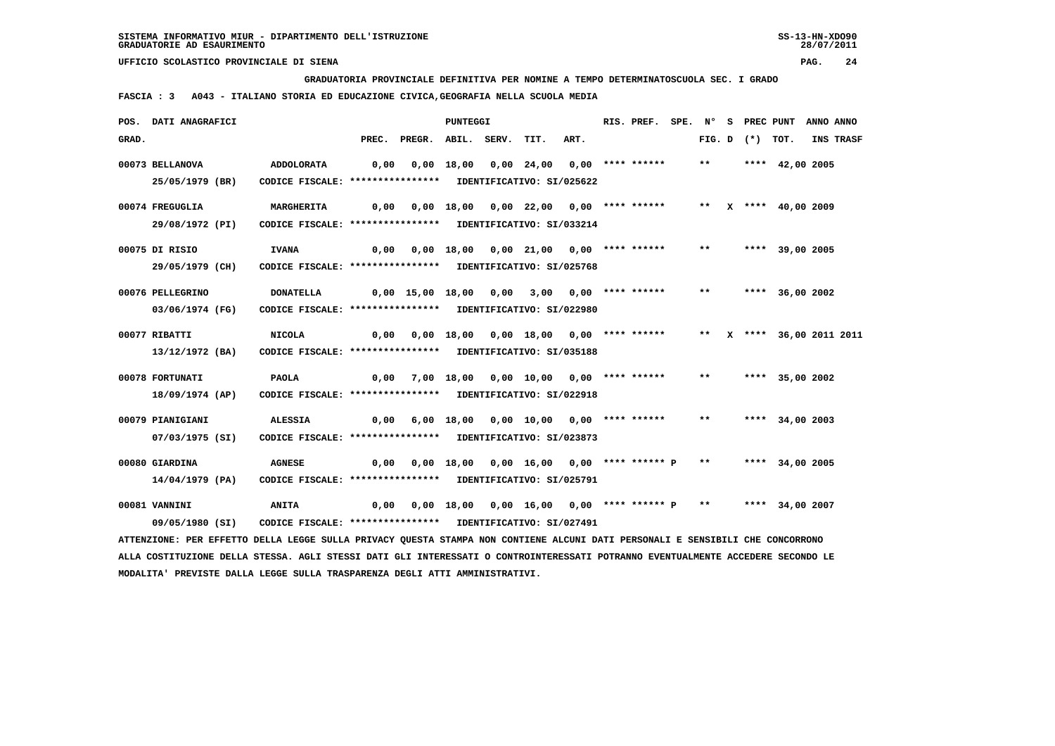SISTEMA INFORMATIVO MIUR - DIPARTIMENTO DELL'ISTRUZIONE
GRADUATORIE AD ESAURIMENTO

UFFICIO SCOLASTICO PROVINCIALE DI SIENA

GRADUATORIA PROVINCIALE DEFINITIVA PER NOMINE A TEMPO DETERMINATOSCUOLA SEC. I GRADO

FASCIA : 3   A043 - ITALIANO STORIA ED EDUCAZIONE CIVICA,GEOGRAFIA NELLA SCUOLA MEDIA

| POS. GRAD. | DATI ANAGRAFICI | | PREC. | PREGR. | ABIL. | SERV. | TIT. | ART. | RIS. PREF. | SPE. | N° FIG. D | S (*) | PREC PUNT | TOT. | ANNO INS | ANNO TRASF |
|---|---|---|---|---|---|---|---|---|---|---|---|---|---|---|---|---|
| 00073 | BELLANOVA | ADDOLORATA | 0,00 | 0,00 | 18,00 | 0,00 | 24,00 | 0,00 | **** ****** | | ** | | **** | 42,00 | 2005 | |
| | 25/05/1979 (BR) | CODICE FISCALE: **************** IDENTIFICATIVO: SI/025622 | | | | | | | | | | | | | | |
| 00074 | FREGUGLIA | MARGHERITA | 0,00 | 0,00 | 18,00 | 0,00 | 22,00 | 0,00 | **** ****** | | ** | X | **** | 40,00 | 2009 | |
| | 29/08/1972 (PI) | CODICE FISCALE: **************** IDENTIFICATIVO: SI/033214 | | | | | | | | | | | | | | |
| 00075 | DI RISIO | IVANA | 0,00 | 0,00 | 18,00 | 0,00 | 21,00 | 0,00 | **** ****** | | ** | | **** | 39,00 | 2005 | |
| | 29/05/1979 (CH) | CODICE FISCALE: **************** IDENTIFICATIVO: SI/025768 | | | | | | | | | | | | | | |
| 00076 | PELLEGRINO | DONATELLA | 0,00 | 15,00 | 18,00 | 0,00 | 3,00 | 0,00 | **** ****** | | ** | | **** | 36,00 | 2002 | |
| | 03/06/1974 (FG) | CODICE FISCALE: **************** IDENTIFICATIVO: SI/022980 | | | | | | | | | | | | | | |
| 00077 | RIBATTI | NICOLA | 0,00 | 0,00 | 18,00 | 0,00 | 18,00 | 0,00 | **** ****** | | ** | X | **** | 36,00 | 2011 | 2011 |
| | 13/12/1972 (BA) | CODICE FISCALE: **************** IDENTIFICATIVO: SI/035188 | | | | | | | | | | | | | | |
| 00078 | FORTUNATI | PAOLA | 0,00 | 7,00 | 18,00 | 0,00 | 10,00 | 0,00 | **** ****** | | ** | | **** | 35,00 | 2002 | |
| | 18/09/1974 (AP) | CODICE FISCALE: **************** IDENTIFICATIVO: SI/022918 | | | | | | | | | | | | | | |
| 00079 | PIANIGIANI | ALESSIA | 0,00 | 6,00 | 18,00 | 0,00 | 10,00 | 0,00 | **** ****** | | ** | | **** | 34,00 | 2003 | |
| | 07/03/1975 (SI) | CODICE FISCALE: **************** IDENTIFICATIVO: SI/023873 | | | | | | | | | | | | | | |
| 00080 | GIARDINA | AGNESE | 0,00 | 0,00 | 18,00 | 0,00 | 16,00 | 0,00 | **** ****** P | | ** | | **** | 34,00 | 2005 | |
| | 14/04/1979 (PA) | CODICE FISCALE: **************** IDENTIFICATIVO: SI/025791 | | | | | | | | | | | | | | |
| 00081 | VANNINI | ANITA | 0,00 | 0,00 | 18,00 | 0,00 | 16,00 | 0,00 | **** ****** P | | ** | | **** | 34,00 | 2007 | |
| | 09/05/1980 (SI) | CODICE FISCALE: **************** IDENTIFICATIVO: SI/027491 | | | | | | | | | | | | | | |

ATTENZIONE: PER EFFETTO DELLA LEGGE SULLA PRIVACY QUESTA STAMPA NON CONTIENE ALCUNI DATI PERSONALI E SENSIBILI CHE CONCORRONO ALLA COSTITUZIONE DELLA STESSA. AGLI STESSI DATI GLI INTERESSATI O CONTROINTERESSATI POTRANNO EVENTUALMENTE ACCEDERE SECONDO LE MODALITA' PREVISTE DALLA LEGGE SULLA TRASPARENZA DEGLI ATTI AMMINISTRATIVI.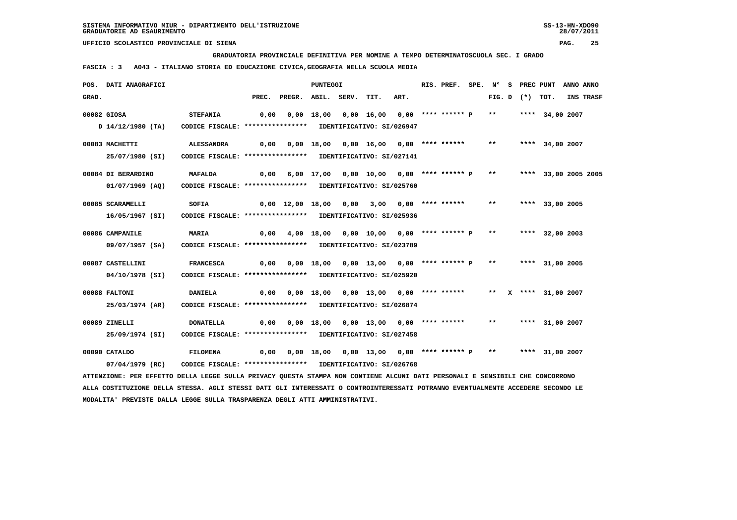SISTEMA INFORMATIVO MIUR - DIPARTIMENTO DELL'ISTRUZIONE
GRADUATORIE AD ESAURIMENTO

UFFICIO SCOLASTICO PROVINCIALE DI SIENA

GRADUATORIA PROVINCIALE DEFINITIVA PER NOMINE A TEMPO DETERMINATOSCUOLA SEC. I GRADO

FASCIA : 3 A043 - ITALIANO STORIA ED EDUCAZIONE CIVICA,GEOGRAFIA NELLA SCUOLA MEDIA

| POS. GRAD. | DATI ANAGRAFICI | | PREC. | PREGR. | ABIL. | SERV. | TIT. | ART. | RIS. PREF. | SPE. | N° FIG. | S D | PREC (*) | PUNT TOT. | ANNO INS | ANNO TRASF |
|---|---|---|---|---|---|---|---|---|---|---|---|---|---|---|---|---|
| 00082 | GIOSA | STEFANIA | 0,00 | 0,00 | 18,00 | 0,00 | 16,00 | 0,00 | **** ****** P | | ** | | **** | 34,00 | 2007 | |
| | D 14/12/1980 (TA) | CODICE FISCALE: **************** IDENTIFICATIVO: SI/026947 | | | | | | | | | | | | | | |
| 00083 | MACHETTI | ALESSANDRA | 0,00 | 0,00 | 18,00 | 0,00 | 16,00 | 0,00 | **** ****** | | ** | | **** | 34,00 | 2007 | |
| | 25/07/1980 (SI) | CODICE FISCALE: **************** IDENTIFICATIVO: SI/027141 | | | | | | | | | | | | | | |
| 00084 | DI BERARDINO | MAFALDA | 0,00 | 6,00 | 17,00 | 0,00 | 10,00 | 0,00 | **** ****** P | | ** | | **** | 33,00 | 2005 | 2005 |
| | 01/07/1969 (AQ) | CODICE FISCALE: **************** IDENTIFICATIVO: SI/025760 | | | | | | | | | | | | | | |
| 00085 | SCARAMELLI | SOFIA | 0,00 | 12,00 | 18,00 | 0,00 | 3,00 | 0,00 | **** ****** | | ** | | **** | 33,00 | 2005 | |
| | 16/05/1967 (SI) | CODICE FISCALE: **************** IDENTIFICATIVO: SI/025936 | | | | | | | | | | | | | | |
| 00086 | CAMPANILE | MARIA | 0,00 | 4,00 | 18,00 | 0,00 | 10,00 | 0,00 | **** ****** P | | ** | | **** | 32,00 | 2003 | |
| | 09/07/1957 (SA) | CODICE FISCALE: **************** IDENTIFICATIVO: SI/023789 | | | | | | | | | | | | | | |
| 00087 | CASTELLINI | FRANCESCA | 0,00 | 0,00 | 18,00 | 0,00 | 13,00 | 0,00 | **** ****** P | | ** | | **** | 31,00 | 2005 | |
| | 04/10/1978 (SI) | CODICE FISCALE: **************** IDENTIFICATIVO: SI/025920 | | | | | | | | | | | | | | |
| 00088 | FALTONI | DANIELA | 0,00 | 0,00 | 18,00 | 0,00 | 13,00 | 0,00 | **** ****** | | ** | X | **** | 31,00 | 2007 | |
| | 25/03/1974 (AR) | CODICE FISCALE: **************** IDENTIFICATIVO: SI/026874 | | | | | | | | | | | | | | |
| 00089 | ZINELLI | DONATELLA | 0,00 | 0,00 | 18,00 | 0,00 | 13,00 | 0,00 | **** ****** | | ** | | **** | 31,00 | 2007 | |
| | 25/09/1974 (SI) | CODICE FISCALE: **************** IDENTIFICATIVO: SI/027458 | | | | | | | | | | | | | | |
| 00090 | CATALDO | FILOMENA | 0,00 | 0,00 | 18,00 | 0,00 | 13,00 | 0,00 | **** ****** P | | ** | | **** | 31,00 | 2007 | |
| | 07/04/1979 (RC) | CODICE FISCALE: **************** IDENTIFICATIVO: SI/026768 | | | | | | | | | | | | | | |

ATTENZIONE: PER EFFETTO DELLA LEGGE SULLA PRIVACY QUESTA STAMPA NON CONTIENE ALCUNI DATI PERSONALI E SENSIBILI CHE CONCORRONO ALLA COSTITUZIONE DELLA STESSA. AGLI STESSI DATI GLI INTERESSATI O CONTROINTERESSATI POTRANNO EVENTUALMENTE ACCEDERE SECONDO LE MODALITA' PREVISTE DALLA LEGGE SULLA TRASPARENZA DEGLI ATTI AMMINISTRATIVI.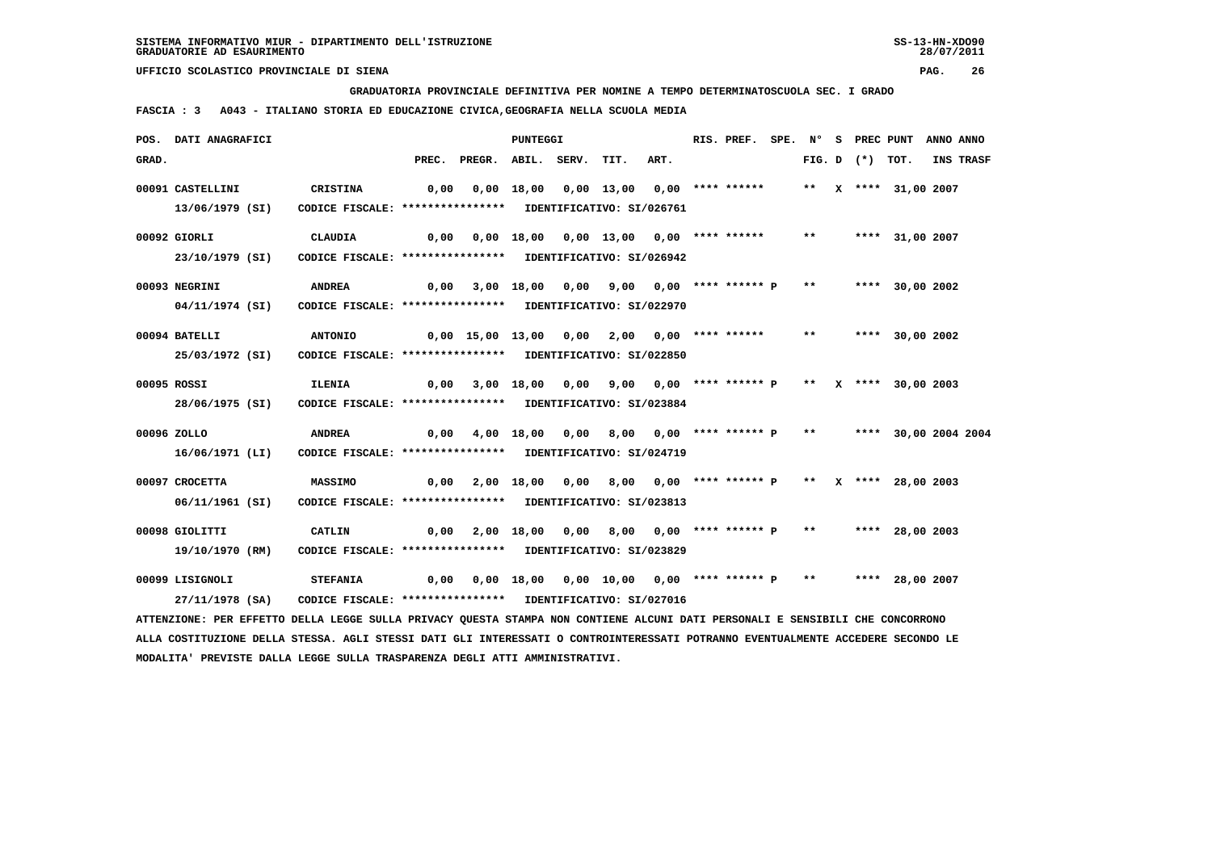SISTEMA INFORMATIVO MIUR - DIPARTIMENTO DELL'ISTRUZIONE
GRADUATORIE AD ESAURIMENTO

UFFICIO SCOLASTICO PROVINCIALE DI SIENA

**GRADUATORIA PROVINCIALE DEFINITIVA PER NOMINE A TEMPO DETERMINATOSCUOLA SEC. I GRADO**

**FASCIA : 3   A043 - ITALIANO STORIA ED EDUCAZIONE CIVICA,GEOGRAFIA NELLA SCUOLA MEDIA**

| POS. GRAD. | DATI ANAGRAFICI | | PREC. | PREGR. | ABIL. | SERV. | TIT. | ART. | RIS. PREF. | SPE. | N° FIG. | S D | PREC (*) | PUNT TOT. | ANNO INS | ANNO TRASF |
|---|---|---|---|---|---|---|---|---|---|---|---|---|---|---|---|---|
| 00091 | CASTELLINI 13/06/1979 (SI) | CRISTINA CODICE FISCALE: **************** IDENTIFICATIVO: SI/026761 | 0,00 | 0,00 | 18,00 | 0,00 | 13,00 | 0,00 | **** ****** | | ** | X | **** | 31,00 | 2007 | |
| 00092 | GIORLI 23/10/1979 (SI) | CLAUDIA CODICE FISCALE: **************** IDENTIFICATIVO: SI/026942 | 0,00 | 0,00 | 18,00 | 0,00 | 13,00 | 0,00 | **** ****** | | ** | | **** | 31,00 | 2007 | |
| 00093 | NEGRINI 04/11/1974 (SI) | ANDREA CODICE FISCALE: **************** IDENTIFICATIVO: SI/022970 | 0,00 | 3,00 | 18,00 | 0,00 | 9,00 | 0,00 | **** ****** P | | ** | | **** | 30,00 | 2002 | |
| 00094 | BATELLI 25/03/1972 (SI) | ANTONIO CODICE FISCALE: **************** IDENTIFICATIVO: SI/022850 | 0,00 | 15,00 | 13,00 | 0,00 | 2,00 | 0,00 | **** ****** | | ** | | **** | 30,00 | 2002 | |
| 00095 | ROSSI 28/06/1975 (SI) | ILENIA CODICE FISCALE: **************** IDENTIFICATIVO: SI/023884 | 0,00 | 3,00 | 18,00 | 0,00 | 9,00 | 0,00 | **** ****** P | | ** | X | **** | 30,00 | 2003 | |
| 00096 | ZOLLO 16/06/1971 (LI) | ANDREA CODICE FISCALE: **************** IDENTIFICATIVO: SI/024719 | 0,00 | 4,00 | 18,00 | 0,00 | 8,00 | 0,00 | **** ****** P | | ** | | **** | 30,00 | 2004 | 2004 |
| 00097 | CROCETTA 06/11/1961 (SI) | MASSIMO CODICE FISCALE: **************** IDENTIFICATIVO: SI/023813 | 0,00 | 2,00 | 18,00 | 0,00 | 8,00 | 0,00 | **** ****** P | | ** | X | **** | 28,00 | 2003 | |
| 00098 | GIOLITTI 19/10/1970 (RM) | CATLIN CODICE FISCALE: **************** IDENTIFICATIVO: SI/023829 | 0,00 | 2,00 | 18,00 | 0,00 | 8,00 | 0,00 | **** ****** P | | ** | | **** | 28,00 | 2003 | |
| 00099 | LISIGNOLI 27/11/1978 (SA) | STEFANIA CODICE FISCALE: **************** IDENTIFICATIVO: SI/027016 | 0,00 | 0,00 | 18,00 | 0,00 | 10,00 | 0,00 | **** ****** P | | ** | | **** | 28,00 | 2007 | |

ATTENZIONE: PER EFFETTO DELLA LEGGE SULLA PRIVACY QUESTA STAMPA NON CONTIENE ALCUNI DATI PERSONALI E SENSIBILI CHE CONCORRONO ALLA COSTITUZIONE DELLA STESSA. AGLI STESSI DATI GLI INTERESSATI O CONTROINTERESSATI POTRANNO EVENTUALMENTE ACCEDERE SECONDO LE MODALITA' PREVISTE DALLA LEGGE SULLA TRASPARENZA DEGLI ATTI AMMINISTRATIVI.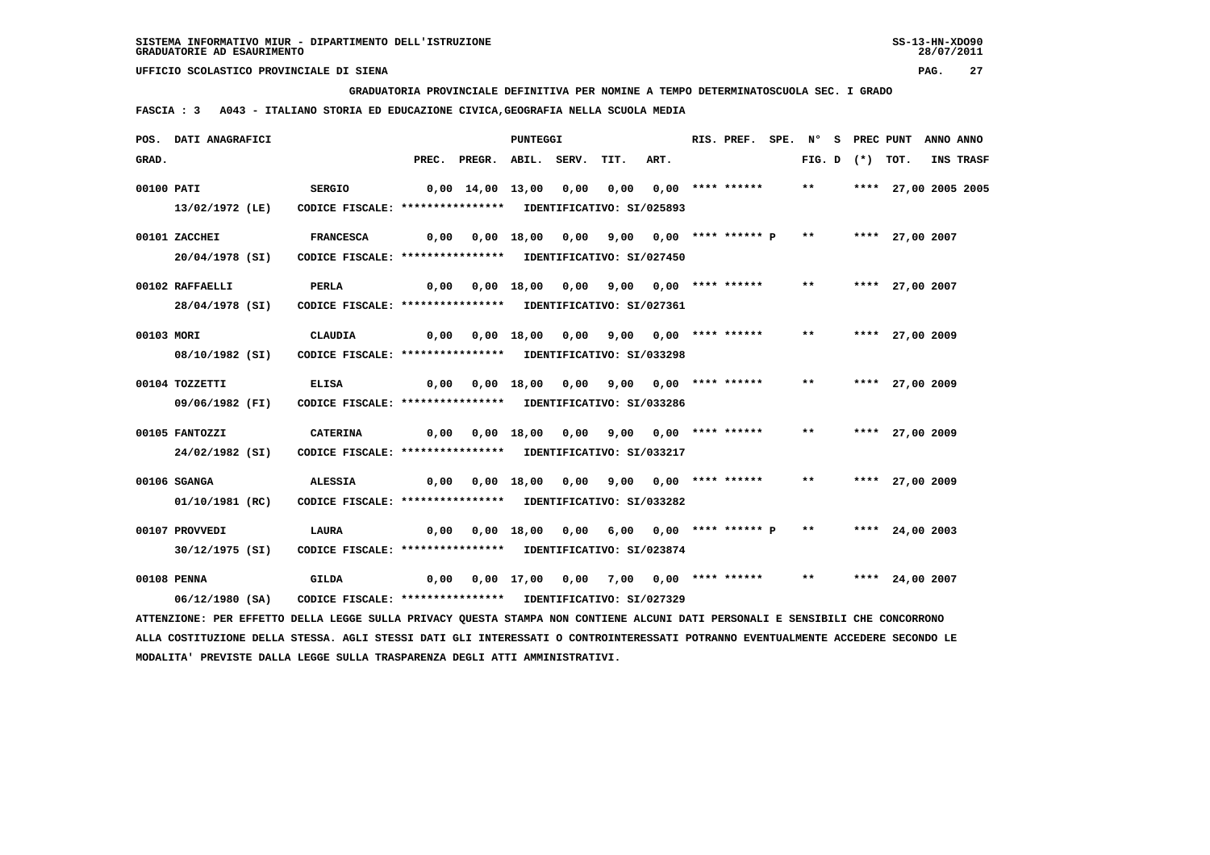SISTEMA INFORMATIVO MIUR - DIPARTIMENTO DELL'ISTRUZIONE
GRADUATORIE AD ESAURIMENTO

UFFICIO SCOLASTICO PROVINCIALE DI SIENA

**GRADUATORIA PROVINCIALE DEFINITIVA PER NOMINE A TEMPO DETERMINATOSCUOLA SEC. I GRADO**

**FASCIA : 3 A043 - ITALIANO STORIA ED EDUCAZIONE CIVICA,GEOGRAFIA NELLA SCUOLA MEDIA**

| POS. GRAD. | DATI ANAGRAFICI | | PREC. | PREGR. | ABIL. | SERV. | TIT. | ART. | RIS. PREF. | SPE. | N° FIG. | S D | PREC (*) | PUNT TOT. | ANNO INS | ANNO TRASF |
|---|---|---|---|---|---|---|---|---|---|---|---|---|---|---|---|---|
| 00100 | PATI | SERGIO | 0,00 | 14,00 | 13,00 | 0,00 | 0,00 | 0,00 | **** ****** | | ** | | **** | 27,00 | 2005 | 2005 |
| | 13/02/1972 (LE) | CODICE FISCALE: **************** IDENTIFICATIVO: SI/025893 | | | | | | | | | | | | | | |
| 00101 | ZACCHEI | FRANCESCA | 0,00 | 0,00 | 18,00 | 0,00 | 9,00 | 0,00 | **** ****** P | | ** | | **** | 27,00 | 2007 | |
| | 20/04/1978 (SI) | CODICE FISCALE: **************** IDENTIFICATIVO: SI/027450 | | | | | | | | | | | | | | |
| 00102 | RAFFAELLI | PERLA | 0,00 | 0,00 | 18,00 | 0,00 | 9,00 | 0,00 | **** ****** | | ** | | **** | 27,00 | 2007 | |
| | 28/04/1978 (SI) | CODICE FISCALE: **************** IDENTIFICATIVO: SI/027361 | | | | | | | | | | | | | | |
| 00103 | MORI | CLAUDIA | 0,00 | 0,00 | 18,00 | 0,00 | 9,00 | 0,00 | **** ****** | | ** | | **** | 27,00 | 2009 | |
| | 08/10/1982 (SI) | CODICE FISCALE: **************** IDENTIFICATIVO: SI/033298 | | | | | | | | | | | | | | |
| 00104 | TOZZETTI | ELISA | 0,00 | 0,00 | 18,00 | 0,00 | 9,00 | 0,00 | **** ****** | | ** | | **** | 27,00 | 2009 | |
| | 09/06/1982 (FI) | CODICE FISCALE: **************** IDENTIFICATIVO: SI/033286 | | | | | | | | | | | | | | |
| 00105 | FANTOZZI | CATERINA | 0,00 | 0,00 | 18,00 | 0,00 | 9,00 | 0,00 | **** ****** | | ** | | **** | 27,00 | 2009 | |
| | 24/02/1982 (SI) | CODICE FISCALE: **************** IDENTIFICATIVO: SI/033217 | | | | | | | | | | | | | | |
| 00106 | SGANGA | ALESSIA | 0,00 | 0,00 | 18,00 | 0,00 | 9,00 | 0,00 | **** ****** | | ** | | **** | 27,00 | 2009 | |
| | 01/10/1981 (RC) | CODICE FISCALE: **************** IDENTIFICATIVO: SI/033282 | | | | | | | | | | | | | | |
| 00107 | PROVVEDI | LAURA | 0,00 | 0,00 | 18,00 | 0,00 | 6,00 | 0,00 | **** ****** P | | ** | | **** | 24,00 | 2003 | |
| | 30/12/1975 (SI) | CODICE FISCALE: **************** IDENTIFICATIVO: SI/023874 | | | | | | | | | | | | | | |
| 00108 | PENNA | GILDA | 0,00 | 0,00 | 17,00 | 0,00 | 7,00 | 0,00 | **** ****** | | ** | | **** | 24,00 | 2007 | |
| | 06/12/1980 (SA) | CODICE FISCALE: **************** IDENTIFICATIVO: SI/027329 | | | | | | | | | | | | | | |

ATTENZIONE: PER EFFETTO DELLA LEGGE SULLA PRIVACY QUESTA STAMPA NON CONTIENE ALCUNI DATI PERSONALI E SENSIBILI CHE CONCORRONO ALLA COSTITUZIONE DELLA STESSA. AGLI STESSI DATI GLI INTERESSATI O CONTROINTERESSATI POTRANNO EVENTUALMENTE ACCEDERE SECONDO LE MODALITA' PREVISTE DALLA LEGGE SULLA TRASPARENZA DEGLI ATTI AMMINISTRATIVI.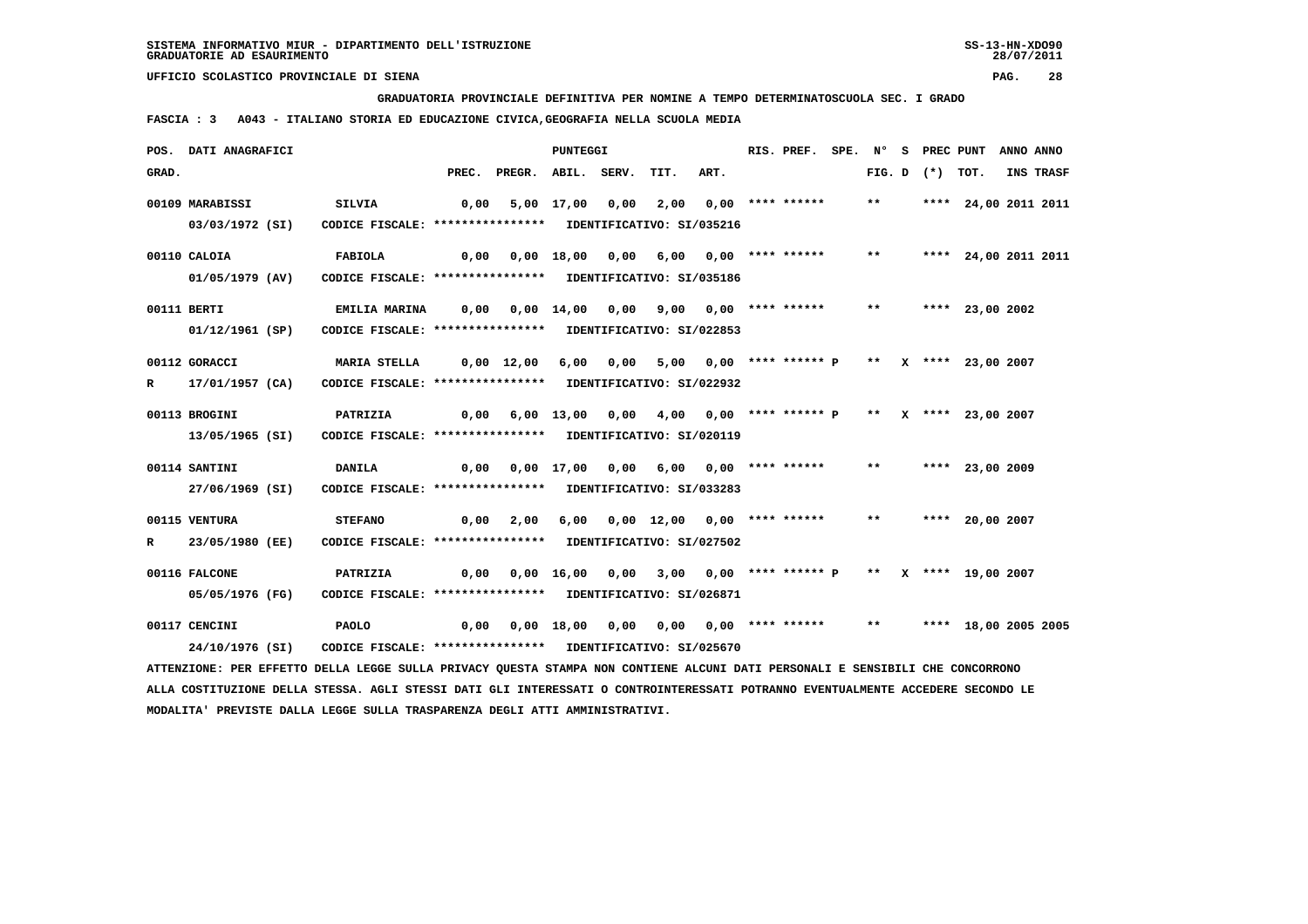SISTEMA INFORMATIVO MIUR - DIPARTIMENTO DELL'ISTRUZIONE
GRADUATORIE AD ESAURIMENTO

UFFICIO SCOLASTICO PROVINCIALE DI SIENA

GRADUATORIA PROVINCIALE DEFINITIVA PER NOMINE A TEMPO DETERMINATOSCUOLA SEC. I GRADO

FASCIA : 3 A043 - ITALIANO STORIA ED EDUCAZIONE CIVICA,GEOGRAFIA NELLA SCUOLA MEDIA

| POS. GRAD. | DATI ANAGRAFICI | | PREC. | PREGR. | ABIL. | SERV. | TIT. | ART. | RIS. PREF. | SPE. | N° FIG. | S D | PREC (*) | PUNT TOT. | ANNO INS | ANNO TRASF |
|---|---|---|---|---|---|---|---|---|---|---|---|---|---|---|---|---|
| 00109 | MARABISSI 03/03/1972 (SI) | SILVIA CODICE FISCALE: **************** IDENTIFICATIVO: SI/035216 | 0,00 | 5,00 | 17,00 | 0,00 | 2,00 | 0,00 | **** ****** | | ** | | **** | 24,00 | 2011 | 2011 |
| 00110 | CALOIA 01/05/1979 (AV) | FABIOLA CODICE FISCALE: **************** IDENTIFICATIVO: SI/035186 | 0,00 | 0,00 | 18,00 | 0,00 | 6,00 | 0,00 | **** ****** | | ** | | **** | 24,00 | 2011 | 2011 |
| 00111 | BERTI 01/12/1961 (SP) | EMILIA MARINA CODICE FISCALE: **************** IDENTIFICATIVO: SI/022853 | 0,00 | 0,00 | 14,00 | 0,00 | 9,00 | 0,00 | **** ****** | | ** | | **** | 23,00 | 2002 | |
| 00112 R | GORACCI 17/01/1957 (CA) | MARIA STELLA CODICE FISCALE: **************** IDENTIFICATIVO: SI/022932 | 0,00 | 12,00 | 6,00 | 0,00 | 5,00 | 0,00 | **** ****** P | | ** | X | **** | 23,00 | 2007 | |
| 00113 | BROGINI 13/05/1965 (SI) | PATRIZIA CODICE FISCALE: **************** IDENTIFICATIVO: SI/020119 | 0,00 | 6,00 | 13,00 | 0,00 | 4,00 | 0,00 | **** ****** P | | ** | X | **** | 23,00 | 2007 | |
| 00114 | SANTINI 27/06/1969 (SI) | DANILA CODICE FISCALE: **************** IDENTIFICATIVO: SI/033283 | 0,00 | 0,00 | 17,00 | 0,00 | 6,00 | 0,00 | **** ****** | | ** | | **** | 23,00 | 2009 | |
| 00115 R | VENTURA 23/05/1980 (EE) | STEFANO CODICE FISCALE: **************** IDENTIFICATIVO: SI/027502 | 0,00 | 2,00 | 6,00 | 0,00 | 12,00 | 0,00 | **** ****** | | ** | | **** | 20,00 | 2007 | |
| 00116 | FALCONE 05/05/1976 (FG) | PATRIZIA CODICE FISCALE: **************** IDENTIFICATIVO: SI/026871 | 0,00 | 0,00 | 16,00 | 0,00 | 3,00 | 0,00 | **** ****** P | | ** | X | **** | 19,00 | 2007 | |
| 00117 | CENCINI 24/10/1976 (SI) | PAOLO CODICE FISCALE: **************** IDENTIFICATIVO: SI/025670 | 0,00 | 0,00 | 18,00 | 0,00 | 0,00 | 0,00 | **** ****** | | ** | | **** | 18,00 | 2005 | 2005 |

ATTENZIONE: PER EFFETTO DELLA LEGGE SULLA PRIVACY QUESTA STAMPA NON CONTIENE ALCUNI DATI PERSONALI E SENSIBILI CHE CONCORRONO ALLA COSTITUZIONE DELLA STESSA. AGLI STESSI DATI GLI INTERESSATI O CONTROINTERESSATI POTRANNO EVENTUALMENTE ACCEDERE SECONDO LE MODALITA' PREVISTE DALLA LEGGE SULLA TRASPARENZA DEGLI ATTI AMMINISTRATIVI.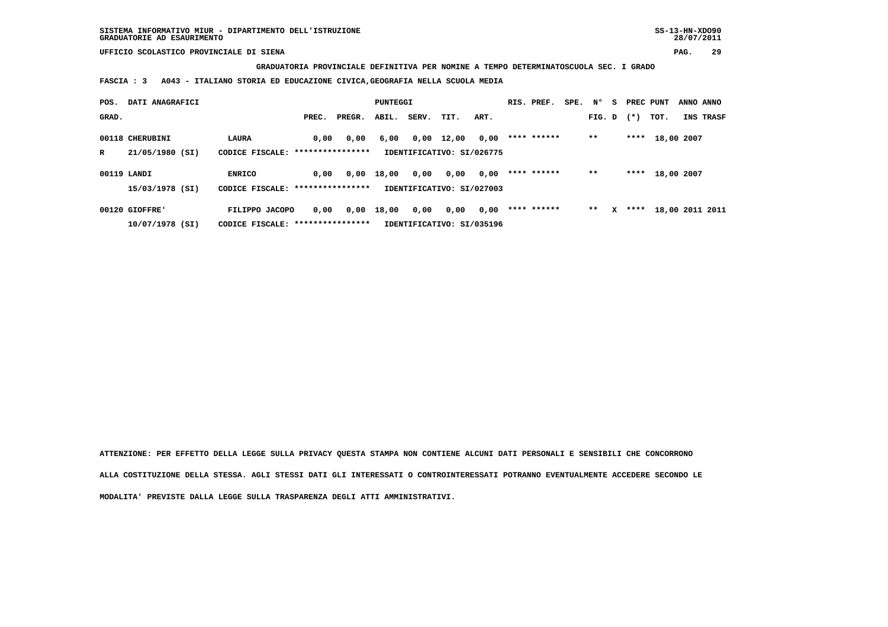SISTEMA INFORMATIVO MIUR - DIPARTIMENTO DELL'ISTRUZIONE
GRADUATORIE AD ESAURIMENTO

UFFICIO SCOLASTICO PROVINCIALE DI SIENA

**GRADUATORIA PROVINCIALE DEFINITIVA PER NOMINE A TEMPO DETERMINATOSCUOLA SEC. I GRADO**

**FASCIA : 3 A043 - ITALIANO STORIA ED EDUCAZIONE CIVICA,GEOGRAFIA NELLA SCUOLA MEDIA**

| POS. GRAD. | DATI ANAGRAFICI | | PREC. | PREGR. | ABIL. | SERV. | TIT. | ART. | RIS. PREF. | SPE. | N° FIG. | S D | PREC (*) | PUNT TOT. | ANNO INS | ANNO TRASF |
|---|---|---|---|---|---|---|---|---|---|---|---|---|---|---|---|---|
| 00118 | CHERUBINI | LAURA | 0,00 | 0,00 | 6,00 | 0,00 | 12,00 | 0,00 | **** ****** | | ** | | **** | 18,00 | 2007 | |
| R | 21/05/1980 (SI) | CODICE FISCALE: **************** | IDENTIFICATIVO: SI/026775 | | | | | | | | | | | | | |
| 00119 | LANDI | ENRICO | 0,00 | 0,00 | 18,00 | 0,00 | 0,00 | 0,00 | **** ****** | | ** | | **** | 18,00 | 2007 | |
| | 15/03/1978 (SI) | CODICE FISCALE: **************** | IDENTIFICATIVO: SI/027003 | | | | | | | | | | | | | |
| 00120 | GIOFFRE' | FILIPPO JACOPO | 0,00 | 0,00 | 18,00 | 0,00 | 0,00 | 0,00 | **** ****** | | ** | X | **** | 18,00 | 2011 | 2011 |
| | 10/07/1978 (SI) | CODICE FISCALE: **************** | IDENTIFICATIVO: SI/035196 | | | | | | | | | | | | | |

**ATTENZIONE: PER EFFETTO DELLA LEGGE SULLA PRIVACY QUESTA STAMPA NON CONTIENE ALCUNI DATI PERSONALI E SENSIBILI CHE CONCORRONO ALLA COSTITUZIONE DELLA STESSA. AGLI STESSI DATI GLI INTERESSATI O CONTROINTERESSATI POTRANNO EVENTUALMENTE ACCEDERE SECONDO LE MODALITA' PREVISTE DALLA LEGGE SULLA TRASPARENZA DEGLI ATTI AMMINISTRATIVI.**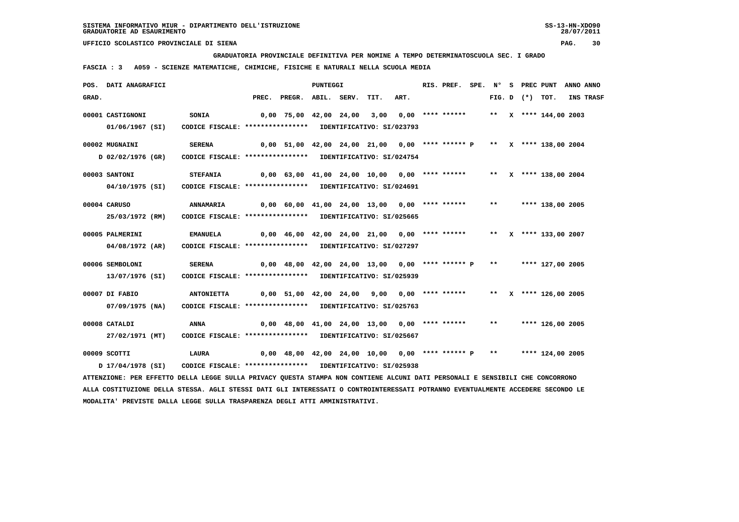SISTEMA INFORMATIVO MIUR - DIPARTIMENTO DELL'ISTRUZIONE
GRADUATORIE AD ESAURIMENTO

UFFICIO SCOLASTICO PROVINCIALE DI SIENA

GRADUATORIA PROVINCIALE DEFINITIVA PER NOMINE A TEMPO DETERMINATOSCUOLA SEC. I GRADO

FASCIA : 3 A059 - SCIENZE MATEMATICHE, CHIMICHE, FISICHE E NATURALI NELLA SCUOLA MEDIA

| POS. GRAD. | DATI ANAGRAFICI | | PREC. | PREGR. | ABIL. | SERV. | TIT. | ART. | RIS. PREF. | SPE. | N° FIG. | S D | PREC (*) | PUNT TOT. | ANNO INS | ANNO TRASF |
|---|---|---|---|---|---|---|---|---|---|---|---|---|---|---|---|---|
| 00001 | CASTIGNONI 01/06/1967 (SI) | SONIA CODICE FISCALE: **************** IDENTIFICATIVO: SI/023793 | 0,00 | 75,00 | 42,00 | 24,00 | 3,00 | 0,00 | **** ****** | | ** | X | **** | 144,00 | 2003 | |
| 00002 | MUGNAINI D 02/02/1976 (GR) | SERENA CODICE FISCALE: **************** IDENTIFICATIVO: SI/024754 | 0,00 | 51,00 | 42,00 | 24,00 | 21,00 | 0,00 | **** ****** P | | ** | X | **** | 138,00 | 2004 | |
| 00003 | SANTONI 04/10/1975 (SI) | STEFANIA CODICE FISCALE: **************** IDENTIFICATIVO: SI/024691 | 0,00 | 63,00 | 41,00 | 24,00 | 10,00 | 0,00 | **** ****** | | ** | X | **** | 138,00 | 2004 | |
| 00004 | CARUSO 25/03/1972 (RM) | ANNAMARIA CODICE FISCALE: **************** IDENTIFICATIVO: SI/025665 | 0,00 | 60,00 | 41,00 | 24,00 | 13,00 | 0,00 | **** ****** | | ** | | **** | 138,00 | 2005 | |
| 00005 | PALMERINI 04/08/1972 (AR) | EMANUELA CODICE FISCALE: **************** IDENTIFICATIVO: SI/027297 | 0,00 | 46,00 | 42,00 | 24,00 | 21,00 | 0,00 | **** ****** | | ** | X | **** | 133,00 | 2007 | |
| 00006 | SEMBOLONI 13/07/1976 (SI) | SERENA CODICE FISCALE: **************** IDENTIFICATIVO: SI/025939 | 0,00 | 48,00 | 42,00 | 24,00 | 13,00 | 0,00 | **** ****** P | | ** | | **** | 127,00 | 2005 | |
| 00007 | DI FABIO 07/09/1975 (NA) | ANTONIETTA CODICE FISCALE: **************** IDENTIFICATIVO: SI/025763 | 0,00 | 51,00 | 42,00 | 24,00 | 9,00 | 0,00 | **** ****** | | ** | X | **** | 126,00 | 2005 | |
| 00008 | CATALDI 27/02/1971 (MT) | ANNA CODICE FISCALE: **************** IDENTIFICATIVO: SI/025667 | 0,00 | 48,00 | 41,00 | 24,00 | 13,00 | 0,00 | **** ****** | | ** | | **** | 126,00 | 2005 | |
| 00009 | SCOTTI D 17/04/1978 (SI) | LAURA CODICE FISCALE: **************** IDENTIFICATIVO: SI/025938 | 0,00 | 48,00 | 42,00 | 24,00 | 10,00 | 0,00 | **** ****** P | | ** | | **** | 124,00 | 2005 | |

ATTENZIONE: PER EFFETTO DELLA LEGGE SULLA PRIVACY QUESTA STAMPA NON CONTIENE ALCUNI DATI PERSONALI E SENSIBILI CHE CONCORRONO ALLA COSTITUZIONE DELLA STESSA. AGLI STESSI DATI GLI INTERESSATI O CONTROINTERESSATI POTRANNO EVENTUALMENTE ACCEDERE SECONDO LE MODALITA' PREVISTE DALLA LEGGE SULLA TRASPARENZA DEGLI ATTI AMMINISTRATIVI.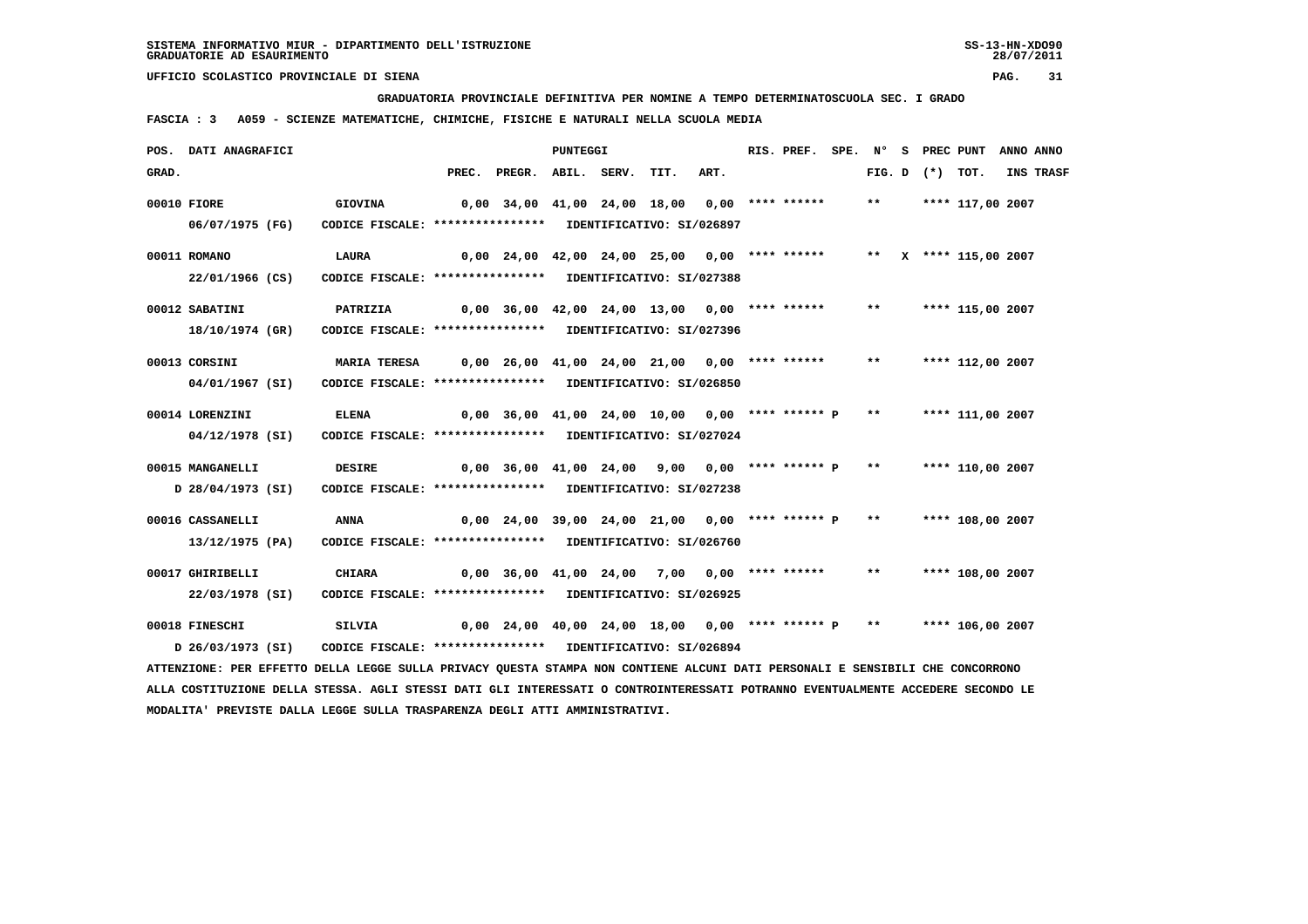SISTEMA INFORMATIVO MIUR - DIPARTIMENTO DELL'ISTRUZIONE
GRADUATORIE AD ESAURIMENTO

UFFICIO SCOLASTICO PROVINCIALE DI SIENA

**GRADUATORIA PROVINCIALE DEFINITIVA PER NOMINE A TEMPO DETERMINATOSCUOLA SEC. I GRADO**

**FASCIA : 3   A059 - SCIENZE MATEMATICHE, CHIMICHE, FISICHE E NATURALI NELLA SCUOLA MEDIA**

| POS. GRAD. | DATI ANAGRAFICI | | PREC. | PREGR. | ABIL. | SERV. | TIT. | ART. | RIS. PREF. | SPE. | N° FIG. | S D | PREC (*) | PUNT TOT. | ANNO INS | ANNO TRASF |
|---|---|---|---|---|---|---|---|---|---|---|---|---|---|---|---|---|
| 00010 | FIORE | GIOVINA | 0,00 | 34,00 | 41,00 | 24,00 | 18,00 | 0,00 | **** ****** | | ** | | **** | 117,00 | 2007 | |
| | 06/07/1975 (FG) | CODICE FISCALE: **************** | IDENTIFICATIVO: SI/026897 | | | | | | | | | | | | | |
| 00011 | ROMANO | LAURA | 0,00 | 24,00 | 42,00 | 24,00 | 25,00 | 0,00 | **** ****** | | ** | X | **** | 115,00 | 2007 | |
| | 22/01/1966 (CS) | CODICE FISCALE: **************** | IDENTIFICATIVO: SI/027388 | | | | | | | | | | | | | |
| 00012 | SABATINI | PATRIZIA | 0,00 | 36,00 | 42,00 | 24,00 | 13,00 | 0,00 | **** ****** | | ** | | **** | 115,00 | 2007 | |
| | 18/10/1974 (GR) | CODICE FISCALE: **************** | IDENTIFICATIVO: SI/027396 | | | | | | | | | | | | | |
| 00013 | CORSINI | MARIA TERESA | 0,00 | 26,00 | 41,00 | 24,00 | 21,00 | 0,00 | **** ****** | | ** | | **** | 112,00 | 2007 | |
| | 04/01/1967 (SI) | CODICE FISCALE: **************** | IDENTIFICATIVO: SI/026850 | | | | | | | | | | | | | |
| 00014 | LORENZINI | ELENA | 0,00 | 36,00 | 41,00 | 24,00 | 10,00 | 0,00 | **** ****** P | | ** | | **** | 111,00 | 2007 | |
| | 04/12/1978 (SI) | CODICE FISCALE: **************** | IDENTIFICATIVO: SI/027024 | | | | | | | | | | | | | |
| 00015 | MANGANELLI | DESIRE | 0,00 | 36,00 | 41,00 | 24,00 | 9,00 | 0,00 | **** ****** P | | ** | | **** | 110,00 | 2007 | |
| | D 28/04/1973 (SI) | CODICE FISCALE: **************** | IDENTIFICATIVO: SI/027238 | | | | | | | | | | | | | |
| 00016 | CASSANELLI | ANNA | 0,00 | 24,00 | 39,00 | 24,00 | 21,00 | 0,00 | **** ****** P | | ** | | **** | 108,00 | 2007 | |
| | 13/12/1975 (PA) | CODICE FISCALE: **************** | IDENTIFICATIVO: SI/026760 | | | | | | | | | | | | | |
| 00017 | GHIRIBELLI | CHIARA | 0,00 | 36,00 | 41,00 | 24,00 | 7,00 | 0,00 | **** ****** | | ** | | **** | 108,00 | 2007 | |
| | 22/03/1978 (SI) | CODICE FISCALE: **************** | IDENTIFICATIVO: SI/026925 | | | | | | | | | | | | | |
| 00018 | FINESCHI | SILVIA | 0,00 | 24,00 | 40,00 | 24,00 | 18,00 | 0,00 | **** ****** P | | ** | | **** | 106,00 | 2007 | |
| | D 26/03/1973 (SI) | CODICE FISCALE: **************** | IDENTIFICATIVO: SI/026894 | | | | | | | | | | | | | |

ATTENZIONE: PER EFFETTO DELLA LEGGE SULLA PRIVACY QUESTA STAMPA NON CONTIENE ALCUNI DATI PERSONALI E SENSIBILI CHE CONCORRONO ALLA COSTITUZIONE DELLA STESSA. AGLI STESSI DATI GLI INTERESSATI O CONTROINTERESSATI POTRANNO EVENTUALMENTE ACCEDERE SECONDO LE MODALITA' PREVISTE DALLA LEGGE SULLA TRASPARENZA DEGLI ATTI AMMINISTRATIVI.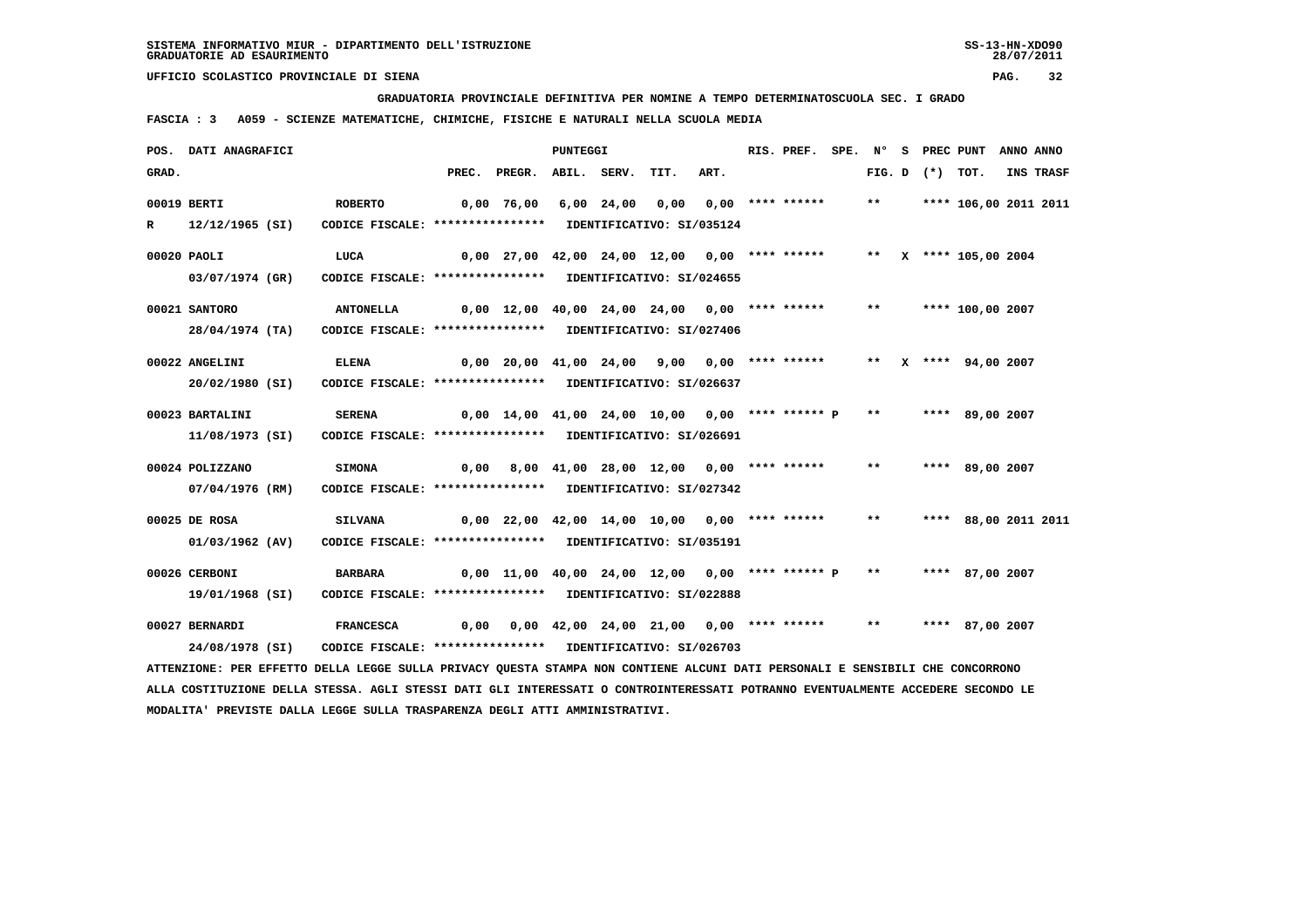SISTEMA INFORMATIVO MIUR - DIPARTIMENTO DELL'ISTRUZIONE
GRADUATORIE AD ESAURIMENTO

UFFICIO SCOLASTICO PROVINCIALE DI SIENA

**GRADUATORIA PROVINCIALE DEFINITIVA PER NOMINE A TEMPO DETERMINATOSCUOLA SEC. I GRADO**

**FASCIA : 3 A059 - SCIENZE MATEMATICHE, CHIMICHE, FISICHE E NATURALI NELLA SCUOLA MEDIA**

| POS. GRAD. | DATI ANAGRAFICI | | PREC. | PREGR. | ABIL. | SERV. | TIT. | ART. | RIS. PREF. | SPE. | N° FIG. | S D | PREC (*) | PUNT TOT. | ANNO INS | ANNO TRASF |
|---|---|---|---|---|---|---|---|---|---|---|---|---|---|---|---|---|
| 00019 | BERTI | ROBERTO | 0,00 | 76,00 | 6,00 | 24,00 | 0,00 | 0,00 | **** ****** | | ** | | **** | 106,00 | 2011 | 2011 |
| R | 12/12/1965 (SI) | CODICE FISCALE: **************** IDENTIFICATIVO: SI/035124 | | | | | | | | | | | | | | |
| 00020 | PAOLI | LUCA | 0,00 | 27,00 | 42,00 | 24,00 | 12,00 | 0,00 | **** ****** | | ** | X | **** | 105,00 | 2004 | |
| | 03/07/1974 (GR) | CODICE FISCALE: **************** IDENTIFICATIVO: SI/024655 | | | | | | | | | | | | | | |
| 00021 | SANTORO | ANTONELLA | 0,00 | 12,00 | 40,00 | 24,00 | 24,00 | 0,00 | **** ****** | | ** | | **** | 100,00 | 2007 | |
| | 28/04/1974 (TA) | CODICE FISCALE: **************** IDENTIFICATIVO: SI/027406 | | | | | | | | | | | | | | |
| 00022 | ANGELINI | ELENA | 0,00 | 20,00 | 41,00 | 24,00 | 9,00 | 0,00 | **** ****** | | ** | X | **** | 94,00 | 2007 | |
| | 20/02/1980 (SI) | CODICE FISCALE: **************** IDENTIFICATIVO: SI/026637 | | | | | | | | | | | | | | |
| 00023 | BARTALINI | SERENA | 0,00 | 14,00 | 41,00 | 24,00 | 10,00 | 0,00 | **** ****** | P | ** | | **** | 89,00 | 2007 | |
| | 11/08/1973 (SI) | CODICE FISCALE: **************** IDENTIFICATIVO: SI/026691 | | | | | | | | | | | | | | |
| 00024 | POLIZZANO | SIMONA | 0,00 | 8,00 | 41,00 | 28,00 | 12,00 | 0,00 | **** ****** | | ** | | **** | 89,00 | 2007 | |
| | 07/04/1976 (RM) | CODICE FISCALE: **************** IDENTIFICATIVO: SI/027342 | | | | | | | | | | | | | | |
| 00025 | DE ROSA | SILVANA | 0,00 | 22,00 | 42,00 | 14,00 | 10,00 | 0,00 | **** ****** | | ** | | **** | 88,00 | 2011 | 2011 |
| | 01/03/1962 (AV) | CODICE FISCALE: **************** IDENTIFICATIVO: SI/035191 | | | | | | | | | | | | | | |
| 00026 | CERBONI | BARBARA | 0,00 | 11,00 | 40,00 | 24,00 | 12,00 | 0,00 | **** ****** | P | ** | | **** | 87,00 | 2007 | |
| | 19/01/1968 (SI) | CODICE FISCALE: **************** IDENTIFICATIVO: SI/022888 | | | | | | | | | | | | | | |
| 00027 | BERNARDI | FRANCESCA | 0,00 | 0,00 | 42,00 | 24,00 | 21,00 | 0,00 | **** ****** | | ** | | **** | 87,00 | 2007 | |
| | 24/08/1978 (SI) | CODICE FISCALE: **************** IDENTIFICATIVO: SI/026703 | | | | | | | | | | | | | | |

ATTENZIONE: PER EFFETTO DELLA LEGGE SULLA PRIVACY QUESTA STAMPA NON CONTIENE ALCUNI DATI PERSONALI E SENSIBILI CHE CONCORRONO ALLA COSTITUZIONE DELLA STESSA. AGLI STESSI DATI GLI INTERESSATI O CONTROINTERESSATI POTRANNO EVENTUALMENTE ACCEDERE SECONDO LE MODALITA' PREVISTE DALLA LEGGE SULLA TRASPARENZA DEGLI ATTI AMMINISTRATIVI.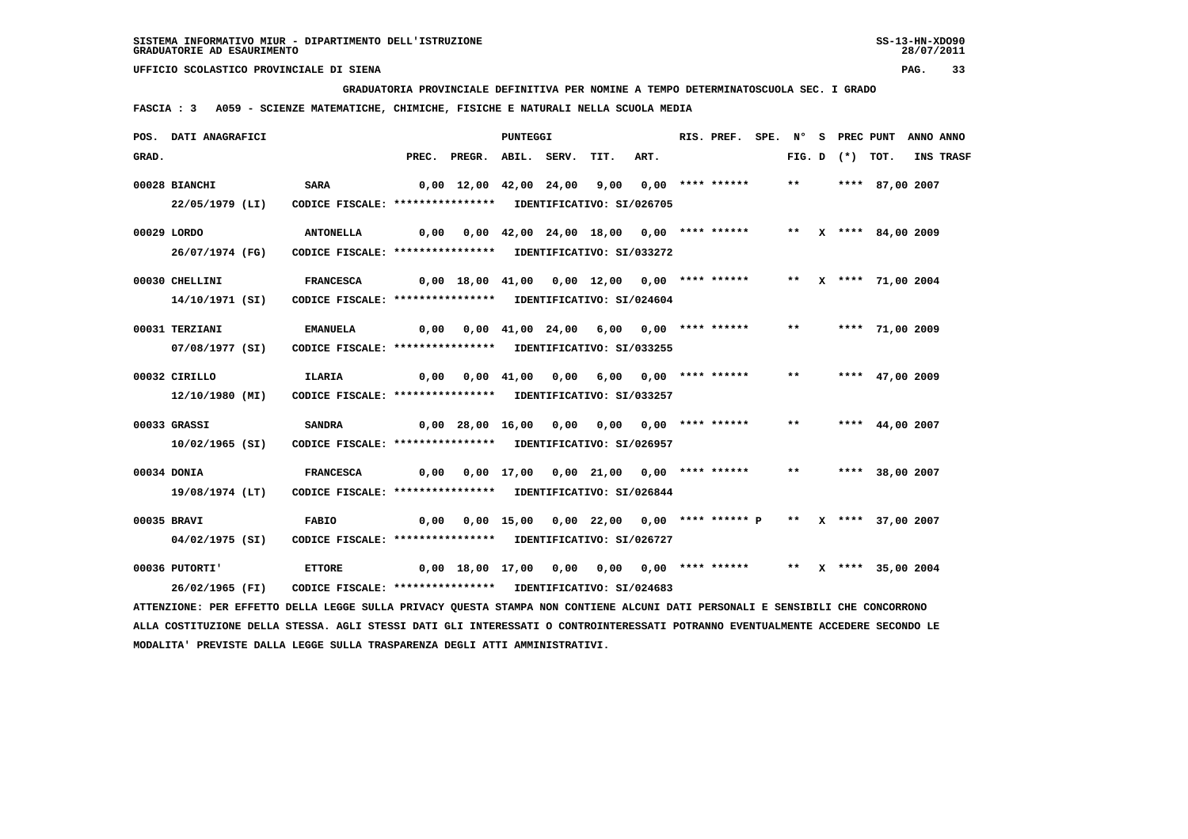**GRADUATORIA PROVINCIALE DEFINITIVA PER NOMINE A TEMPO DETERMINATOSCUOLA SEC. I GRADO**

**FASCIA : 3 A059 - SCIENZE MATEMATICHE, CHIMICHE, FISICHE E NATURALI NELLA SCUOLA MEDIA**

| POS. GRAD. | DATI ANAGRAFICI | | PREC. | PREGR. | ABIL. | SERV. | TIT. | ART. | RIS. PREF. | SPE. | N° FIG. | S D | PREC (*) | PUNT TOT. | ANNO INS | ANNO TRASF |
|---|---|---|---|---|---|---|---|---|---|---|---|---|---|---|---|---|
| 00028 | BIANCHI | SARA | 0,00 | 12,00 | 42,00 | 24,00 | 9,00 | 0,00 | **** ****** | | ** | | **** | 87,00 | 2007 | |
| | 22/05/1979 (LI) | CODICE FISCALE: **************** IDENTIFICATIVO: SI/026705 | | | | | | | | | | | | | | |
| 00029 | LORDO | ANTONELLA | 0,00 | 0,00 | 42,00 | 24,00 | 18,00 | 0,00 | **** ****** | | ** | X | **** | 84,00 | 2009 | |
| | 26/07/1974 (FG) | CODICE FISCALE: **************** IDENTIFICATIVO: SI/033272 | | | | | | | | | | | | | | |
| 00030 | CHELLINI | FRANCESCA | 0,00 | 18,00 | 41,00 | 0,00 | 12,00 | 0,00 | **** ****** | | ** | X | **** | 71,00 | 2004 | |
| | 14/10/1971 (SI) | CODICE FISCALE: **************** IDENTIFICATIVO: SI/024604 | | | | | | | | | | | | | | |
| 00031 | TERZIANI | EMANUELA | 0,00 | 0,00 | 41,00 | 24,00 | 6,00 | 0,00 | **** ****** | | ** | | **** | 71,00 | 2009 | |
| | 07/08/1977 (SI) | CODICE FISCALE: **************** IDENTIFICATIVO: SI/033255 | | | | | | | | | | | | | | |
| 00032 | CIRILLO | ILARIA | 0,00 | 0,00 | 41,00 | 0,00 | 6,00 | 0,00 | **** ****** | | ** | | **** | 47,00 | 2009 | |
| | 12/10/1980 (MI) | CODICE FISCALE: **************** IDENTIFICATIVO: SI/033257 | | | | | | | | | | | | | | |
| 00033 | GRASSI | SANDRA | 0,00 | 28,00 | 16,00 | 0,00 | 0,00 | 0,00 | **** ****** | | ** | | **** | 44,00 | 2007 | |
| | 10/02/1965 (SI) | CODICE FISCALE: **************** IDENTIFICATIVO: SI/026957 | | | | | | | | | | | | | | |
| 00034 | DONIA | FRANCESCA | 0,00 | 0,00 | 17,00 | 0,00 | 21,00 | 0,00 | **** ****** | | ** | | **** | 38,00 | 2007 | |
| | 19/08/1974 (LT) | CODICE FISCALE: **************** IDENTIFICATIVO: SI/026844 | | | | | | | | | | | | | | |
| 00035 | BRAVI | FABIO | 0,00 | 0,00 | 15,00 | 0,00 | 22,00 | 0,00 | **** ****** P | | ** | X | **** | 37,00 | 2007 | |
| | 04/02/1975 (SI) | CODICE FISCALE: **************** IDENTIFICATIVO: SI/026727 | | | | | | | | | | | | | | |
| 00036 | PUTORTI' | ETTORE | 0,00 | 18,00 | 17,00 | 0,00 | 0,00 | 0,00 | **** ****** | | ** | X | **** | 35,00 | 2004 | |
| | 26/02/1965 (FI) | CODICE FISCALE: **************** IDENTIFICATIVO: SI/024683 | | | | | | | | | | | | | | |

ATTENZIONE: PER EFFETTO DELLA LEGGE SULLA PRIVACY QUESTA STAMPA NON CONTIENE ALCUNI DATI PERSONALI E SENSIBILI CHE CONCORRONO ALLA COSTITUZIONE DELLA STESSA. AGLI STESSI DATI GLI INTERESSATI O CONTROINTERESSATI POTRANNO EVENTUALMENTE ACCEDERE SECONDO LE MODALITA' PREVISTE DALLA LEGGE SULLA TRASPARENZA DEGLI ATTI AMMINISTRATIVI.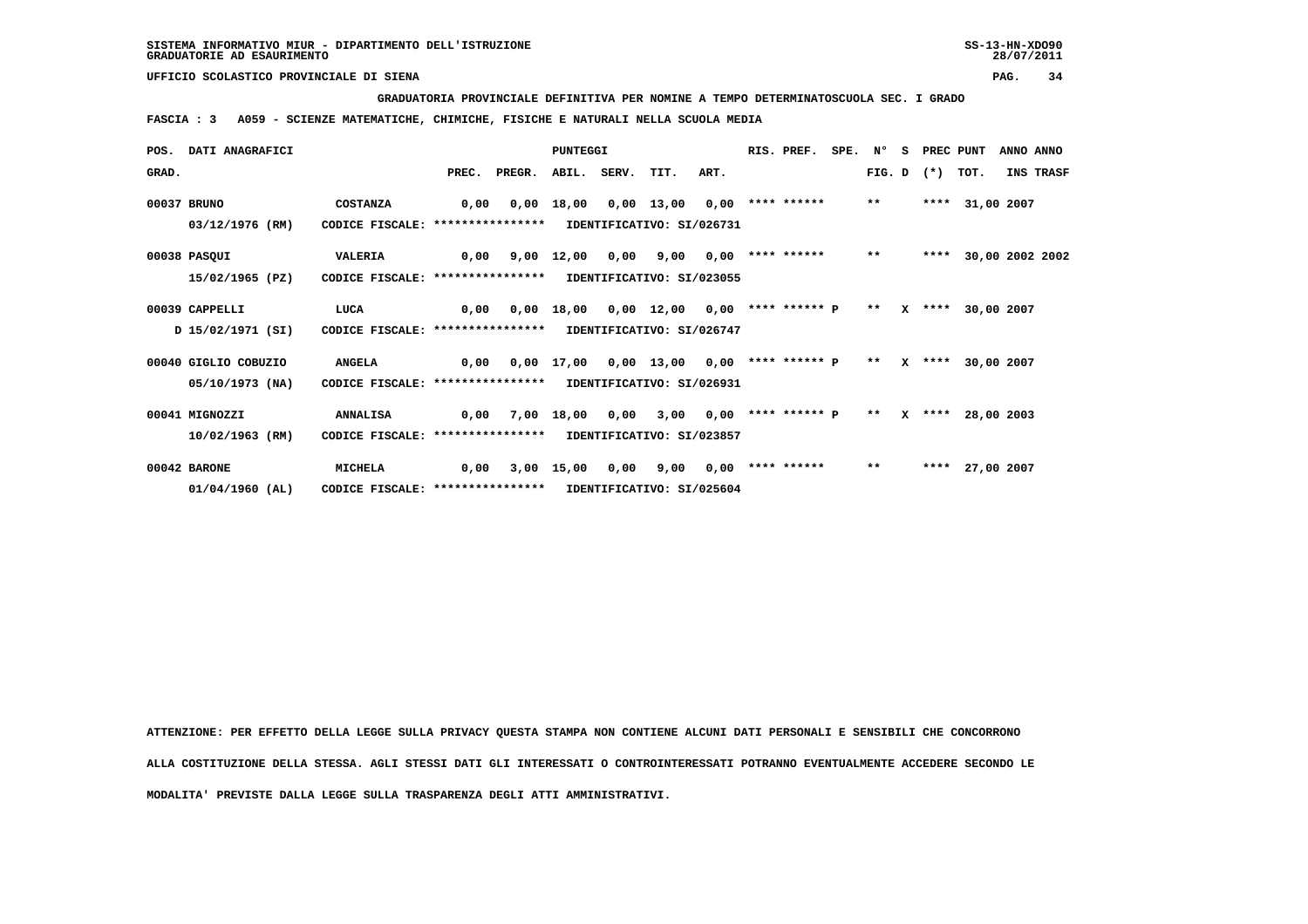SISTEMA INFORMATIVO MIUR - DIPARTIMENTO DELL'ISTRUZIONE
GRADUATORIE AD ESAURIMENTO

SS-13-HN-XDO90
28/07/2011

UFFICIO SCOLASTICO PROVINCIALE DI SIENA

**GRADUATORIA PROVINCIALE DEFINITIVA PER NOMINE A TEMPO DETERMINATOSCUOLA SEC. I GRADO**

**FASCIA : 3 A059 - SCIENZE MATEMATICHE, CHIMICHE, FISICHE E NATURALI NELLA SCUOLA MEDIA**

| POS. GRAD. | DATI ANAGRAFICI | | PREC. | PREGR. | ABIL. | SERV. | TIT. | ART. | RIS. PREF. | SPE. | N° FIG. | S D | PREC (*) | PUNT TOT. | ANNO INS | ANNO TRASF |
|---|---|---|---|---|---|---|---|---|---|---|---|---|---|---|---|---|
| 00037 | BRUNO | COSTANZA | 0,00 | 0,00 | 18,00 | 0,00 | 13,00 | 0,00 | **** ****** | | ** | | **** | 31,00 | 2007 | |
| | 03/12/1976 (RM) | CODICE FISCALE: **************** | IDENTIFICATIVO: SI/026731 | | | | | | | | | | | | | |
| 00038 | PASQUI | VALERIA | 0,00 | 9,00 | 12,00 | 0,00 | 9,00 | 0,00 | **** ****** | | ** | | **** | 30,00 | 2002 | 2002 |
| | 15/02/1965 (PZ) | CODICE FISCALE: **************** | IDENTIFICATIVO: SI/023055 | | | | | | | | | | | | | |
| 00039 | CAPPELLI | LUCA | 0,00 | 0,00 | 18,00 | 0,00 | 12,00 | 0,00 | **** ****** P | | ** | X | **** | 30,00 | 2007 | |
| | D 15/02/1971 (SI) | CODICE FISCALE: **************** | IDENTIFICATIVO: SI/026747 | | | | | | | | | | | | | |
| 00040 | GIGLIO COBUZIO | ANGELA | 0,00 | 0,00 | 17,00 | 0,00 | 13,00 | 0,00 | **** ****** P | | ** | X | **** | 30,00 | 2007 | |
| | 05/10/1973 (NA) | CODICE FISCALE: **************** | IDENTIFICATIVO: SI/026931 | | | | | | | | | | | | | |
| 00041 | MIGNOZZI | ANNALISA | 0,00 | 7,00 | 18,00 | 0,00 | 3,00 | 0,00 | **** ****** P | | ** | X | **** | 28,00 | 2003 | |
| | 10/02/1963 (RM) | CODICE FISCALE: **************** | IDENTIFICATIVO: SI/023857 | | | | | | | | | | | | | |
| 00042 | BARONE | MICHELA | 0,00 | 3,00 | 15,00 | 0,00 | 9,00 | 0,00 | **** ****** | | ** | | **** | 27,00 | 2007 | |
| | 01/04/1960 (AL) | CODICE FISCALE: **************** | IDENTIFICATIVO: SI/025604 | | | | | | | | | | | | | |

ATTENZIONE: PER EFFETTO DELLA LEGGE SULLA PRIVACY QUESTA STAMPA NON CONTIENE ALCUNI DATI PERSONALI E SENSIBILI CHE CONCORRONO ALLA COSTITUZIONE DELLA STESSA. AGLI STESSI DATI GLI INTERESSATI O CONTROINTERESSATI POTRANNO EVENTUALMENTE ACCEDERE SECONDO LE MODALITA' PREVISTE DALLA LEGGE SULLA TRASPARENZA DEGLI ATTI AMMINISTRATIVI.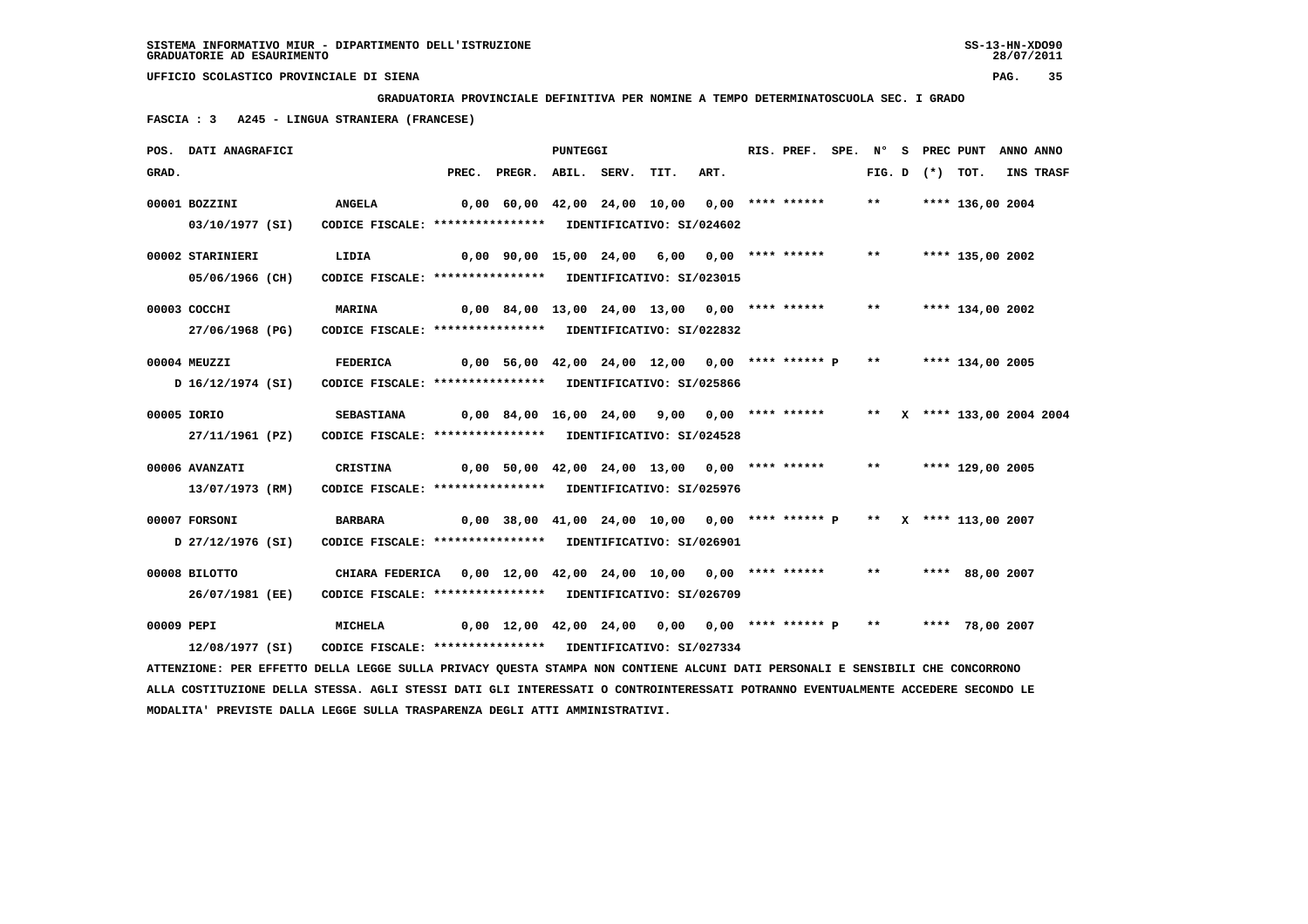SISTEMA INFORMATIVO MIUR - DIPARTIMENTO DELL'ISTRUZIONE
GRADUATORIE AD ESAURIMENTO

UFFICIO SCOLASTICO PROVINCIALE DI SIENA

**GRADUATORIA PROVINCIALE DEFINITIVA PER NOMINE A TEMPO DETERMINATOSCUOLA SEC. I GRADO**

**FASCIA : 3   A245 - LINGUA STRANIERA (FRANCESE)**

| POS. GRAD. | DATI ANAGRAFICI | | PREC. | PREGR. | ABIL. | SERV. | TIT. | ART. | RIS. | PREF. | SPE. | N° FIG. | S D | PREC (*) | PUNT TOT. | ANNO INS | ANNO TRASF |
|---|---|---|---|---|---|---|---|---|---|---|---|---|---|---|---|---|---|
| 00001 | BOZZINI | ANGELA | 0,00 | 60,00 | 42,00 | 24,00 | 10,00 | 0,00 | **** | ****** | | ** | | **** | 136,00 | 2004 | |
| | 03/10/1977 (SI) | CODICE FISCALE: **************** IDENTIFICATIVO: SI/024602 | | | | | | | | | | | | | | | |
| 00002 | STARINIERI | LIDIA | 0,00 | 90,00 | 15,00 | 24,00 | 6,00 | 0,00 | **** | ****** | | ** | | **** | 135,00 | 2002 | |
| | 05/06/1966 (CH) | CODICE FISCALE: **************** IDENTIFICATIVO: SI/023015 | | | | | | | | | | | | | | | |
| 00003 | COCCHI | MARINA | 0,00 | 84,00 | 13,00 | 24,00 | 13,00 | 0,00 | **** | ****** | | ** | | **** | 134,00 | 2002 | |
| | 27/06/1968 (PG) | CODICE FISCALE: **************** IDENTIFICATIVO: SI/022832 | | | | | | | | | | | | | | | |
| 00004 | MEUZZI | FEDERICA | 0,00 | 56,00 | 42,00 | 24,00 | 12,00 | 0,00 | **** | ****** | P | ** | | **** | 134,00 | 2005 | |
| | D 16/12/1974 (SI) | CODICE FISCALE: **************** IDENTIFICATIVO: SI/025866 | | | | | | | | | | | | | | | |
| 00005 | IORIO | SEBASTIANA | 0,00 | 84,00 | 16,00 | 24,00 | 9,00 | 0,00 | **** | ****** | | ** | X | **** | 133,00 | 2004 | 2004 |
| | 27/11/1961 (PZ) | CODICE FISCALE: **************** IDENTIFICATIVO: SI/024528 | | | | | | | | | | | | | | | |
| 00006 | AVANZATI | CRISTINA | 0,00 | 50,00 | 42,00 | 24,00 | 13,00 | 0,00 | **** | ****** | | ** | | **** | 129,00 | 2005 | |
| | 13/07/1973 (RM) | CODICE FISCALE: **************** IDENTIFICATIVO: SI/025976 | | | | | | | | | | | | | | | |
| 00007 | FORSONI | BARBARA | 0,00 | 38,00 | 41,00 | 24,00 | 10,00 | 0,00 | **** | ****** | P | ** | X | **** | 113,00 | 2007 | |
| | D 27/12/1976 (SI) | CODICE FISCALE: **************** IDENTIFICATIVO: SI/026901 | | | | | | | | | | | | | | | |
| 00008 | BILOTTO | CHIARA FEDERICA | 0,00 | 12,00 | 42,00 | 24,00 | 10,00 | 0,00 | **** | ****** | | ** | | **** | 88,00 | 2007 | |
| | 26/07/1981 (EE) | CODICE FISCALE: **************** IDENTIFICATIVO: SI/026709 | | | | | | | | | | | | | | | |
| 00009 | PEPI | MICHELA | 0,00 | 12,00 | 42,00 | 24,00 | 0,00 | 0,00 | **** | ****** | P | ** | | **** | 78,00 | 2007 | |
| | 12/08/1977 (SI) | CODICE FISCALE: **************** IDENTIFICATIVO: SI/027334 | | | | | | | | | | | | | | | |

ATTENZIONE: PER EFFETTO DELLA LEGGE SULLA PRIVACY QUESTA STAMPA NON CONTIENE ALCUNI DATI PERSONALI E SENSIBILI CHE CONCORRONO ALLA COSTITUZIONE DELLA STESSA. AGLI STESSI DATI GLI INTERESSATI O CONTROINTERESSATI POTRANNO EVENTUALMENTE ACCEDERE SECONDO LE MODALITA' PREVISTE DALLA LEGGE SULLA TRASPARENZA DEGLI ATTI AMMINISTRATIVI.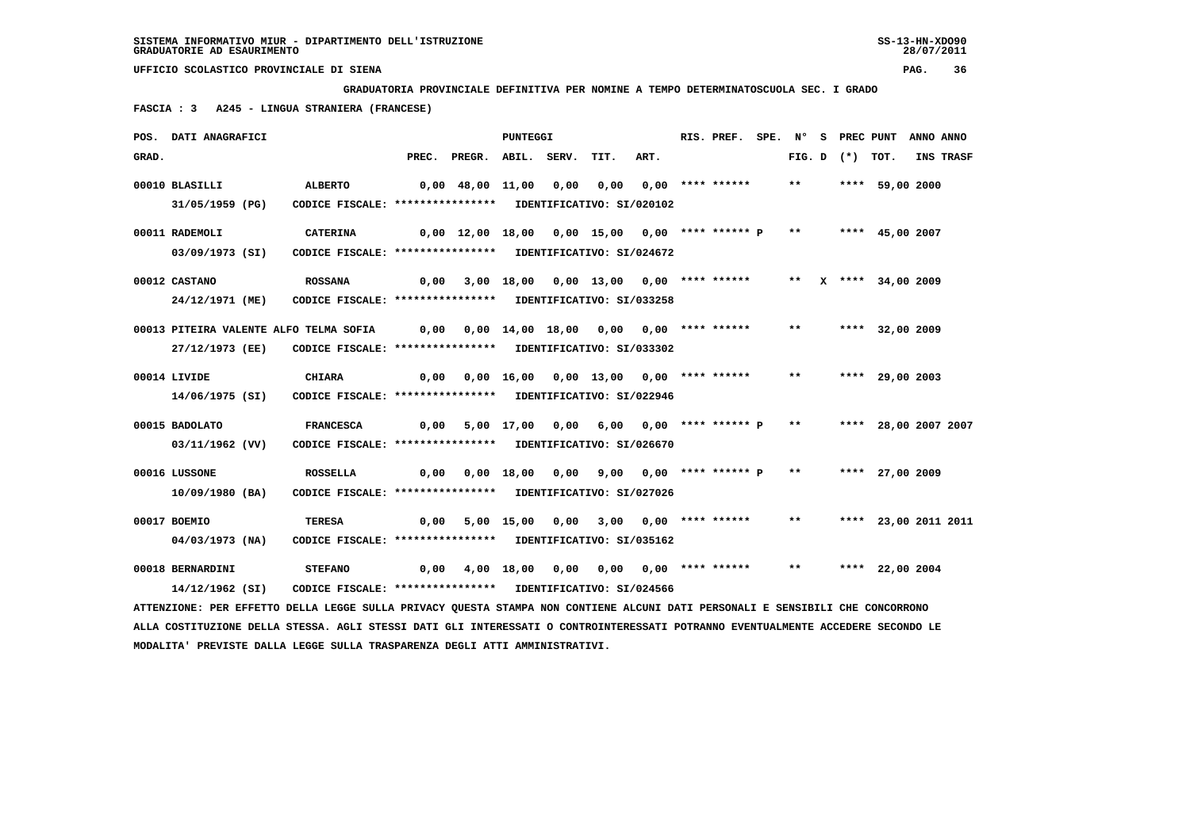SISTEMA INFORMATIVO MIUR - DIPARTIMENTO DELL'ISTRUZIONE
GRADUATORIE AD ESAURIMENTO

UFFICIO SCOLASTICO PROVINCIALE DI SIENA

**GRADUATORIA PROVINCIALE DEFINITIVA PER NOMINE A TEMPO DETERMINATOSCUOLA SEC. I GRADO**

**FASCIA : 3 A245 - LINGUA STRANIERA (FRANCESE)**

| POS. GRAD. | DATI ANAGRAFICI | | PREC. | PREGR. | ABIL. | SERV. | TIT. | ART. | RIS. PREF. | SPE. | N° FIG. | S D | PREC (*) | PUNT TOT. | ANNO INS | ANNO TRASF |
|---|---|---|---|---|---|---|---|---|---|---|---|---|---|---|---|---|
| 00010 | BLASILLI | ALBERTO | 0,00 | 48,00 | 11,00 | 0,00 | 0,00 | 0,00 | **** ****** | | ** | | **** | 59,00 | 2000 | |
| | 31/05/1959 (PG) | CODICE FISCALE: **************** IDENTIFICATIVO: SI/020102 | | | | | | | | | | | | | | |
| 00011 | RADEMOLI | CATERINA | 0,00 | 12,00 | 18,00 | 0,00 | 15,00 | 0,00 | **** ****** P | | ** | | **** | 45,00 | 2007 | |
| | 03/09/1973 (SI) | CODICE FISCALE: **************** IDENTIFICATIVO: SI/024672 | | | | | | | | | | | | | | |
| 00012 | CASTANO | ROSSANA | 0,00 | 3,00 | 18,00 | 0,00 | 13,00 | 0,00 | **** ****** | | ** | X | **** | 34,00 | 2009 | |
| | 24/12/1971 (ME) | CODICE FISCALE: **************** IDENTIFICATIVO: SI/033258 | | | | | | | | | | | | | | |
| 00013 | PITEIRA VALENTE ALFO TELMA SOFIA | | 0,00 | 0,00 | 14,00 | 18,00 | 0,00 | 0,00 | **** ****** | | ** | | **** | 32,00 | 2009 | |
| | 27/12/1973 (EE) | CODICE FISCALE: **************** IDENTIFICATIVO: SI/033302 | | | | | | | | | | | | | | |
| 00014 | LIVIDE | CHIARA | 0,00 | 0,00 | 16,00 | 0,00 | 13,00 | 0,00 | **** ****** | | ** | | **** | 29,00 | 2003 | |
| | 14/06/1975 (SI) | CODICE FISCALE: **************** IDENTIFICATIVO: SI/022946 | | | | | | | | | | | | | | |
| 00015 | BADOLATO | FRANCESCA | 0,00 | 5,00 | 17,00 | 0,00 | 6,00 | 0,00 | **** ****** P | | ** | | **** | 28,00 | 2007 | 2007 |
| | 03/11/1962 (VV) | CODICE FISCALE: **************** IDENTIFICATIVO: SI/026670 | | | | | | | | | | | | | | |
| 00016 | LUSSONE | ROSSELLA | 0,00 | 0,00 | 18,00 | 0,00 | 9,00 | 0,00 | **** ****** P | | ** | | **** | 27,00 | 2009 | |
| | 10/09/1980 (BA) | CODICE FISCALE: **************** IDENTIFICATIVO: SI/027026 | | | | | | | | | | | | | | |
| 00017 | BOEMIO | TERESA | 0,00 | 5,00 | 15,00 | 0,00 | 3,00 | 0,00 | **** ****** | | ** | | **** | 23,00 | 2011 | 2011 |
| | 04/03/1973 (NA) | CODICE FISCALE: **************** IDENTIFICATIVO: SI/035162 | | | | | | | | | | | | | | |
| 00018 | BERNARDINI | STEFANO | 0,00 | 4,00 | 18,00 | 0,00 | 0,00 | 0,00 | **** ****** | | ** | | **** | 22,00 | 2004 | |
| | 14/12/1962 (SI) | CODICE FISCALE: **************** IDENTIFICATIVO: SI/024566 | | | | | | | | | | | | | | |

ATTENZIONE: PER EFFETTO DELLA LEGGE SULLA PRIVACY QUESTA STAMPA NON CONTIENE ALCUNI DATI PERSONALI E SENSIBILI CHE CONCORRONO ALLA COSTITUZIONE DELLA STESSA. AGLI STESSI DATI GLI INTERESSATI O CONTROINTERESSATI POTRANNO EVENTUALMENTE ACCEDERE SECONDO LE MODALITA' PREVISTE DALLA LEGGE SULLA TRASPARENZA DEGLI ATTI AMMINISTRATIVI.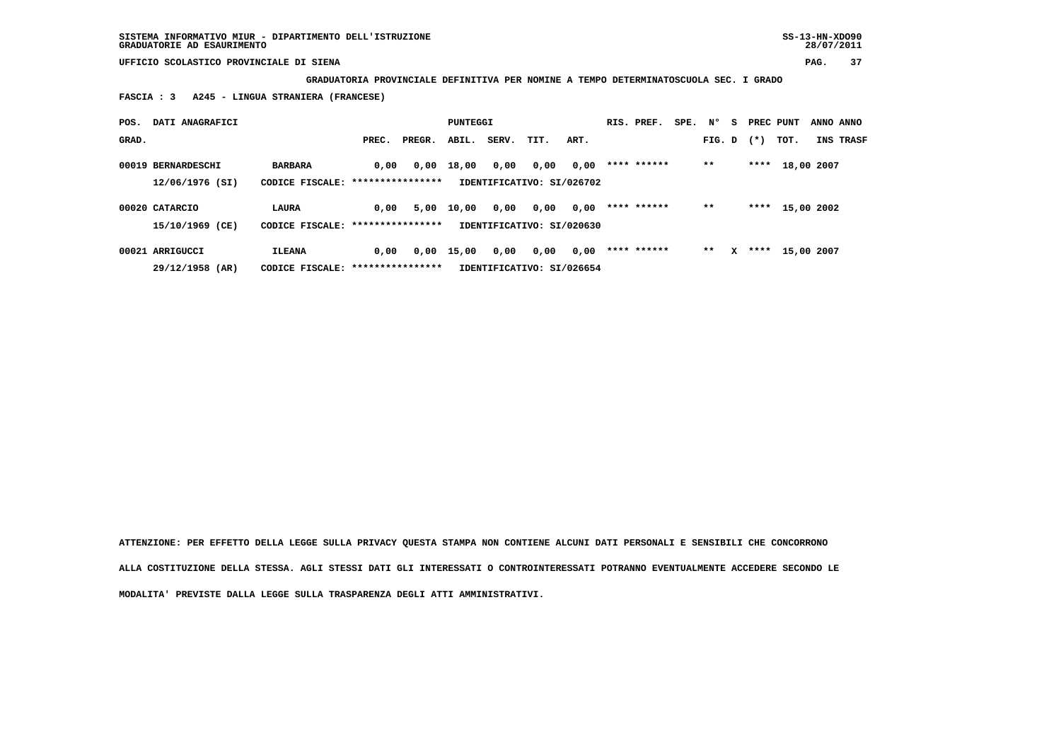SISTEMA INFORMATIVO MIUR - DIPARTIMENTO DELL'ISTRUZIONE
GRADUATORIE AD ESAURIMENTO

UFFICIO SCOLASTICO PROVINCIALE DI SIENA

**GRADUATORIA PROVINCIALE DEFINITIVA PER NOMINE A TEMPO DETERMINATOSCUOLA SEC. I GRADO**

**FASCIA : 3 A245 - LINGUA STRANIERA (FRANCESE)**

| POS. GRAD. | DATI ANAGRAFICI | | PREC. | PREGR. | ABIL. | SERV. | TIT. | ART. | RIS. | PREF. | SPE. | N° FIG. | S D | PREC (*) | PUNT TOT. | ANNO INS | ANNO TRASF |
|---|---|---|---|---|---|---|---|---|---|---|---|---|---|---|---|---|---|
| 00019 | BERNARDESCHI | BARBARA | 0,00 | 0,00 | 18,00 | 0,00 | 0,00 | 0,00 | **** | ****** | | ** | | **** | 18,00 | 2007 | |
| | 12/06/1976 (SI) | CODICE FISCALE: **************** | | | IDENTIFICATIVO: SI/026702 | | | | | | | | | | | | |
| 00020 | CATARCIO | LAURA | 0,00 | 5,00 | 10,00 | 0,00 | 0,00 | 0,00 | **** | ****** | | ** | | **** | 15,00 | 2002 | |
| | 15/10/1969 (CE) | CODICE FISCALE: **************** | | | IDENTIFICATIVO: SI/020630 | | | | | | | | | | | | |
| 00021 | ARRIGUCCI | ILEANA | 0,00 | 0,00 | 15,00 | 0,00 | 0,00 | 0,00 | **** | ****** | | ** | X | **** | 15,00 | 2007 | |
| | 29/12/1958 (AR) | CODICE FISCALE: **************** | | | IDENTIFICATIVO: SI/026654 | | | | | | | | | | | | |

ATTENZIONE: PER EFFETTO DELLA LEGGE SULLA PRIVACY QUESTA STAMPA NON CONTIENE ALCUNI DATI PERSONALI E SENSIBILI CHE CONCORRONO ALLA COSTITUZIONE DELLA STESSA. AGLI STESSI DATI GLI INTERESSATI O CONTROINTERESSATI POTRANNO EVENTUALMENTE ACCEDERE SECONDO LE MODALITA' PREVISTE DALLA LEGGE SULLA TRASPARENZA DEGLI ATTI AMMINISTRATIVI.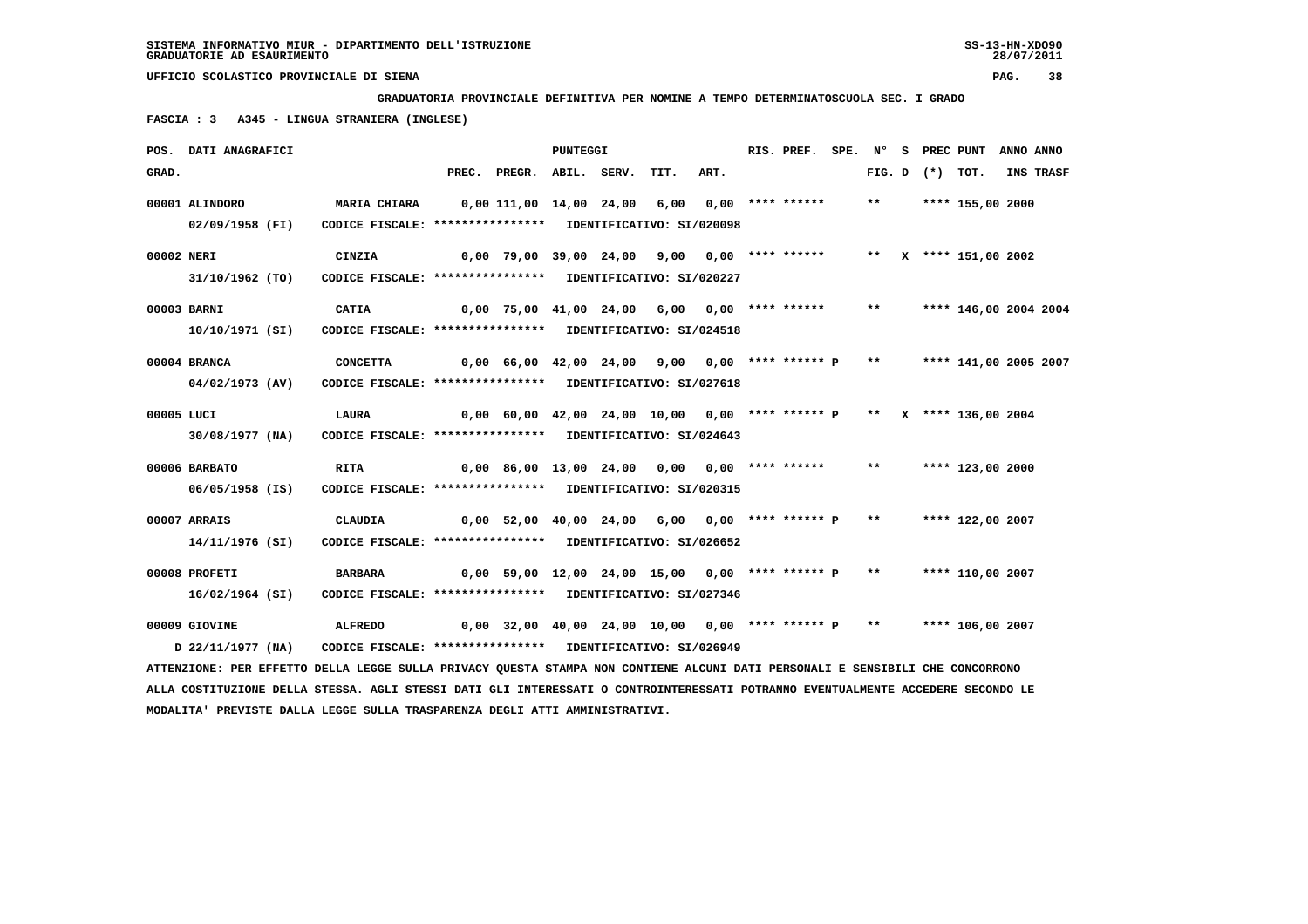SISTEMA INFORMATIVO MIUR - DIPARTIMENTO DELL'ISTRUZIONE
GRADUATORIE AD ESAURIMENTO

UFFICIO SCOLASTICO PROVINCIALE DI SIENA

**GRADUATORIA PROVINCIALE DEFINITIVA PER NOMINE A TEMPO DETERMINATOSCUOLA SEC. I GRADO**

**FASCIA : 3   A345 - LINGUA STRANIERA (INGLESE)**

| POS. GRAD. | DATI ANAGRAFICI | | PREC. | PREGR. | ABIL. | SERV. | TIT. | ART. | RIS. PREF. | SPE. | N° FIG. | S D | PREC (*) | PUNT TOT. | ANNO INS | ANNO TRASF |
|---|---|---|---|---|---|---|---|---|---|---|---|---|---|---|---|---|
| 00001 | ALINDORO 02/09/1958 (FI) | MARIA CHIARA CODICE FISCALE: **************** IDENTIFICATIVO: SI/020098 | 0,00 | 111,00 | 14,00 | 24,00 | 6,00 | 0,00 | **** ****** | | ** | | **** | 155,00 | 2000 | |
| 00002 | NERI 31/10/1962 (TO) | CINZIA CODICE FISCALE: **************** IDENTIFICATIVO: SI/020227 | 0,00 | 79,00 | 39,00 | 24,00 | 9,00 | 0,00 | **** ****** | | ** | X | **** | 151,00 | 2002 | |
| 00003 | BARNI 10/10/1971 (SI) | CATIA CODICE FISCALE: **************** IDENTIFICATIVO: SI/024518 | 0,00 | 75,00 | 41,00 | 24,00 | 6,00 | 0,00 | **** ****** | | ** | | **** | 146,00 | 2004 | 2004 |
| 00004 | BRANCA 04/02/1973 (AV) | CONCETTA CODICE FISCALE: **************** IDENTIFICATIVO: SI/027618 | 0,00 | 66,00 | 42,00 | 24,00 | 9,00 | 0,00 | **** ****** | P | ** | | **** | 141,00 | 2005 | 2007 |
| 00005 | LUCI 30/08/1977 (NA) | LAURA CODICE FISCALE: **************** IDENTIFICATIVO: SI/024643 | 0,00 | 60,00 | 42,00 | 24,00 | 10,00 | 0,00 | **** ****** | P | ** | X | **** | 136,00 | 2004 | |
| 00006 | BARBATO 06/05/1958 (IS) | RITA CODICE FISCALE: **************** IDENTIFICATIVO: SI/020315 | 0,00 | 86,00 | 13,00 | 24,00 | 0,00 | 0,00 | **** ****** | | ** | | **** | 123,00 | 2000 | |
| 00007 | ARRAIS 14/11/1976 (SI) | CLAUDIA CODICE FISCALE: **************** IDENTIFICATIVO: SI/026652 | 0,00 | 52,00 | 40,00 | 24,00 | 6,00 | 0,00 | **** ****** | P | ** | | **** | 122,00 | 2007 | |
| 00008 | PROFETI 16/02/1964 (SI) | BARBARA CODICE FISCALE: **************** IDENTIFICATIVO: SI/027346 | 0,00 | 59,00 | 12,00 | 24,00 | 15,00 | 0,00 | **** ****** | P | ** | | **** | 110,00 | 2007 | |
| 00009 | GIOVINE D 22/11/1977 (NA) | ALFREDO CODICE FISCALE: **************** IDENTIFICATIVO: SI/026949 | 0,00 | 32,00 | 40,00 | 24,00 | 10,00 | 0,00 | **** ****** | P | ** | | **** | 106,00 | 2007 | |

ATTENZIONE: PER EFFETTO DELLA LEGGE SULLA PRIVACY QUESTA STAMPA NON CONTIENE ALCUNI DATI PERSONALI E SENSIBILI CHE CONCORRONO ALLA COSTITUZIONE DELLA STESSA. AGLI STESSI DATI GLI INTERESSATI O CONTROINTERESSATI POTRANNO EVENTUALMENTE ACCEDERE SECONDO LE MODALITA' PREVISTE DALLA LEGGE SULLA TRASPARENZA DEGLI ATTI AMMINISTRATIVI.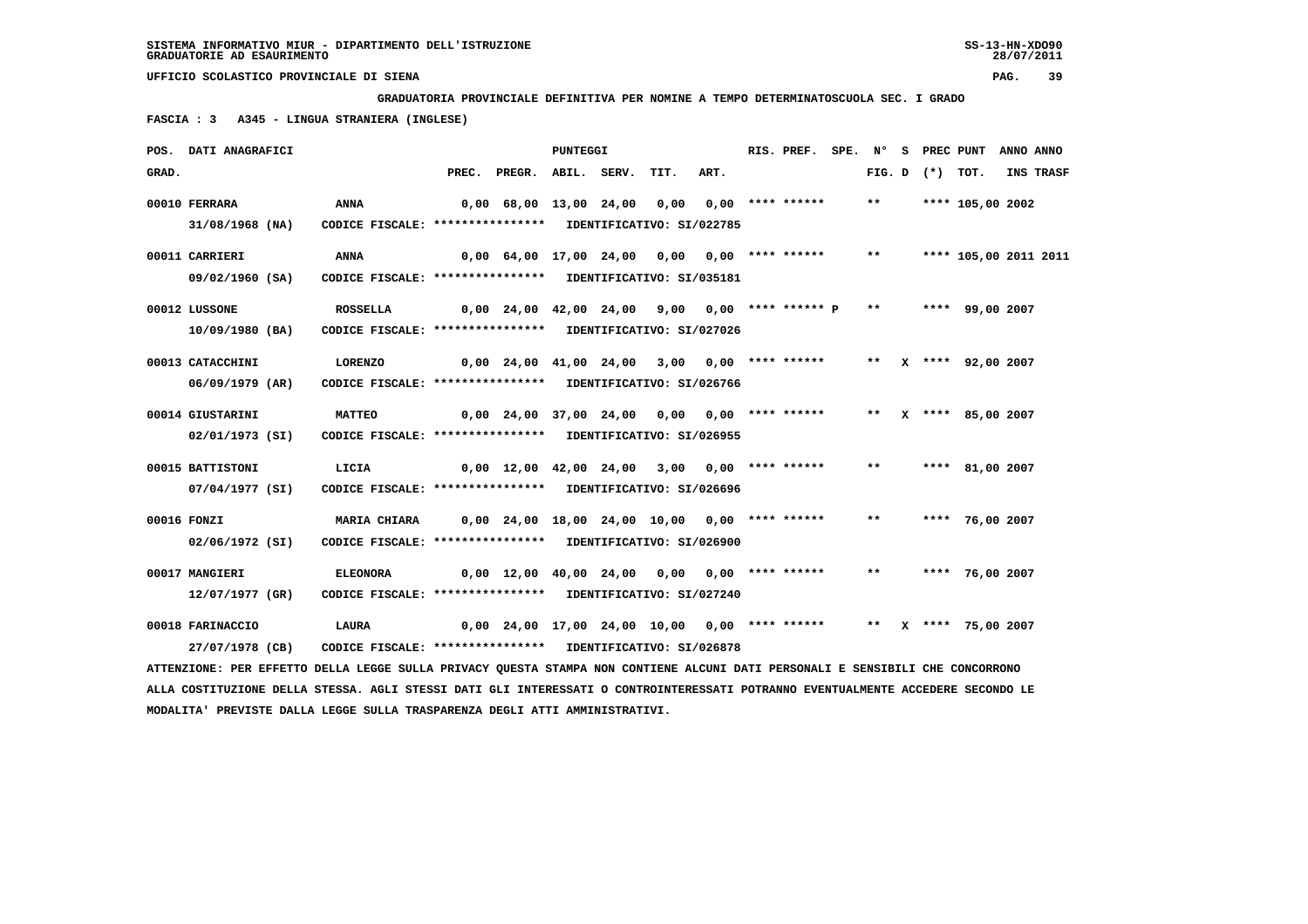SISTEMA INFORMATIVO MIUR - DIPARTIMENTO DELL'ISTRUZIONE
GRADUATORIE AD ESAURIMENTO

UFFICIO SCOLASTICO PROVINCIALE DI SIENA

**GRADUATORIA PROVINCIALE DEFINITIVA PER NOMINE A TEMPO DETERMINATOSCUOLA SEC. I GRADO**

**FASCIA : 3   A345 - LINGUA STRANIERA (INGLESE)**

| POS. GRAD. | DATI ANAGRAFICI | | PREC. | PREGR. | ABIL. | SERV. | TIT. | ART. | RIS. PREF. | SPE. | N° FIG. | S D | PREC (*) | PUNT TOT. | ANNO INS | ANNO TRASF |
|---|---|---|---|---|---|---|---|---|---|---|---|---|---|---|---|---|
| 00010 | FERRARA 31/08/1968 (NA) | ANNA CODICE FISCALE: **************** IDENTIFICATIVO: SI/022785 | 0,00 | 68,00 | 13,00 | 24,00 | 0,00 | 0,00 | **** ****** | | ** | | **** | 105,00 | 2002 | |
| 00011 | CARRIERI 09/02/1960 (SA) | ANNA CODICE FISCALE: **************** IDENTIFICATIVO: SI/035181 | 0,00 | 64,00 | 17,00 | 24,00 | 0,00 | 0,00 | **** ****** | | ** | | **** | 105,00 | 2011 | 2011 |
| 00012 | LUSSONE 10/09/1980 (BA) | ROSSELLA CODICE FISCALE: **************** IDENTIFICATIVO: SI/027026 | 0,00 | 24,00 | 42,00 | 24,00 | 9,00 | 0,00 | **** ****** P | | ** | | **** | 99,00 | 2007 | |
| 00013 | CATACCHINI 06/09/1979 (AR) | LORENZO CODICE FISCALE: **************** IDENTIFICATIVO: SI/026766 | 0,00 | 24,00 | 41,00 | 24,00 | 3,00 | 0,00 | **** ****** | | ** | X | **** | 92,00 | 2007 | |
| 00014 | GIUSTARINI 02/01/1973 (SI) | MATTEO CODICE FISCALE: **************** IDENTIFICATIVO: SI/026955 | 0,00 | 24,00 | 37,00 | 24,00 | 0,00 | 0,00 | **** ****** | | ** | X | **** | 85,00 | 2007 | |
| 00015 | BATTISTONI 07/04/1977 (SI) | LICIA CODICE FISCALE: **************** IDENTIFICATIVO: SI/026696 | 0,00 | 12,00 | 42,00 | 24,00 | 3,00 | 0,00 | **** ****** | | ** | | **** | 81,00 | 2007 | |
| 00016 | FONZI 02/06/1972 (SI) | MARIA CHIARA CODICE FISCALE: **************** IDENTIFICATIVO: SI/026900 | 0,00 | 24,00 | 18,00 | 24,00 | 10,00 | 0,00 | **** ****** | | ** | | **** | 76,00 | 2007 | |
| 00017 | MANGIERI 12/07/1977 (GR) | ELEONORA CODICE FISCALE: **************** IDENTIFICATIVO: SI/027240 | 0,00 | 12,00 | 40,00 | 24,00 | 0,00 | 0,00 | **** ****** | | ** | | **** | 76,00 | 2007 | |
| 00018 | FARINACCIO 27/07/1978 (CB) | LAURA CODICE FISCALE: **************** IDENTIFICATIVO: SI/026878 | 0,00 | 24,00 | 17,00 | 24,00 | 10,00 | 0,00 | **** ****** | | ** | X | **** | 75,00 | 2007 | |

ATTENZIONE: PER EFFETTO DELLA LEGGE SULLA PRIVACY QUESTA STAMPA NON CONTIENE ALCUNI DATI PERSONALI E SENSIBILI CHE CONCORRONO ALLA COSTITUZIONE DELLA STESSA. AGLI STESSI DATI GLI INTERESSATI O CONTROINTERESSATI POTRANNO EVENTUALMENTE ACCEDERE SECONDO LE MODALITA' PREVISTE DALLA LEGGE SULLA TRASPARENZA DEGLI ATTI AMMINISTRATIVI.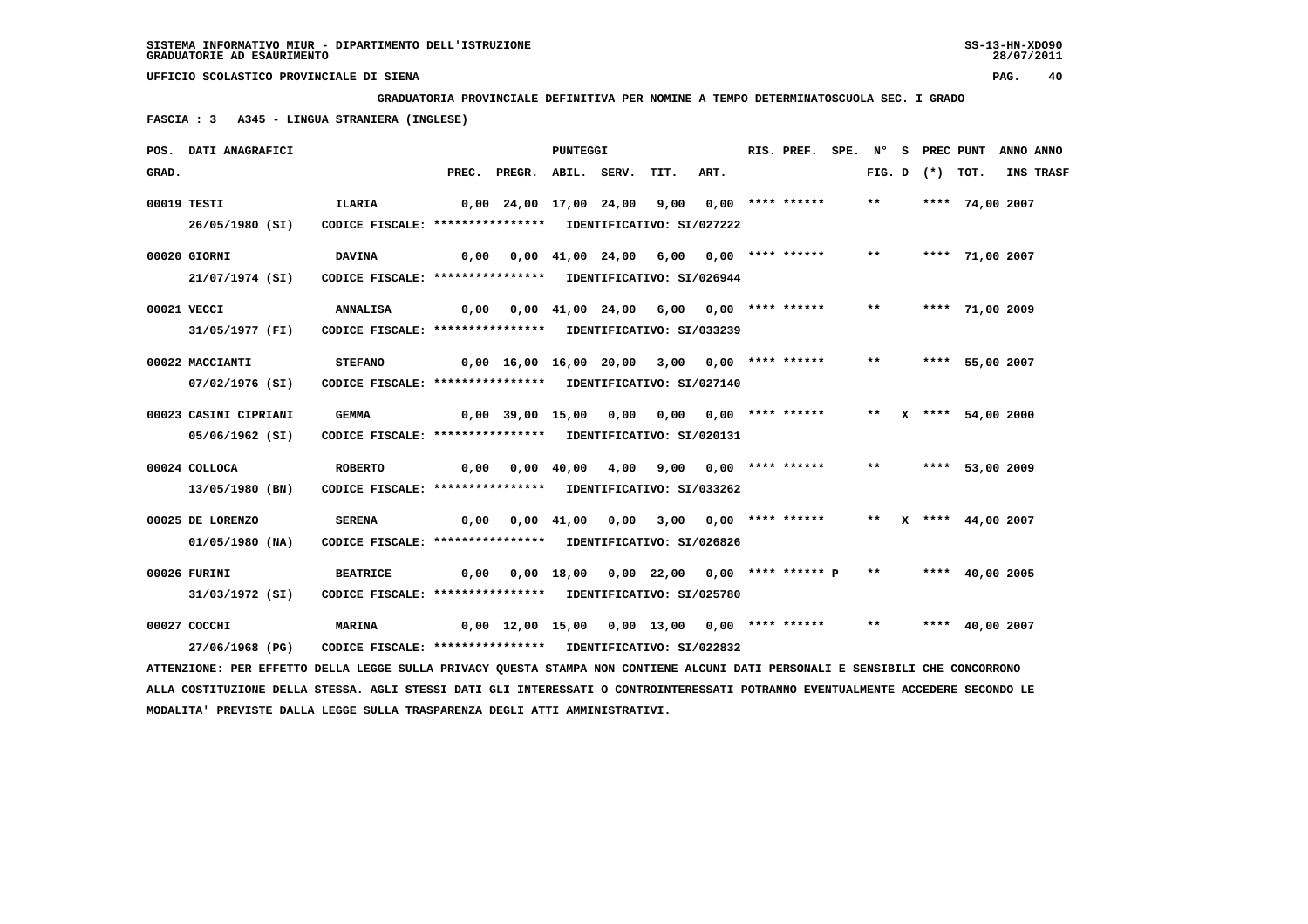SISTEMA INFORMATIVO MIUR - DIPARTIMENTO DELL'ISTRUZIONE
GRADUATORIE AD ESAURIMENTO

UFFICIO SCOLASTICO PROVINCIALE DI SIENA

**GRADUATORIA PROVINCIALE DEFINITIVA PER NOMINE A TEMPO DETERMINATOSCUOLA SEC. I GRADO**

**FASCIA : 3   A345 - LINGUA STRANIERA (INGLESE)**

| POS. GRAD. | DATI ANAGRAFICI | | PREC. | PREGR. | ABIL. | SERV. | TIT. | ART. | RIS. PREF. | SPE. | N° FIG. | S D | PREC (*) | PUNT TOT. | ANNO INS | ANNO TRASF |
|---|---|---|---|---|---|---|---|---|---|---|---|---|---|---|---|---|
| 00019 | TESTI 26/05/1980 (SI) | ILARIA CODICE FISCALE: **************** IDENTIFICATIVO: SI/027222 | 0,00 | 24,00 | 17,00 | 24,00 | 9,00 | 0,00 | **** ****** | | ** | | **** | 74,00 | 2007 | |
| 00020 | GIORNI 21/07/1974 (SI) | DAVINA CODICE FISCALE: **************** IDENTIFICATIVO: SI/026944 | 0,00 | 0,00 | 41,00 | 24,00 | 6,00 | 0,00 | **** ****** | | ** | | **** | 71,00 | 2007 | |
| 00021 | VECCI 31/05/1977 (FI) | ANNALISA CODICE FISCALE: **************** IDENTIFICATIVO: SI/033239 | 0,00 | 0,00 | 41,00 | 24,00 | 6,00 | 0,00 | **** ****** | | ** | | **** | 71,00 | 2009 | |
| 00022 | MACCIANTI 07/02/1976 (SI) | STEFANO CODICE FISCALE: **************** IDENTIFICATIVO: SI/027140 | 0,00 | 16,00 | 16,00 | 20,00 | 3,00 | 0,00 | **** ****** | | ** | | **** | 55,00 | 2007 | |
| 00023 | CASINI CIPRIANI 05/06/1962 (SI) | GEMMA CODICE FISCALE: **************** IDENTIFICATIVO: SI/020131 | 0,00 | 39,00 | 15,00 | 0,00 | 0,00 | 0,00 | **** ****** | | ** | X | **** | 54,00 | 2000 | |
| 00024 | COLLOCA 13/05/1980 (BN) | ROBERTO CODICE FISCALE: **************** IDENTIFICATIVO: SI/033262 | 0,00 | 0,00 | 40,00 | 4,00 | 9,00 | 0,00 | **** ****** | | ** | | **** | 53,00 | 2009 | |
| 00025 | DE LORENZO 01/05/1980 (NA) | SERENA CODICE FISCALE: **************** IDENTIFICATIVO: SI/026826 | 0,00 | 0,00 | 41,00 | 0,00 | 3,00 | 0,00 | **** ****** | | ** | X | **** | 44,00 | 2007 | |
| 00026 | FURINI 31/03/1972 (SI) | BEATRICE CODICE FISCALE: **************** IDENTIFICATIVO: SI/025780 | 0,00 | 0,00 | 18,00 | 0,00 | 22,00 | 0,00 | **** ****** P | | ** | | **** | 40,00 | 2005 | |
| 00027 | COCCHI 27/06/1968 (PG) | MARINA CODICE FISCALE: **************** IDENTIFICATIVO: SI/022832 | 0,00 | 12,00 | 15,00 | 0,00 | 13,00 | 0,00 | **** ****** | | ** | | **** | 40,00 | 2007 | |

ATTENZIONE: PER EFFETTO DELLA LEGGE SULLA PRIVACY QUESTA STAMPA NON CONTIENE ALCUNI DATI PERSONALI E SENSIBILI CHE CONCORRONO ALLA COSTITUZIONE DELLA STESSA. AGLI STESSI DATI GLI INTERESSATI O CONTROINTERESSATI POTRANNO EVENTUALMENTE ACCEDERE SECONDO LE MODALITA' PREVISTE DALLA LEGGE SULLA TRASPARENZA DEGLI ATTI AMMINISTRATIVI.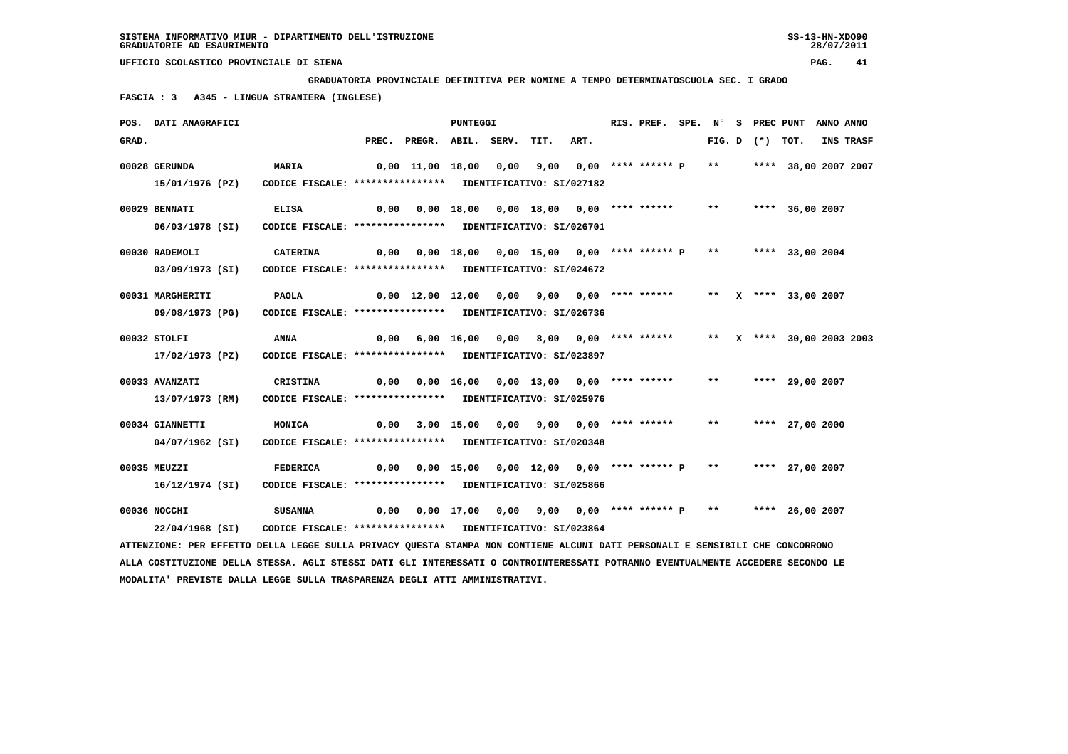SISTEMA INFORMATIVO MIUR - DIPARTIMENTO DELL'ISTRUZIONE
GRADUATORIE AD ESAURIMENTO

UFFICIO SCOLASTICO PROVINCIALE DI SIENA

**GRADUATORIA PROVINCIALE DEFINITIVA PER NOMINE A TEMPO DETERMINATOSCUOLA SEC. I GRADO**

**FASCIA : 3 A345 - LINGUA STRANIERA (INGLESE)**

| POS. GRAD. | DATI ANAGRAFICI | | PREC. | PREGR. | ABIL. | SERV. | TIT. | ART. | RIS. | PREF. | SPE. | N° FIG. | S D | PREC (*) | PUNT TOT. | ANNO INS | ANNO TRASF |
|---|---|---|---|---|---|---|---|---|---|---|---|---|---|---|---|---|---|
| 00028 | GERUNDA | MARIA | 0,00 | 11,00 | 18,00 | 0,00 | 9,00 | 0,00 | **** | ****** P | | ** | | **** | 38,00 | 2007 | 2007 |
| | 15/01/1976 (PZ) | CODICE FISCALE: **************** IDENTIFICATIVO: SI/027182 | | | | | | | | | | | | | | | |
| 00029 | BENNATI | ELISA | 0,00 | 0,00 | 18,00 | 0,00 | 18,00 | 0,00 | **** | ****** | | ** | | **** | 36,00 | 2007 | |
| | 06/03/1978 (SI) | CODICE FISCALE: **************** IDENTIFICATIVO: SI/026701 | | | | | | | | | | | | | | | |
| 00030 | RADEMOLI | CATERINA | 0,00 | 0,00 | 18,00 | 0,00 | 15,00 | 0,00 | **** | ****** P | | ** | | **** | 33,00 | 2004 | |
| | 03/09/1973 (SI) | CODICE FISCALE: **************** IDENTIFICATIVO: SI/024672 | | | | | | | | | | | | | | | |
| 00031 | MARGHERITI | PAOLA | 0,00 | 12,00 | 12,00 | 0,00 | 9,00 | 0,00 | **** | ****** | | ** | X | **** | 33,00 | 2007 | |
| | 09/08/1973 (PG) | CODICE FISCALE: **************** IDENTIFICATIVO: SI/026736 | | | | | | | | | | | | | | | |
| 00032 | STOLFI | ANNA | 0,00 | 6,00 | 16,00 | 0,00 | 8,00 | 0,00 | **** | ****** | | ** | X | **** | 30,00 | 2003 | 2003 |
| | 17/02/1973 (PZ) | CODICE FISCALE: **************** IDENTIFICATIVO: SI/023897 | | | | | | | | | | | | | | | |
| 00033 | AVANZATI | CRISTINA | 0,00 | 0,00 | 16,00 | 0,00 | 13,00 | 0,00 | **** | ****** | | ** | | **** | 29,00 | 2007 | |
| | 13/07/1973 (RM) | CODICE FISCALE: **************** IDENTIFICATIVO: SI/025976 | | | | | | | | | | | | | | | |
| 00034 | GIANNETTI | MONICA | 0,00 | 3,00 | 15,00 | 0,00 | 9,00 | 0,00 | **** | ****** | | ** | | **** | 27,00 | 2000 | |
| | 04/07/1962 (SI) | CODICE FISCALE: **************** IDENTIFICATIVO: SI/020348 | | | | | | | | | | | | | | | |
| 00035 | MEUZZI | FEDERICA | 0,00 | 0,00 | 15,00 | 0,00 | 12,00 | 0,00 | **** | ****** P | | ** | | **** | 27,00 | 2007 | |
| | 16/12/1974 (SI) | CODICE FISCALE: **************** IDENTIFICATIVO: SI/025866 | | | | | | | | | | | | | | | |
| 00036 | NOCCHI | SUSANNA | 0,00 | 0,00 | 17,00 | 0,00 | 9,00 | 0,00 | **** | ****** P | | ** | | **** | 26,00 | 2007 | |
| | 22/04/1968 (SI) | CODICE FISCALE: **************** IDENTIFICATIVO: SI/023864 | | | | | | | | | | | | | | | |

ATTENZIONE: PER EFFETTO DELLA LEGGE SULLA PRIVACY QUESTA STAMPA NON CONTIENE ALCUNI DATI PERSONALI E SENSIBILI CHE CONCORRONO ALLA COSTITUZIONE DELLA STESSA. AGLI STESSI DATI GLI INTERESSATI O CONTROINTERESSATI POTRANNO EVENTUALMENTE ACCEDERE SECONDO LE MODALITA' PREVISTE DALLA LEGGE SULLA TRASPARENZA DEGLI ATTI AMMINISTRATIVI.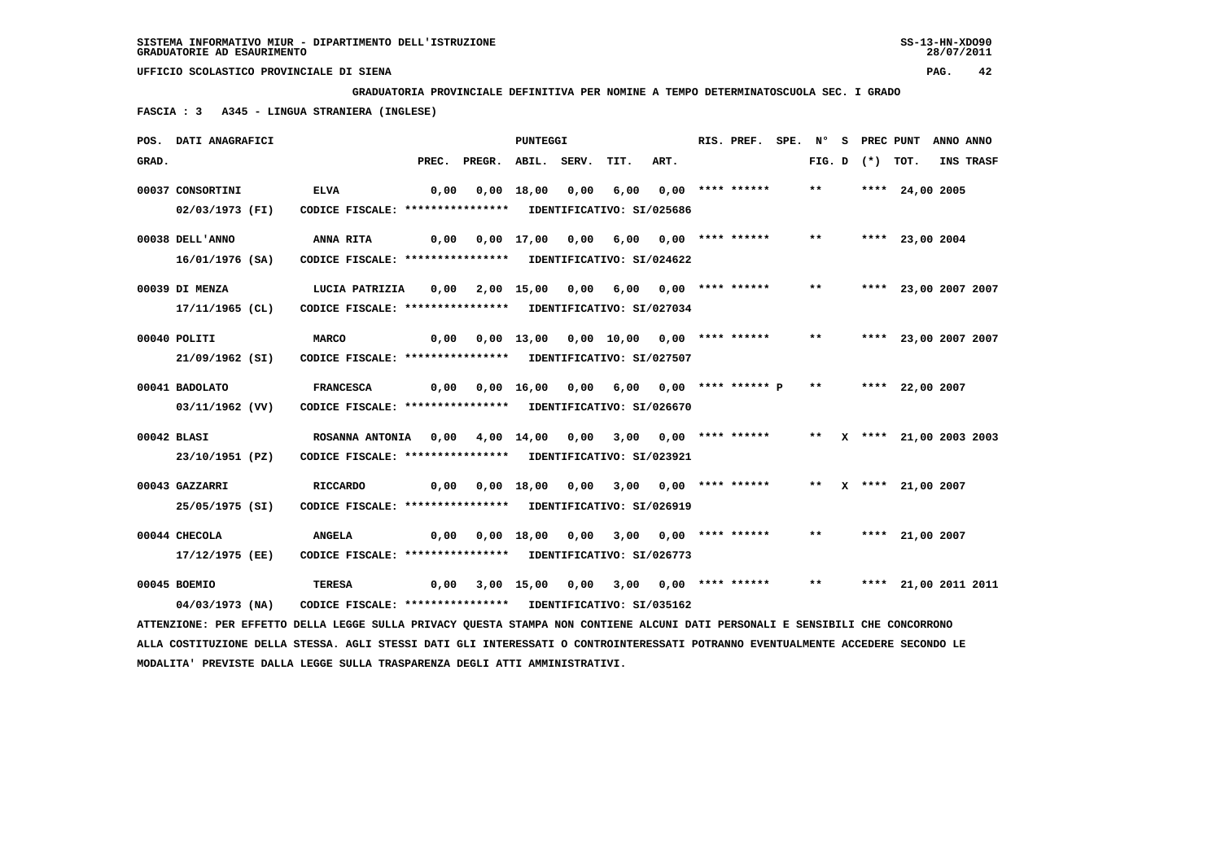SISTEMA INFORMATIVO MIUR - DIPARTIMENTO DELL'ISTRUZIONE
GRADUATORIE AD ESAURIMENTO

UFFICIO SCOLASTICO PROVINCIALE DI SIENA

**GRADUATORIA PROVINCIALE DEFINITIVA PER NOMINE A TEMPO DETERMINATOSCUOLA SEC. I GRADO**

**FASCIA : 3 A345 - LINGUA STRANIERA (INGLESE)**

| POS. GRAD. | DATI ANAGRAFICI | | PREC. | PREGR. | ABIL. | SERV. | TIT. | ART. | RIS. PREF. | SPE. | N° FIG. | S D | PREC (*) | PUNT TOT. | ANNO INS | ANNO TRASF |
|---|---|---|---|---|---|---|---|---|---|---|---|---|---|---|---|---|
| 00037 | CONSORTINI 02/03/1973 (FI) | ELVA CODICE FISCALE: **************** IDENTIFICATIVO: SI/025686 | 0,00 | 0,00 | 18,00 | 0,00 | 6,00 | 0,00 | **** ****** | | ** | | **** | 24,00 | 2005 | |
| 00038 | DELL'ANNO 16/01/1976 (SA) | ANNA RITA CODICE FISCALE: **************** IDENTIFICATIVO: SI/024622 | 0,00 | 0,00 | 17,00 | 0,00 | 6,00 | 0,00 | **** ****** | | ** | | **** | 23,00 | 2004 | |
| 00039 | DI MENZA 17/11/1965 (CL) | LUCIA PATRIZIA CODICE FISCALE: **************** IDENTIFICATIVO: SI/027034 | 0,00 | 2,00 | 15,00 | 0,00 | 6,00 | 0,00 | **** ****** | | ** | | **** | 23,00 | 2007 | 2007 |
| 00040 | POLITI 21/09/1962 (SI) | MARCO CODICE FISCALE: **************** IDENTIFICATIVO: SI/027507 | 0,00 | 0,00 | 13,00 | 0,00 | 10,00 | 0,00 | **** ****** | | ** | | **** | 23,00 | 2007 | 2007 |
| 00041 | BADOLATO 03/11/1962 (VV) | FRANCESCA CODICE FISCALE: **************** IDENTIFICATIVO: SI/026670 | 0,00 | 0,00 | 16,00 | 0,00 | 6,00 | 0,00 | **** ****** | P | ** | | **** | 22,00 | 2007 | |
| 00042 | BLASI 23/10/1951 (PZ) | ROSANNA ANTONIA CODICE FISCALE: **************** IDENTIFICATIVO: SI/023921 | 0,00 | 4,00 | 14,00 | 0,00 | 3,00 | 0,00 | **** ****** | | ** | X | **** | 21,00 | 2003 | 2003 |
| 00043 | GAZZARRI 25/05/1975 (SI) | RICCARDO CODICE FISCALE: **************** IDENTIFICATIVO: SI/026919 | 0,00 | 0,00 | 18,00 | 0,00 | 3,00 | 0,00 | **** ****** | | ** | X | **** | 21,00 | 2007 | |
| 00044 | CHECOLA 17/12/1975 (EE) | ANGELA CODICE FISCALE: **************** IDENTIFICATIVO: SI/026773 | 0,00 | 0,00 | 18,00 | 0,00 | 3,00 | 0,00 | **** ****** | | ** | | **** | 21,00 | 2007 | |
| 00045 | BOEMIO 04/03/1973 (NA) | TERESA CODICE FISCALE: **************** IDENTIFICATIVO: SI/035162 | 0,00 | 3,00 | 15,00 | 0,00 | 3,00 | 0,00 | **** ****** | | ** | | **** | 21,00 | 2011 | 2011 |

ATTENZIONE: PER EFFETTO DELLA LEGGE SULLA PRIVACY QUESTA STAMPA NON CONTIENE ALCUNI DATI PERSONALI E SENSIBILI CHE CONCORRONO ALLA COSTITUZIONE DELLA STESSA. AGLI STESSI DATI GLI INTERESSATI O CONTROINTERESSATI POTRANNO EVENTUALMENTE ACCEDERE SECONDO LE MODALITA' PREVISTE DALLA LEGGE SULLA TRASPARENZA DEGLI ATTI AMMINISTRATIVI.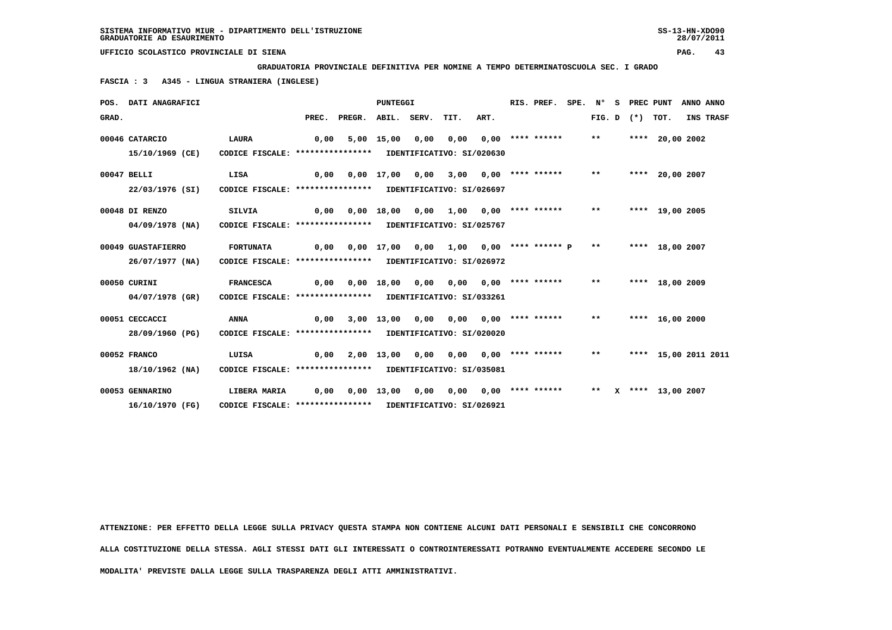SISTEMA INFORMATIVO MIUR - DIPARTIMENTO DELL'ISTRUZIONE
GRADUATORIE AD ESAURIMENTO

UFFICIO SCOLASTICO PROVINCIALE DI SIENA

**GRADUATORIA PROVINCIALE DEFINITIVA PER NOMINE A TEMPO DETERMINATOSCUOLA SEC. I GRADO**

**FASCIA : 3 A345 - LINGUA STRANIERA (INGLESE)**

| POS. GRAD. | DATI ANAGRAFICI | | PREC. | PREGR. | ABIL. | SERV. | TIT. | ART. | RIS. PREF. | SPE. | N° FIG. | S D | PREC (*) | PUNT TOT. | ANNO INS | ANNO TRASF |
|---|---|---|---|---|---|---|---|---|---|---|---|---|---|---|---|---|
| 00046 | CATARCIO 15/10/1969 (CE) | LAURA CODICE FISCALE: **************** IDENTIFICATIVO: SI/020630 | 0,00 | 5,00 | 15,00 | 0,00 | 0,00 | 0,00 | **** ****** | | ** | | **** | 20,00 | 2002 | |
| 00047 | BELLI 22/03/1976 (SI) | LISA CODICE FISCALE: **************** IDENTIFICATIVO: SI/026697 | 0,00 | 0,00 | 17,00 | 0,00 | 3,00 | 0,00 | **** ****** | | ** | | **** | 20,00 | 2007 | |
| 00048 | DI RENZO 04/09/1978 (NA) | SILVIA CODICE FISCALE: **************** IDENTIFICATIVO: SI/025767 | 0,00 | 0,00 | 18,00 | 0,00 | 1,00 | 0,00 | **** ****** | | ** | | **** | 19,00 | 2005 | |
| 00049 | GUASTAFIERRO 26/07/1977 (NA) | FORTUNATA CODICE FISCALE: **************** IDENTIFICATIVO: SI/026972 | 0,00 | 0,00 | 17,00 | 0,00 | 1,00 | 0,00 | **** ****** P | | ** | | **** | 18,00 | 2007 | |
| 00050 | CURINI 04/07/1978 (GR) | FRANCESCA CODICE FISCALE: **************** IDENTIFICATIVO: SI/033261 | 0,00 | 0,00 | 18,00 | 0,00 | 0,00 | 0,00 | **** ****** | | ** | | **** | 18,00 | 2009 | |
| 00051 | CECCACCI 28/09/1960 (PG) | ANNA CODICE FISCALE: **************** IDENTIFICATIVO: SI/020020 | 0,00 | 3,00 | 13,00 | 0,00 | 0,00 | 0,00 | **** ****** | | ** | | **** | 16,00 | 2000 | |
| 00052 | FRANCO 18/10/1962 (NA) | LUISA CODICE FISCALE: **************** IDENTIFICATIVO: SI/035081 | 0,00 | 2,00 | 13,00 | 0,00 | 0,00 | 0,00 | **** ****** | | ** | | **** | 15,00 | 2011 | 2011 |
| 00053 | GENNARINO 16/10/1970 (FG) | LIBERA MARIA CODICE FISCALE: **************** IDENTIFICATIVO: SI/026921 | 0,00 | 0,00 | 13,00 | 0,00 | 0,00 | 0,00 | **** ****** | | ** | X | **** | 13,00 | 2007 | |

ATTENZIONE: PER EFFETTO DELLA LEGGE SULLA PRIVACY QUESTA STAMPA NON CONTIENE ALCUNI DATI PERSONALI E SENSIBILI CHE CONCORRONO ALLA COSTITUZIONE DELLA STESSA. AGLI STESSI DATI GLI INTERESSATI O CONTROINTERESSATI POTRANNO EVENTUALMENTE ACCEDERE SECONDO LE MODALITA' PREVISTE DALLA LEGGE SULLA TRASPARENZA DEGLI ATTI AMMINISTRATIVI.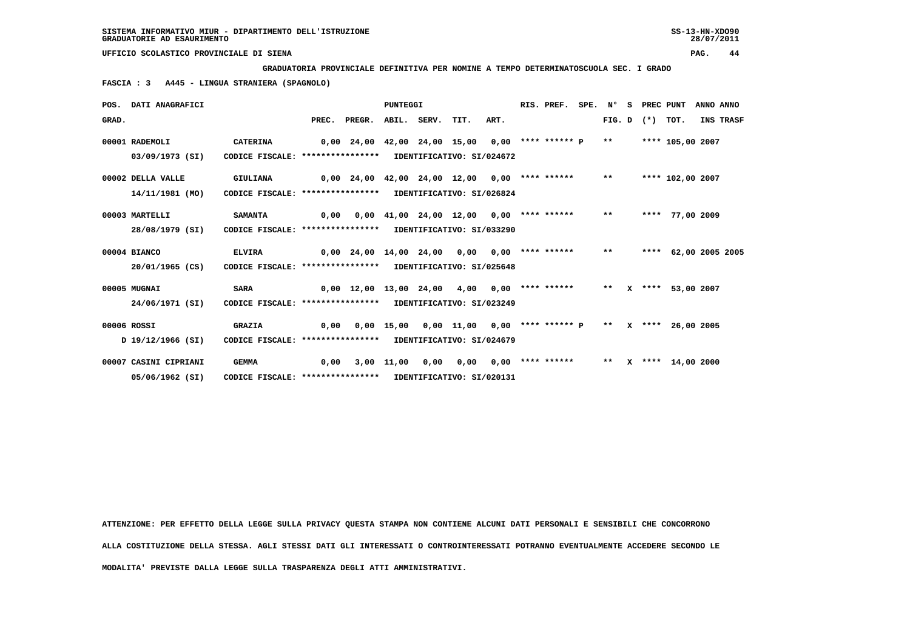SISTEMA INFORMATIVO MIUR - DIPARTIMENTO DELL'ISTRUZIONE
GRADUATORIE AD ESAURIMENTO

UFFICIO SCOLASTICO PROVINCIALE DI SIENA

**GRADUATORIA PROVINCIALE DEFINITIVA PER NOMINE A TEMPO DETERMINATOSCUOLA SEC. I GRADO**

**FASCIA : 3   A445 - LINGUA STRANIERA (SPAGNOLO)**

| POS. GRAD. | DATI ANAGRAFICI | | PREC. | PREGR. | ABIL. | SERV. | TIT. | ART. | RIS. | PREF. | SPE. | N° FIG. | S D | PREC (*) | PUNT TOT. | ANNO INS | ANNO TRASF |
|---|---|---|---|---|---|---|---|---|---|---|---|---|---|---|---|---|---|
| 00001 | RADEMOLI 03/09/1973 (SI) | CATERINA CODICE FISCALE: **************** IDENTIFICATIVO: SI/024672 | 0,00 | 24,00 | 42,00 | 24,00 | 15,00 | 0,00 | **** | ****** | P | ** | | **** | 105,00 | 2007 | |
| 00002 | DELLA VALLE 14/11/1981 (MO) | GIULIANA CODICE FISCALE: **************** IDENTIFICATIVO: SI/026824 | 0,00 | 24,00 | 42,00 | 24,00 | 12,00 | 0,00 | **** | ****** | | ** | | **** | 102,00 | 2007 | |
| 00003 | MARTELLI 28/08/1979 (SI) | SAMANTA CODICE FISCALE: **************** IDENTIFICATIVO: SI/033290 | 0,00 | 0,00 | 41,00 | 24,00 | 12,00 | 0,00 | **** | ****** | | ** | | **** | 77,00 | 2009 | |
| 00004 | BIANCO 20/01/1965 (CS) | ELVIRA CODICE FISCALE: **************** IDENTIFICATIVO: SI/025648 | 0,00 | 24,00 | 14,00 | 24,00 | 0,00 | 0,00 | **** | ****** | | ** | | **** | 62,00 | 2005 | 2005 |
| 00005 | MUGNAI 24/06/1971 (SI) | SARA CODICE FISCALE: **************** IDENTIFICATIVO: SI/023249 | 0,00 | 12,00 | 13,00 | 24,00 | 4,00 | 0,00 | **** | ****** | | ** | X | **** | 53,00 | 2007 | |
| 00006 | ROSSI D 19/12/1966 (SI) | GRAZIA CODICE FISCALE: **************** IDENTIFICATIVO: SI/024679 | 0,00 | 0,00 | 15,00 | 0,00 | 11,00 | 0,00 | **** | ****** | P | ** | X | **** | 26,00 | 2005 | |
| 00007 | CASINI CIPRIANI 05/06/1962 (SI) | GEMMA CODICE FISCALE: **************** IDENTIFICATIVO: SI/020131 | 0,00 | 3,00 | 11,00 | 0,00 | 0,00 | 0,00 | **** | ****** | | ** | X | **** | 14,00 | 2000 | |

ATTENZIONE: PER EFFETTO DELLA LEGGE SULLA PRIVACY QUESTA STAMPA NON CONTIENE ALCUNI DATI PERSONALI E SENSIBILI CHE CONCORRONO ALLA COSTITUZIONE DELLA STESSA. AGLI STESSI DATI GLI INTERESSATI O CONTROINTERESSATI POTRANNO EVENTUALMENTE ACCEDERE SECONDO LE MODALITA' PREVISTE DALLA LEGGE SULLA TRASPARENZA DEGLI ATTI AMMINISTRATIVI.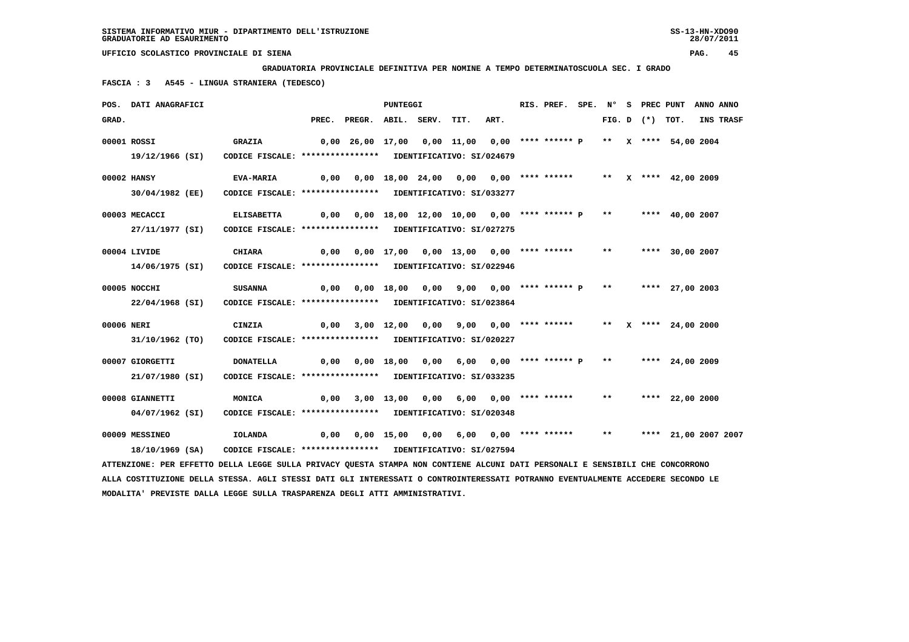SISTEMA INFORMATIVO MIUR - DIPARTIMENTO DELL'ISTRUZIONE
GRADUATORIE AD ESAURIMENTO

UFFICIO SCOLASTICO PROVINCIALE DI SIENA

**GRADUATORIA PROVINCIALE DEFINITIVA PER NOMINE A TEMPO DETERMINATOSCUOLA SEC. I GRADO**

**FASCIA : 3 A545 - LINGUA STRANIERA (TEDESCO)**

| POS. GRAD. | DATI ANAGRAFICI | | PREC. | PREGR. | ABIL. | SERV. | TIT. | ART. | RIS. PREF. | SPE. | N° FIG. | S D | PREC (*) | PUNT TOT. | ANNO INS | ANNO TRASF |
|---|---|---|---|---|---|---|---|---|---|---|---|---|---|---|---|---|
| 00001 | ROSSI 19/12/1966 (SI) | GRAZIA CODICE FISCALE: **************** IDENTIFICATIVO: SI/024679 | 0,00 | 26,00 | 17,00 | 0,00 | 11,00 | 0,00 | **** ****** P | | ** | X | **** | 54,00 | 2004 | |
| 00002 | HANSY 30/04/1982 (EE) | EVA-MARIA CODICE FISCALE: **************** IDENTIFICATIVO: SI/033277 | 0,00 | 0,00 | 18,00 | 24,00 | 0,00 | 0,00 | **** ****** | | ** | X | **** | 42,00 | 2009 | |
| 00003 | MECACCI 27/11/1977 (SI) | ELISABETTA CODICE FISCALE: **************** IDENTIFICATIVO: SI/027275 | 0,00 | 0,00 | 18,00 | 12,00 | 10,00 | 0,00 | **** ****** P | | ** | | **** | 40,00 | 2007 | |
| 00004 | LIVIDE 14/06/1975 (SI) | CHIARA CODICE FISCALE: **************** IDENTIFICATIVO: SI/022946 | 0,00 | 0,00 | 17,00 | 0,00 | 13,00 | 0,00 | **** ****** | | ** | | **** | 30,00 | 2007 | |
| 00005 | NOCCHI 22/04/1968 (SI) | SUSANNA CODICE FISCALE: **************** IDENTIFICATIVO: SI/023864 | 0,00 | 0,00 | 18,00 | 0,00 | 9,00 | 0,00 | **** ****** P | | ** | | **** | 27,00 | 2003 | |
| 00006 | NERI 31/10/1962 (TO) | CINZIA CODICE FISCALE: **************** IDENTIFICATIVO: SI/020227 | 0,00 | 3,00 | 12,00 | 0,00 | 9,00 | 0,00 | **** ****** | | ** | X | **** | 24,00 | 2000 | |
| 00007 | GIORGETTI 21/07/1980 (SI) | DONATELLA CODICE FISCALE: **************** IDENTIFICATIVO: SI/033235 | 0,00 | 0,00 | 18,00 | 0,00 | 6,00 | 0,00 | **** ****** P | | ** | | **** | 24,00 | 2009 | |
| 00008 | GIANNETTI 04/07/1962 (SI) | MONICA CODICE FISCALE: **************** IDENTIFICATIVO: SI/020348 | 0,00 | 3,00 | 13,00 | 0,00 | 6,00 | 0,00 | **** ****** | | ** | | **** | 22,00 | 2000 | |
| 00009 | MESSINEO 18/10/1969 (SA) | IOLANDA CODICE FISCALE: **************** IDENTIFICATIVO: SI/027594 | 0,00 | 0,00 | 15,00 | 0,00 | 6,00 | 0,00 | **** ****** | | ** | | **** | 21,00 | 2007 | 2007 |

ATTENZIONE: PER EFFETTO DELLA LEGGE SULLA PRIVACY QUESTA STAMPA NON CONTIENE ALCUNI DATI PERSONALI E SENSIBILI CHE CONCORRONO ALLA COSTITUZIONE DELLA STESSA. AGLI STESSI DATI GLI INTERESSATI O CONTROINTERESSATI POTRANNO EVENTUALMENTE ACCEDERE SECONDO LE MODALITA' PREVISTE DALLA LEGGE SULLA TRASPARENZA DEGLI ATTI AMMINISTRATIVI.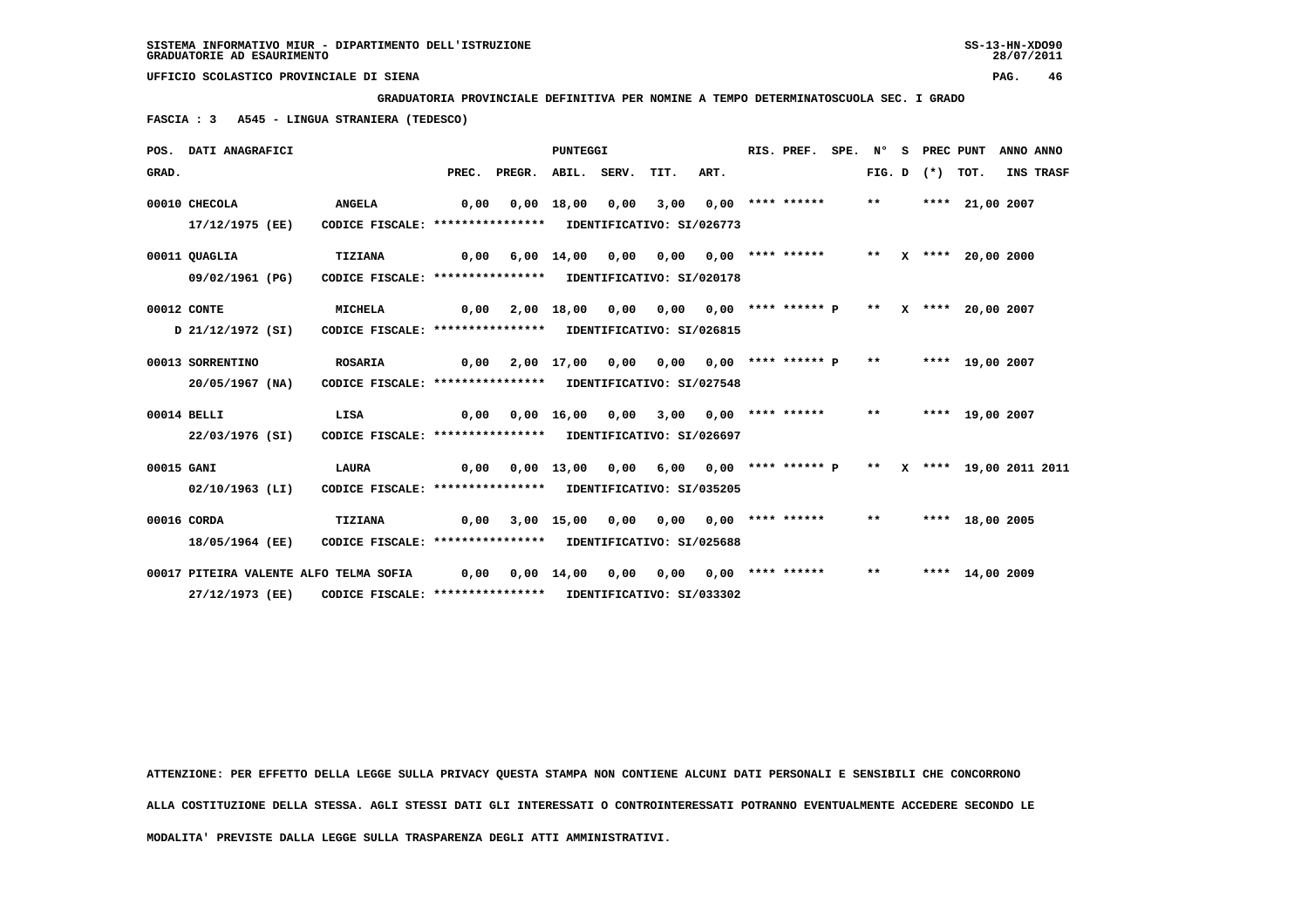**GRADUATORIA PROVINCIALE DEFINITIVA PER NOMINE A TEMPO DETERMINATOSCUOLA SEC. I GRADO**

**FASCIA : 3 A545 - LINGUA STRANIERA (TEDESCO)**

| POS. GRAD. | DATI ANAGRAFICI | | PREC. | PREGR. | ABIL. | SERV. | TIT. | ART. | RIS. PREF. | SPE. | N° FIG. | S D | PREC (*) | PUNT TOT. | ANNO INS | ANNO TRASF |
|---|---|---|---|---|---|---|---|---|---|---|---|---|---|---|---|---|
| 00010 | CHECOLA 17/12/1975 (EE) | ANGELA CODICE FISCALE: **************** IDENTIFICATIVO: SI/026773 | 0,00 | 0,00 | 18,00 | 0,00 | 3,00 | 0,00 | **** ****** | | ** | | **** | 21,00 | 2007 | |
| 00011 | QUAGLIA 09/02/1961 (PG) | TIZIANA CODICE FISCALE: **************** IDENTIFICATIVO: SI/020178 | 0,00 | 6,00 | 14,00 | 0,00 | 0,00 | 0,00 | **** ****** | | ** | X | **** | 20,00 | 2000 | |
| 00012 | CONTE D 21/12/1972 (SI) | MICHELA CODICE FISCALE: **************** IDENTIFICATIVO: SI/026815 | 0,00 | 2,00 | 18,00 | 0,00 | 0,00 | 0,00 | **** ****** P | | ** | X | **** | 20,00 | 2007 | |
| 00013 | SORRENTINO 20/05/1967 (NA) | ROSARIA CODICE FISCALE: **************** IDENTIFICATIVO: SI/027548 | 0,00 | 2,00 | 17,00 | 0,00 | 0,00 | 0,00 | **** ****** P | | ** | | **** | 19,00 | 2007 | |
| 00014 | BELLI 22/03/1976 (SI) | LISA CODICE FISCALE: **************** IDENTIFICATIVO: SI/026697 | 0,00 | 0,00 | 16,00 | 0,00 | 3,00 | 0,00 | **** ****** | | ** | | **** | 19,00 | 2007 | |
| 00015 | GANI 02/10/1963 (LI) | LAURA CODICE FISCALE: **************** IDENTIFICATIVO: SI/035205 | 0,00 | 0,00 | 13,00 | 0,00 | 6,00 | 0,00 | **** ****** P | | ** | X | **** | 19,00 | 2011 | 2011 |
| 00016 | CORDA 18/05/1964 (EE) | TIZIANA CODICE FISCALE: **************** IDENTIFICATIVO: SI/025688 | 0,00 | 3,00 | 15,00 | 0,00 | 0,00 | 0,00 | **** ****** | | ** | | **** | 18,00 | 2005 | |
| 00017 | PITEIRA VALENTE ALFO 27/12/1973 (EE) | TELMA SOFIA CODICE FISCALE: **************** IDENTIFICATIVO: SI/033302 | 0,00 | 0,00 | 14,00 | 0,00 | 0,00 | 0,00 | **** ****** | | ** | | **** | 14,00 | 2009 | |

ATTENZIONE: PER EFFETTO DELLA LEGGE SULLA PRIVACY QUESTA STAMPA NON CONTIENE ALCUNI DATI PERSONALI E SENSIBILI CHE CONCORRONO ALLA COSTITUZIONE DELLA STESSA. AGLI STESSI DATI GLI INTERESSATI O CONTROINTERESSATI POTRANNO EVENTUALMENTE ACCEDERE SECONDO LE MODALITA' PREVISTE DALLA LEGGE SULLA TRASPARENZA DEGLI ATTI AMMINISTRATIVI.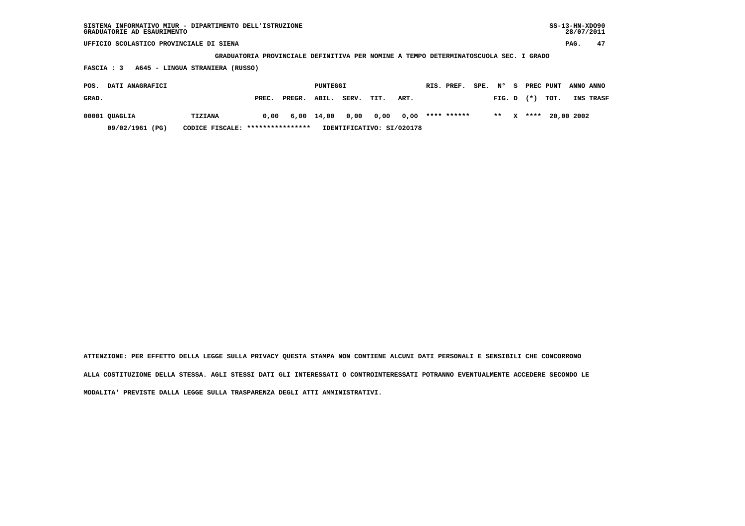SISTEMA INFORMATIVO MIUR - DIPARTIMENTO DELL'ISTRUZIONE
GRADUATORIE AD ESAURIMENTO

UFFICIO SCOLASTICO PROVINCIALE DI SIENA

GRADUATORIA PROVINCIALE DEFINITIVA PER NOMINE A TEMPO DETERMINATOSCUOLA SEC. I GRADO

FASCIA : 3 A645 - LINGUA STRANIERA (RUSSO)

| POS. GRAD. | DATI ANAGRAFICI | | PREC. | PREGR. | PUNTEGGI ABIL. | SERV. | TIT. | ART. | RIS. PREF. | SPE. | N° FIG. | S D | PREC (*) | PUNT TOT. | ANNO INS | ANNO TRASF |
|---|---|---|---|---|---|---|---|---|---|---|---|---|---|---|---|---|
| 00001 | QUAGLIA | TIZIANA | 0,00 | 6,00 | 14,00 | 0,00 | 0,00 | 0,00 | **** ****** | | ** | X | **** | 20,00 | 2002 | |
| | 09/02/1961 (PG) | CODICE FISCALE: **************** | IDENTIFICATIVO: SI/020178 | | | | | | | | | | | | | |

ATTENZIONE: PER EFFETTO DELLA LEGGE SULLA PRIVACY QUESTA STAMPA NON CONTIENE ALCUNI DATI PERSONALI E SENSIBILI CHE CONCORRONO ALLA COSTITUZIONE DELLA STESSA. AGLI STESSI DATI GLI INTERESSATI O CONTROINTERESSATI POTRANNO EVENTUALMENTE ACCEDERE SECONDO LE MODALITA' PREVISTE DALLA LEGGE SULLA TRASPARENZA DEGLI ATTI AMMINISTRATIVI.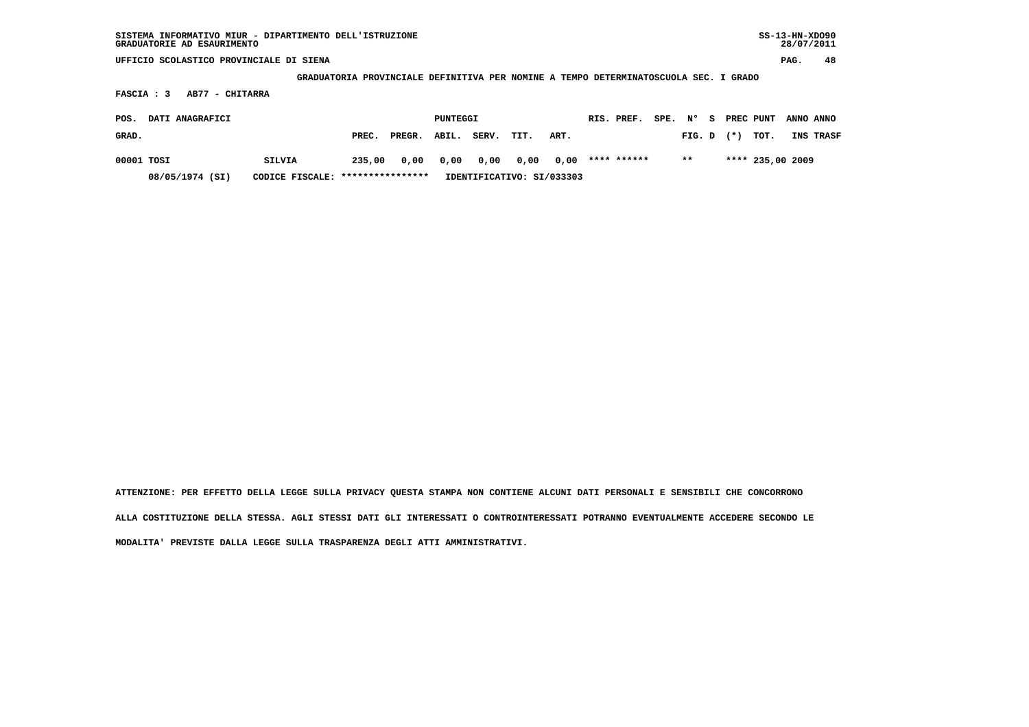SISTEMA INFORMATIVO MIUR - DIPARTIMENTO DELL'ISTRUZIONE
GRADUATORIE AD ESAURIMENTO

SS-13-HN-XDO90
28/07/2011

UFFICIO SCOLASTICO PROVINCIALE DI SIENA

**GRADUATORIA PROVINCIALE DEFINITIVA PER NOMINE A TEMPO DETERMINATOSCUOLA SEC. I GRADO**

**FASCIA : 3 AB77 - CHITARRA**

| POS. GRAD. | DATI ANAGRAFICI | | PUNTEGGI PREC. | PREGR. | ABIL. | SERV. | TIT. | ART. | RIS. PREF. | SPE. | N° FIG. | S D | PREC (*) | PUNT TOT. | ANNO INS | ANNO TRASF |
|---|---|---|---|---|---|---|---|---|---|---|---|---|---|---|---|---|
| 00001 | TOSI | SILVIA | 235,00 | 0,00 | 0,00 | 0,00 | 0,00 | 0,00 | **** ****** | | ** | | **** | 235,00 | 2009 | |
| | 08/05/1974 (SI) | CODICE FISCALE: **************** | | | IDENTIFICATIVO: SI/033303 | | | | | | | | | | | |

ATTENZIONE: PER EFFETTO DELLA LEGGE SULLA PRIVACY QUESTA STAMPA NON CONTIENE ALCUNI DATI PERSONALI E SENSIBILI CHE CONCORRONO ALLA COSTITUZIONE DELLA STESSA. AGLI STESSI DATI GLI INTERESSATI O CONTROINTERESSATI POTRANNO EVENTUALMENTE ACCEDERE SECONDO LE MODALITA' PREVISTE DALLA LEGGE SULLA TRASPARENZA DEGLI ATTI AMMINISTRATIVI.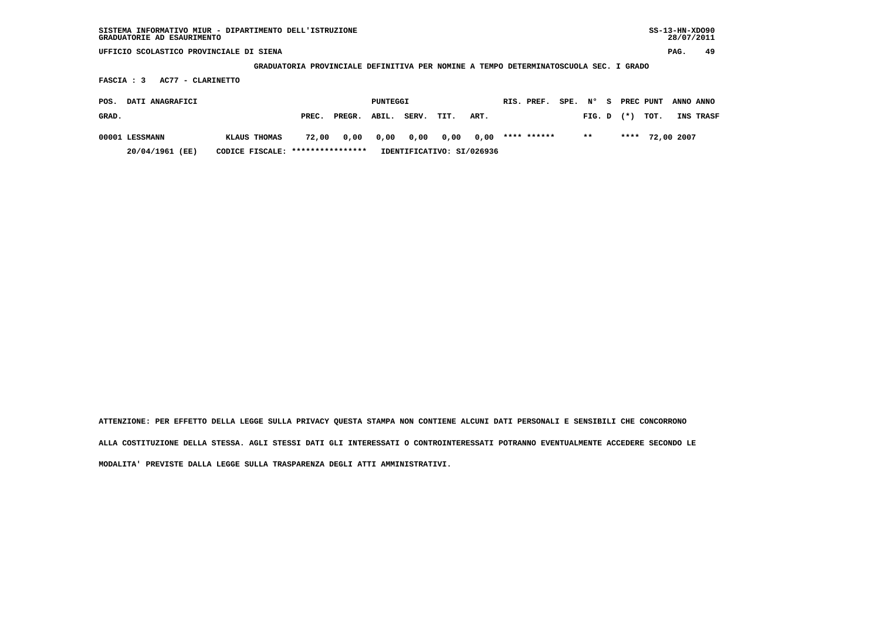SISTEMA INFORMATIVO MIUR - DIPARTIMENTO DELL'ISTRUZIONE
GRADUATORIE AD ESAURIMENTO

UFFICIO SCOLASTICO PROVINCIALE DI SIENA

**GRADUATORIA PROVINCIALE DEFINITIVA PER NOMINE A TEMPO DETERMINATOSCUOLA SEC. I GRADO**

**FASCIA : 3 AC77 - CLARINETTO**

| POS. GRAD. | DATI ANAGRAFICI | | PUNTEGGI PREC. | PREGR. | ABIL. | SERV. | TIT. | ART. | RIS. PREF. | SPE. N° FIG. | S D | PREC (*) | PUNT TOT. | ANNO INS | ANNO TRASF |
|---|---|---|---|---|---|---|---|---|---|---|---|---|---|---|---|
| 00001 | LESSMANN | KLAUS THOMAS | 72,00 | 0,00 | 0,00 | 0,00 | 0,00 | 0,00 | **** ****** | ** | | **** | 72,00 | 2007 | |
| | 20/04/1961 (EE) | CODICE FISCALE: **************** | IDENTIFICATIVO: SI/026936 | | | | | | | | | | | | |

ATTENZIONE: PER EFFETTO DELLA LEGGE SULLA PRIVACY QUESTA STAMPA NON CONTIENE ALCUNI DATI PERSONALI E SENSIBILI CHE CONCORRONO ALLA COSTITUZIONE DELLA STESSA. AGLI STESSI DATI GLI INTERESSATI O CONTROINTERESSATI POTRANNO EVENTUALMENTE ACCEDERE SECONDO LE MODALITA' PREVISTE DALLA LEGGE SULLA TRASPARENZA DEGLI ATTI AMMINISTRATIVI.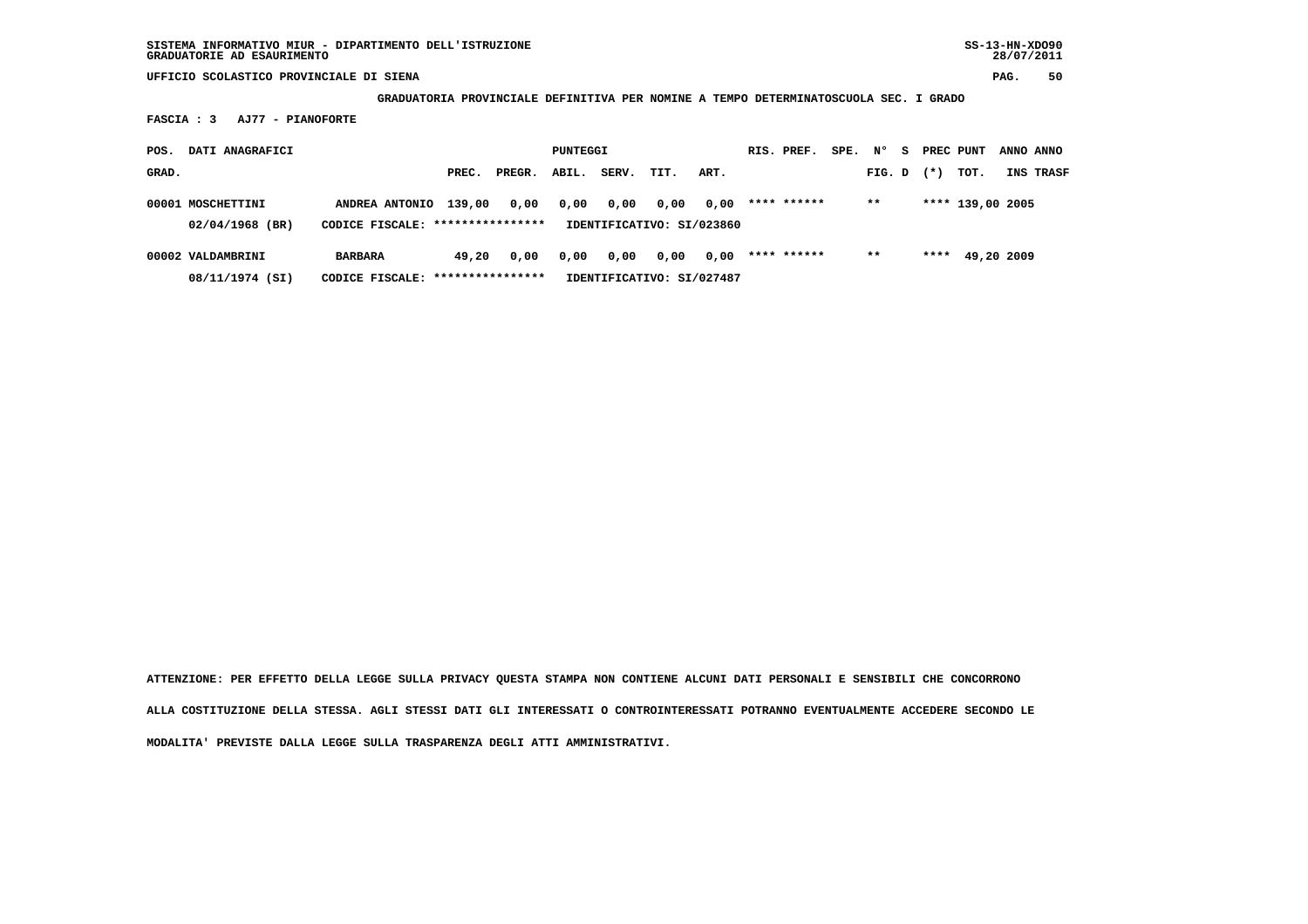SISTEMA INFORMATIVO MIUR - DIPARTIMENTO DELL'ISTRUZIONE
GRADUATORIE AD ESAURIMENTO

SS-13-HN-XDO90
28/07/2011

UFFICIO SCOLASTICO PROVINCIALE DI SIENA

**GRADUATORIA PROVINCIALE DEFINITIVA PER NOMINE A TEMPO DETERMINATOSCUOLA SEC. I GRADO**

**FASCIA : 3 AJ77 - PIANOFORTE**

| POS. GRAD. | DATI ANAGRAFICI | | PREC. | PREGR. | ABIL. | SERV. | TIT. | ART. | RIS. | PREF. | SPE. | N° FIG. | S D | PREC (*) | PUNT TOT. | ANNO INS | ANNO TRASF |
|---|---|---|---|---|---|---|---|---|---|---|---|---|---|---|---|---|---|
| 00001 | MOSCHETTINI | ANDREA ANTONIO | 139,00 | 0,00 | 0,00 | 0,00 | 0,00 | 0,00 | **** | ****** | | ** | | **** | 139,00 | 2005 | |
| | 02/04/1968 (BR) | CODICE FISCALE: **************** | | | IDENTIFICATIVO: SI/023860 | | | | | | | | | | | | |
| 00002 | VALDAMBRINI | BARBARA | 49,20 | 0,00 | 0,00 | 0,00 | 0,00 | 0,00 | **** | ****** | | ** | | **** | 49,20 | 2009 | |
| | 08/11/1974 (SI) | CODICE FISCALE: **************** | | | IDENTIFICATIVO: SI/027487 | | | | | | | | | | | | |

ATTENZIONE: PER EFFETTO DELLA LEGGE SULLA PRIVACY QUESTA STAMPA NON CONTIENE ALCUNI DATI PERSONALI E SENSIBILI CHE CONCORRONO ALLA COSTITUZIONE DELLA STESSA. AGLI STESSI DATI GLI INTERESSATI O CONTROINTERESSATI POTRANNO EVENTUALMENTE ACCEDERE SECONDO LE MODALITA' PREVISTE DALLA LEGGE SULLA TRASPARENZA DEGLI ATTI AMMINISTRATIVI.